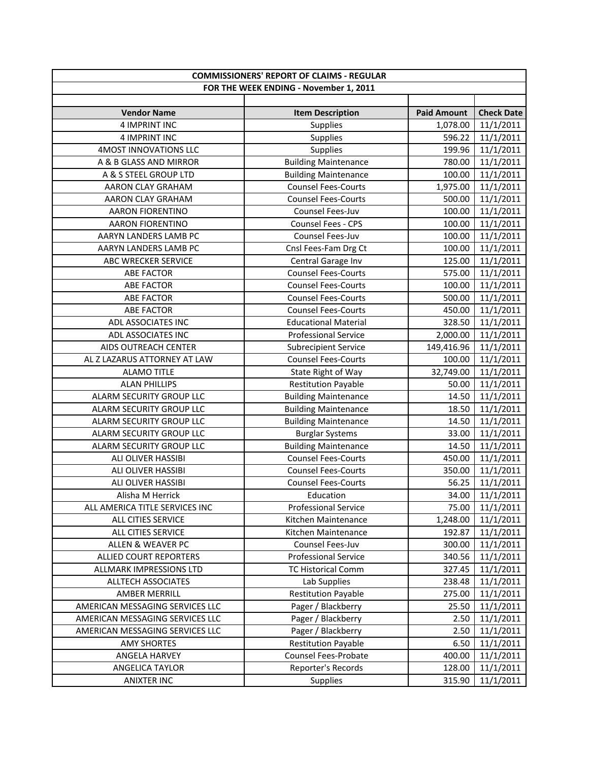# COMMISSIONERS' REPORT OF CLAIMS - REGULAR

## FOR THE WEEK ENDING - November 1, 2011

| Vendor Name | Item Description | Paid Amount | Check Date |
|---|---|---|---|
| 4 IMPRINT INC | Supplies | 1,078.00 | 11/1/2011 |
| 4 IMPRINT INC | Supplies | 596.22 | 11/1/2011 |
| 4MOST INNOVATIONS LLC | Supplies | 199.96 | 11/1/2011 |
| A & B GLASS AND MIRROR | Building Maintenance | 780.00 | 11/1/2011 |
| A & S STEEL GROUP LTD | Building Maintenance | 100.00 | 11/1/2011 |
| AARON CLAY GRAHAM | Counsel Fees-Courts | 1,975.00 | 11/1/2011 |
| AARON CLAY GRAHAM | Counsel Fees-Courts | 500.00 | 11/1/2011 |
| AARON FIORENTINO | Counsel Fees-Juv | 100.00 | 11/1/2011 |
| AARON FIORENTINO | Counsel Fees - CPS | 100.00 | 11/1/2011 |
| AARYN LANDERS LAMB PC | Counsel Fees-Juv | 100.00 | 11/1/2011 |
| AARYN LANDERS LAMB PC | Cnsl Fees-Fam Drg Ct | 100.00 | 11/1/2011 |
| ABC WRECKER SERVICE | Central Garage Inv | 125.00 | 11/1/2011 |
| ABE FACTOR | Counsel Fees-Courts | 575.00 | 11/1/2011 |
| ABE FACTOR | Counsel Fees-Courts | 100.00 | 11/1/2011 |
| ABE FACTOR | Counsel Fees-Courts | 500.00 | 11/1/2011 |
| ABE FACTOR | Counsel Fees-Courts | 450.00 | 11/1/2011 |
| ADL ASSOCIATES INC | Educational Material | 328.50 | 11/1/2011 |
| ADL ASSOCIATES INC | Professional Service | 2,000.00 | 11/1/2011 |
| AIDS OUTREACH CENTER | Subrecipient Service | 149,416.96 | 11/1/2011 |
| AL Z LAZARUS ATTORNEY AT LAW | Counsel Fees-Courts | 100.00 | 11/1/2011 |
| ALAMO TITLE | State Right of Way | 32,749.00 | 11/1/2011 |
| ALAN PHILLIPS | Restitution Payable | 50.00 | 11/1/2011 |
| ALARM SECURITY GROUP LLC | Building Maintenance | 14.50 | 11/1/2011 |
| ALARM SECURITY GROUP LLC | Building Maintenance | 18.50 | 11/1/2011 |
| ALARM SECURITY GROUP LLC | Building Maintenance | 14.50 | 11/1/2011 |
| ALARM SECURITY GROUP LLC | Burglar Systems | 33.00 | 11/1/2011 |
| ALARM SECURITY GROUP LLC | Building Maintenance | 14.50 | 11/1/2011 |
| ALI OLIVER HASSIBI | Counsel Fees-Courts | 450.00 | 11/1/2011 |
| ALI OLIVER HASSIBI | Counsel Fees-Courts | 350.00 | 11/1/2011 |
| ALI OLIVER HASSIBI | Counsel Fees-Courts | 56.25 | 11/1/2011 |
| Alisha M Herrick | Education | 34.00 | 11/1/2011 |
| ALL AMERICA TITLE SERVICES INC | Professional Service | 75.00 | 11/1/2011 |
| ALL CITIES SERVICE | Kitchen Maintenance | 1,248.00 | 11/1/2011 |
| ALL CITIES SERVICE | Kitchen Maintenance | 192.87 | 11/1/2011 |
| ALLEN & WEAVER PC | Counsel Fees-Juv | 300.00 | 11/1/2011 |
| ALLIED COURT REPORTERS | Professional Service | 340.56 | 11/1/2011 |
| ALLMARK IMPRESSIONS LTD | TC Historical Comm | 327.45 | 11/1/2011 |
| ALLTECH ASSOCIATES | Lab Supplies | 238.48 | 11/1/2011 |
| AMBER MERRILL | Restitution Payable | 275.00 | 11/1/2011 |
| AMERICAN MESSAGING SERVICES LLC | Pager / Blackberry | 25.50 | 11/1/2011 |
| AMERICAN MESSAGING SERVICES LLC | Pager / Blackberry | 2.50 | 11/1/2011 |
| AMERICAN MESSAGING SERVICES LLC | Pager / Blackberry | 2.50 | 11/1/2011 |
| AMY SHORTES | Restitution Payable | 6.50 | 11/1/2011 |
| ANGELA HARVEY | Counsel Fees-Probate | 400.00 | 11/1/2011 |
| ANGELICA TAYLOR | Reporter's Records | 128.00 | 11/1/2011 |
| ANIXTER INC | Supplies | 315.90 | 11/1/2011 |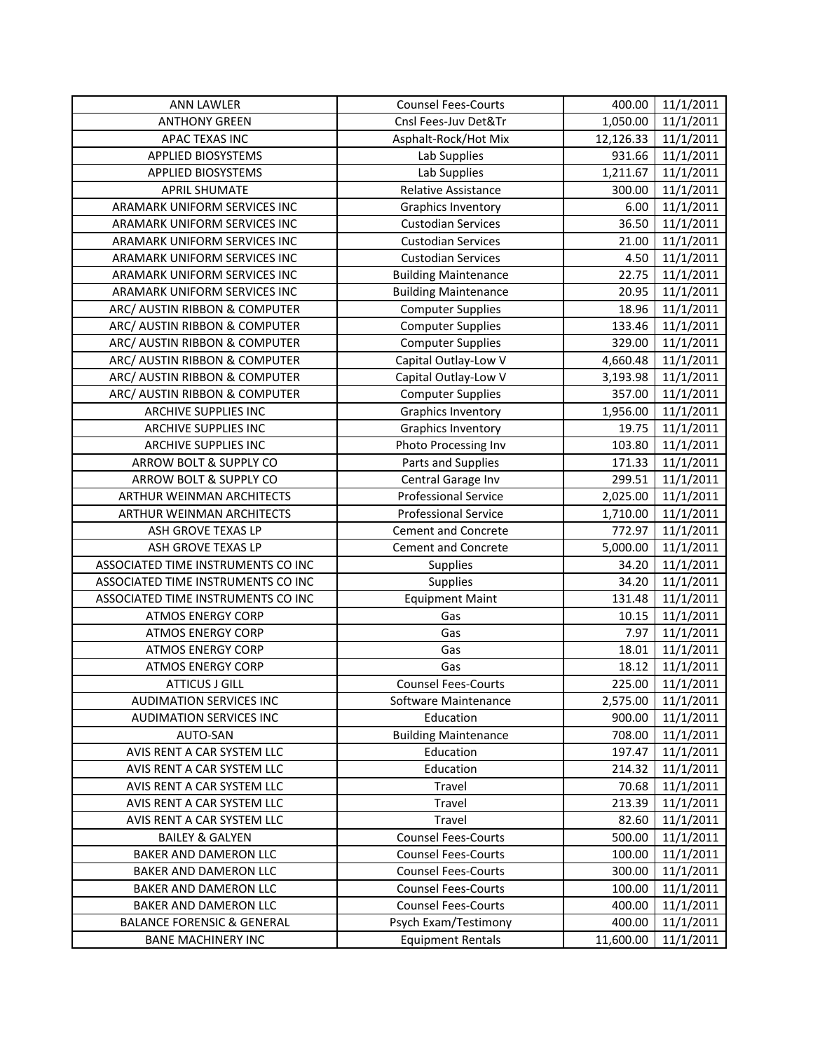| ANN LAWLER | Counsel Fees-Courts | 400.00 | 11/1/2011 |
|---|---|---|---|
| ANTHONY GREEN | Cnsl Fees-Juv Det&Tr | 1,050.00 | 11/1/2011 |
| APAC TEXAS INC | Asphalt-Rock/Hot Mix | 12,126.33 | 11/1/2011 |
| APPLIED BIOSYSTEMS | Lab Supplies | 931.66 | 11/1/2011 |
| APPLIED BIOSYSTEMS | Lab Supplies | 1,211.67 | 11/1/2011 |
| APRIL SHUMATE | Relative Assistance | 300.00 | 11/1/2011 |
| ARAMARK UNIFORM SERVICES INC | Graphics Inventory | 6.00 | 11/1/2011 |
| ARAMARK UNIFORM SERVICES INC | Custodian Services | 36.50 | 11/1/2011 |
| ARAMARK UNIFORM SERVICES INC | Custodian Services | 21.00 | 11/1/2011 |
| ARAMARK UNIFORM SERVICES INC | Custodian Services | 4.50 | 11/1/2011 |
| ARAMARK UNIFORM SERVICES INC | Building Maintenance | 22.75 | 11/1/2011 |
| ARAMARK UNIFORM SERVICES INC | Building Maintenance | 20.95 | 11/1/2011 |
| ARC/ AUSTIN RIBBON & COMPUTER | Computer Supplies | 18.96 | 11/1/2011 |
| ARC/ AUSTIN RIBBON & COMPUTER | Computer Supplies | 133.46 | 11/1/2011 |
| ARC/ AUSTIN RIBBON & COMPUTER | Computer Supplies | 329.00 | 11/1/2011 |
| ARC/ AUSTIN RIBBON & COMPUTER | Capital Outlay-Low V | 4,660.48 | 11/1/2011 |
| ARC/ AUSTIN RIBBON & COMPUTER | Capital Outlay-Low V | 3,193.98 | 11/1/2011 |
| ARC/ AUSTIN RIBBON & COMPUTER | Computer Supplies | 357.00 | 11/1/2011 |
| ARCHIVE SUPPLIES INC | Graphics Inventory | 1,956.00 | 11/1/2011 |
| ARCHIVE SUPPLIES INC | Graphics Inventory | 19.75 | 11/1/2011 |
| ARCHIVE SUPPLIES INC | Photo Processing Inv | 103.80 | 11/1/2011 |
| ARROW BOLT & SUPPLY CO | Parts and Supplies | 171.33 | 11/1/2011 |
| ARROW BOLT & SUPPLY CO | Central Garage Inv | 299.51 | 11/1/2011 |
| ARTHUR WEINMAN ARCHITECTS | Professional Service | 2,025.00 | 11/1/2011 |
| ARTHUR WEINMAN ARCHITECTS | Professional Service | 1,710.00 | 11/1/2011 |
| ASH GROVE TEXAS LP | Cement and Concrete | 772.97 | 11/1/2011 |
| ASH GROVE TEXAS LP | Cement and Concrete | 5,000.00 | 11/1/2011 |
| ASSOCIATED TIME INSTRUMENTS CO INC | Supplies | 34.20 | 11/1/2011 |
| ASSOCIATED TIME INSTRUMENTS CO INC | Supplies | 34.20 | 11/1/2011 |
| ASSOCIATED TIME INSTRUMENTS CO INC | Equipment Maint | 131.48 | 11/1/2011 |
| ATMOS ENERGY CORP | Gas | 10.15 | 11/1/2011 |
| ATMOS ENERGY CORP | Gas | 7.97 | 11/1/2011 |
| ATMOS ENERGY CORP | Gas | 18.01 | 11/1/2011 |
| ATMOS ENERGY CORP | Gas | 18.12 | 11/1/2011 |
| ATTICUS J GILL | Counsel Fees-Courts | 225.00 | 11/1/2011 |
| AUDIMATION SERVICES INC | Software Maintenance | 2,575.00 | 11/1/2011 |
| AUDIMATION SERVICES INC | Education | 900.00 | 11/1/2011 |
| AUTO-SAN | Building Maintenance | 708.00 | 11/1/2011 |
| AVIS RENT A CAR SYSTEM LLC | Education | 197.47 | 11/1/2011 |
| AVIS RENT A CAR SYSTEM LLC | Education | 214.32 | 11/1/2011 |
| AVIS RENT A CAR SYSTEM LLC | Travel | 70.68 | 11/1/2011 |
| AVIS RENT A CAR SYSTEM LLC | Travel | 213.39 | 11/1/2011 |
| AVIS RENT A CAR SYSTEM LLC | Travel | 82.60 | 11/1/2011 |
| BAILEY & GALYEN | Counsel Fees-Courts | 500.00 | 11/1/2011 |
| BAKER AND DAMERON LLC | Counsel Fees-Courts | 100.00 | 11/1/2011 |
| BAKER AND DAMERON LLC | Counsel Fees-Courts | 300.00 | 11/1/2011 |
| BAKER AND DAMERON LLC | Counsel Fees-Courts | 100.00 | 11/1/2011 |
| BAKER AND DAMERON LLC | Counsel Fees-Courts | 400.00 | 11/1/2011 |
| BALANCE FORENSIC & GENERAL | Psych Exam/Testimony | 400.00 | 11/1/2011 |
| BANE MACHINERY INC | Equipment Rentals | 11,600.00 | 11/1/2011 |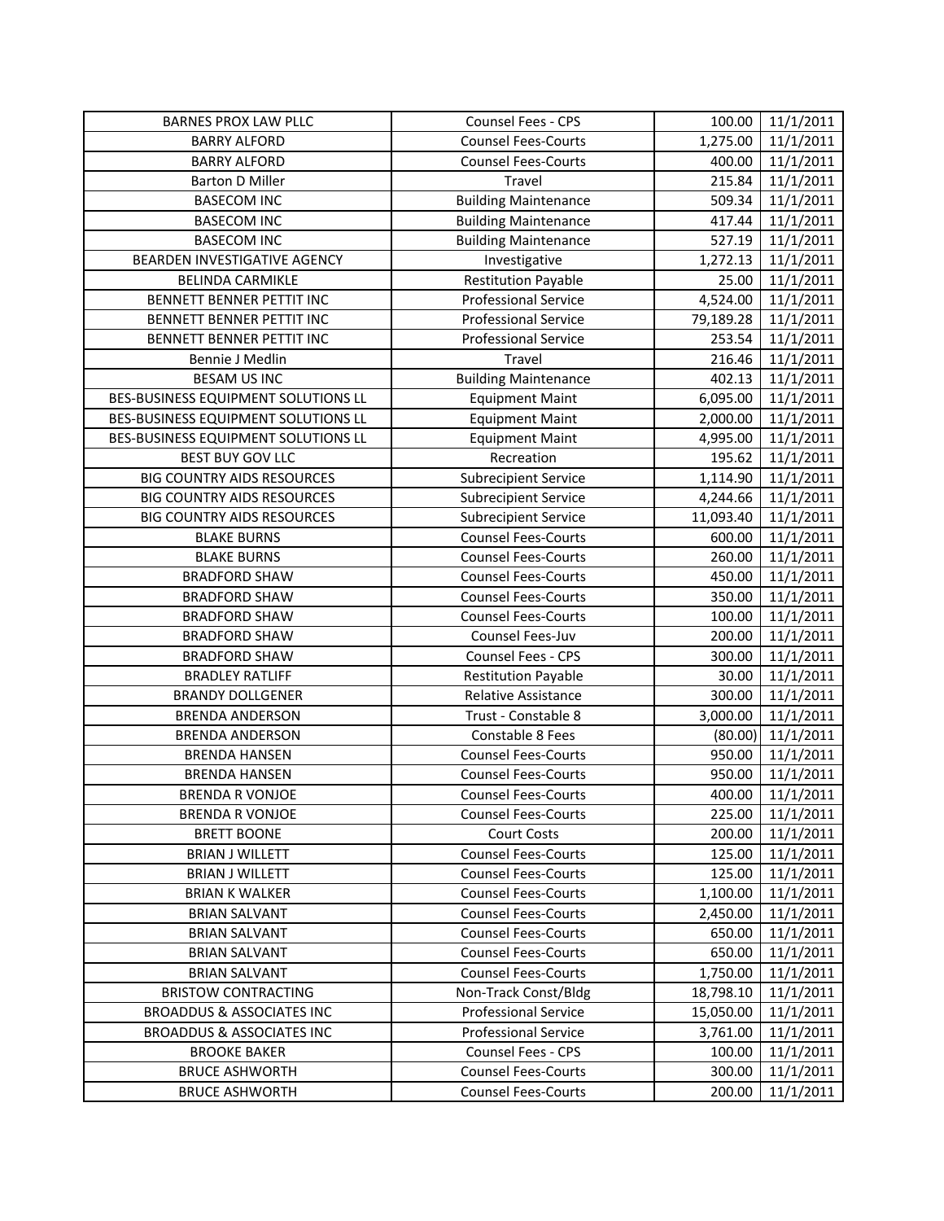| BARNES PROX LAW PLLC | Counsel Fees - CPS | 100.00 | 11/1/2011 |
|---|---|---|---|
| BARRY ALFORD | Counsel Fees-Courts | 1,275.00 | 11/1/2011 |
| BARRY ALFORD | Counsel Fees-Courts | 400.00 | 11/1/2011 |
| Barton D Miller | Travel | 215.84 | 11/1/2011 |
| BASECOM INC | Building Maintenance | 509.34 | 11/1/2011 |
| BASECOM INC | Building Maintenance | 417.44 | 11/1/2011 |
| BASECOM INC | Building Maintenance | 527.19 | 11/1/2011 |
| BEARDEN INVESTIGATIVE AGENCY | Investigative | 1,272.13 | 11/1/2011 |
| BELINDA CARMIKLE | Restitution Payable | 25.00 | 11/1/2011 |
| BENNETT BENNER PETTIT INC | Professional Service | 4,524.00 | 11/1/2011 |
| BENNETT BENNER PETTIT INC | Professional Service | 79,189.28 | 11/1/2011 |
| BENNETT BENNER PETTIT INC | Professional Service | 253.54 | 11/1/2011 |
| Bennie J Medlin | Travel | 216.46 | 11/1/2011 |
| BESAM US INC | Building Maintenance | 402.13 | 11/1/2011 |
| BES-BUSINESS EQUIPMENT SOLUTIONS LL | Equipment Maint | 6,095.00 | 11/1/2011 |
| BES-BUSINESS EQUIPMENT SOLUTIONS LL | Equipment Maint | 2,000.00 | 11/1/2011 |
| BES-BUSINESS EQUIPMENT SOLUTIONS LL | Equipment Maint | 4,995.00 | 11/1/2011 |
| BEST BUY GOV LLC | Recreation | 195.62 | 11/1/2011 |
| BIG COUNTRY AIDS RESOURCES | Subrecipient Service | 1,114.90 | 11/1/2011 |
| BIG COUNTRY AIDS RESOURCES | Subrecipient Service | 4,244.66 | 11/1/2011 |
| BIG COUNTRY AIDS RESOURCES | Subrecipient Service | 11,093.40 | 11/1/2011 |
| BLAKE BURNS | Counsel Fees-Courts | 600.00 | 11/1/2011 |
| BLAKE BURNS | Counsel Fees-Courts | 260.00 | 11/1/2011 |
| BRADFORD SHAW | Counsel Fees-Courts | 450.00 | 11/1/2011 |
| BRADFORD SHAW | Counsel Fees-Courts | 350.00 | 11/1/2011 |
| BRADFORD SHAW | Counsel Fees-Courts | 100.00 | 11/1/2011 |
| BRADFORD SHAW | Counsel Fees-Juv | 200.00 | 11/1/2011 |
| BRADFORD SHAW | Counsel Fees - CPS | 300.00 | 11/1/2011 |
| BRADLEY RATLIFF | Restitution Payable | 30.00 | 11/1/2011 |
| BRANDY DOLLGENER | Relative Assistance | 300.00 | 11/1/2011 |
| BRENDA ANDERSON | Trust - Constable 8 | 3,000.00 | 11/1/2011 |
| BRENDA ANDERSON | Constable 8 Fees | (80.00) | 11/1/2011 |
| BRENDA HANSEN | Counsel Fees-Courts | 950.00 | 11/1/2011 |
| BRENDA HANSEN | Counsel Fees-Courts | 950.00 | 11/1/2011 |
| BRENDA R VONJOE | Counsel Fees-Courts | 400.00 | 11/1/2011 |
| BRENDA R VONJOE | Counsel Fees-Courts | 225.00 | 11/1/2011 |
| BRETT BOONE | Court Costs | 200.00 | 11/1/2011 |
| BRIAN J WILLETT | Counsel Fees-Courts | 125.00 | 11/1/2011 |
| BRIAN J WILLETT | Counsel Fees-Courts | 125.00 | 11/1/2011 |
| BRIAN K WALKER | Counsel Fees-Courts | 1,100.00 | 11/1/2011 |
| BRIAN SALVANT | Counsel Fees-Courts | 2,450.00 | 11/1/2011 |
| BRIAN SALVANT | Counsel Fees-Courts | 650.00 | 11/1/2011 |
| BRIAN SALVANT | Counsel Fees-Courts | 650.00 | 11/1/2011 |
| BRIAN SALVANT | Counsel Fees-Courts | 1,750.00 | 11/1/2011 |
| BRISTOW CONTRACTING | Non-Track Const/Bldg | 18,798.10 | 11/1/2011 |
| BROADDUS & ASSOCIATES INC | Professional Service | 15,050.00 | 11/1/2011 |
| BROADDUS & ASSOCIATES INC | Professional Service | 3,761.00 | 11/1/2011 |
| BROOKE BAKER | Counsel Fees - CPS | 100.00 | 11/1/2011 |
| BRUCE ASHWORTH | Counsel Fees-Courts | 300.00 | 11/1/2011 |
| BRUCE ASHWORTH | Counsel Fees-Courts | 200.00 | 11/1/2011 |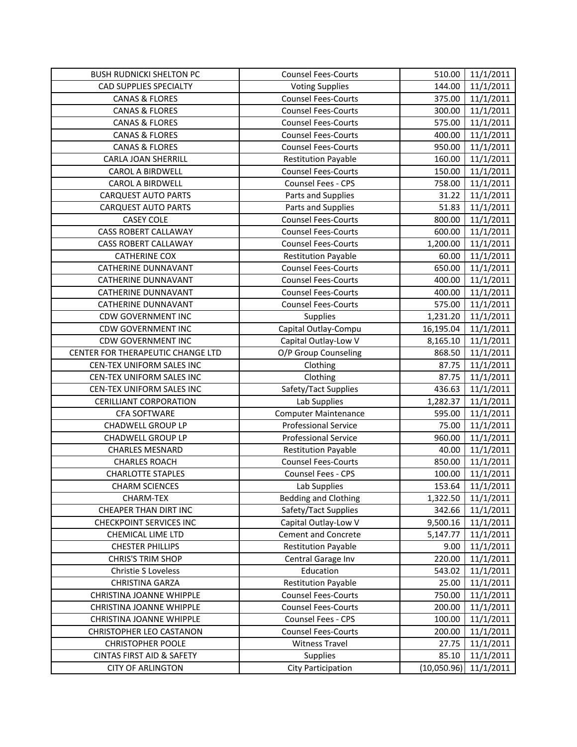| BUSH RUDNICKI SHELTON PC | Counsel Fees-Courts | 510.00 | 11/1/2011 |
|---|---|---|---|
| CAD SUPPLIES SPECIALTY | Voting Supplies | 144.00 | 11/1/2011 |
| CANAS & FLORES | Counsel Fees-Courts | 375.00 | 11/1/2011 |
| CANAS & FLORES | Counsel Fees-Courts | 300.00 | 11/1/2011 |
| CANAS & FLORES | Counsel Fees-Courts | 575.00 | 11/1/2011 |
| CANAS & FLORES | Counsel Fees-Courts | 400.00 | 11/1/2011 |
| CANAS & FLORES | Counsel Fees-Courts | 950.00 | 11/1/2011 |
| CARLA JOAN SHERRILL | Restitution Payable | 160.00 | 11/1/2011 |
| CAROL A BIRDWELL | Counsel Fees-Courts | 150.00 | 11/1/2011 |
| CAROL A BIRDWELL | Counsel Fees - CPS | 758.00 | 11/1/2011 |
| CARQUEST AUTO PARTS | Parts and Supplies | 31.22 | 11/1/2011 |
| CARQUEST AUTO PARTS | Parts and Supplies | 51.83 | 11/1/2011 |
| CASEY COLE | Counsel Fees-Courts | 800.00 | 11/1/2011 |
| CASS ROBERT CALLAWAY | Counsel Fees-Courts | 600.00 | 11/1/2011 |
| CASS ROBERT CALLAWAY | Counsel Fees-Courts | 1,200.00 | 11/1/2011 |
| CATHERINE COX | Restitution Payable | 60.00 | 11/1/2011 |
| CATHERINE DUNNAVANT | Counsel Fees-Courts | 650.00 | 11/1/2011 |
| CATHERINE DUNNAVANT | Counsel Fees-Courts | 400.00 | 11/1/2011 |
| CATHERINE DUNNAVANT | Counsel Fees-Courts | 400.00 | 11/1/2011 |
| CATHERINE DUNNAVANT | Counsel Fees-Courts | 575.00 | 11/1/2011 |
| CDW GOVERNMENT INC | Supplies | 1,231.20 | 11/1/2011 |
| CDW GOVERNMENT INC | Capital Outlay-Compu | 16,195.04 | 11/1/2011 |
| CDW GOVERNMENT INC | Capital Outlay-Low V | 8,165.10 | 11/1/2011 |
| CENTER FOR THERAPEUTIC CHANGE LTD | O/P Group Counseling | 868.50 | 11/1/2011 |
| CEN-TEX UNIFORM SALES INC | Clothing | 87.75 | 11/1/2011 |
| CEN-TEX UNIFORM SALES INC | Clothing | 87.75 | 11/1/2011 |
| CEN-TEX UNIFORM SALES INC | Safety/Tact Supplies | 436.63 | 11/1/2011 |
| CERILLIANT CORPORATION | Lab Supplies | 1,282.37 | 11/1/2011 |
| CFA SOFTWARE | Computer Maintenance | 595.00 | 11/1/2011 |
| CHADWELL GROUP LP | Professional Service | 75.00 | 11/1/2011 |
| CHADWELL GROUP LP | Professional Service | 960.00 | 11/1/2011 |
| CHARLES MESNARD | Restitution Payable | 40.00 | 11/1/2011 |
| CHARLES ROACH | Counsel Fees-Courts | 850.00 | 11/1/2011 |
| CHARLOTTE STAPLES | Counsel Fees - CPS | 100.00 | 11/1/2011 |
| CHARM SCIENCES | Lab Supplies | 153.64 | 11/1/2011 |
| CHARM-TEX | Bedding and Clothing | 1,322.50 | 11/1/2011 |
| CHEAPER THAN DIRT INC | Safety/Tact Supplies | 342.66 | 11/1/2011 |
| CHECKPOINT SERVICES INC | Capital Outlay-Low V | 9,500.16 | 11/1/2011 |
| CHEMICAL LIME LTD | Cement and Concrete | 5,147.77 | 11/1/2011 |
| CHESTER PHILLIPS | Restitution Payable | 9.00 | 11/1/2011 |
| CHRIS'S TRIM SHOP | Central Garage Inv | 220.00 | 11/1/2011 |
| Christie S Loveless | Education | 543.02 | 11/1/2011 |
| CHRISTINA GARZA | Restitution Payable | 25.00 | 11/1/2011 |
| CHRISTINA JOANNE WHIPPLE | Counsel Fees-Courts | 750.00 | 11/1/2011 |
| CHRISTINA JOANNE WHIPPLE | Counsel Fees-Courts | 200.00 | 11/1/2011 |
| CHRISTINA JOANNE WHIPPLE | Counsel Fees - CPS | 100.00 | 11/1/2011 |
| CHRISTOPHER LEO CASTANON | Counsel Fees-Courts | 200.00 | 11/1/2011 |
| CHRISTOPHER POOLE | Witness Travel | 27.75 | 11/1/2011 |
| CINTAS FIRST AID & SAFETY | Supplies | 85.10 | 11/1/2011 |
| CITY OF ARLINGTON | City Participation | (10,050.96) | 11/1/2011 |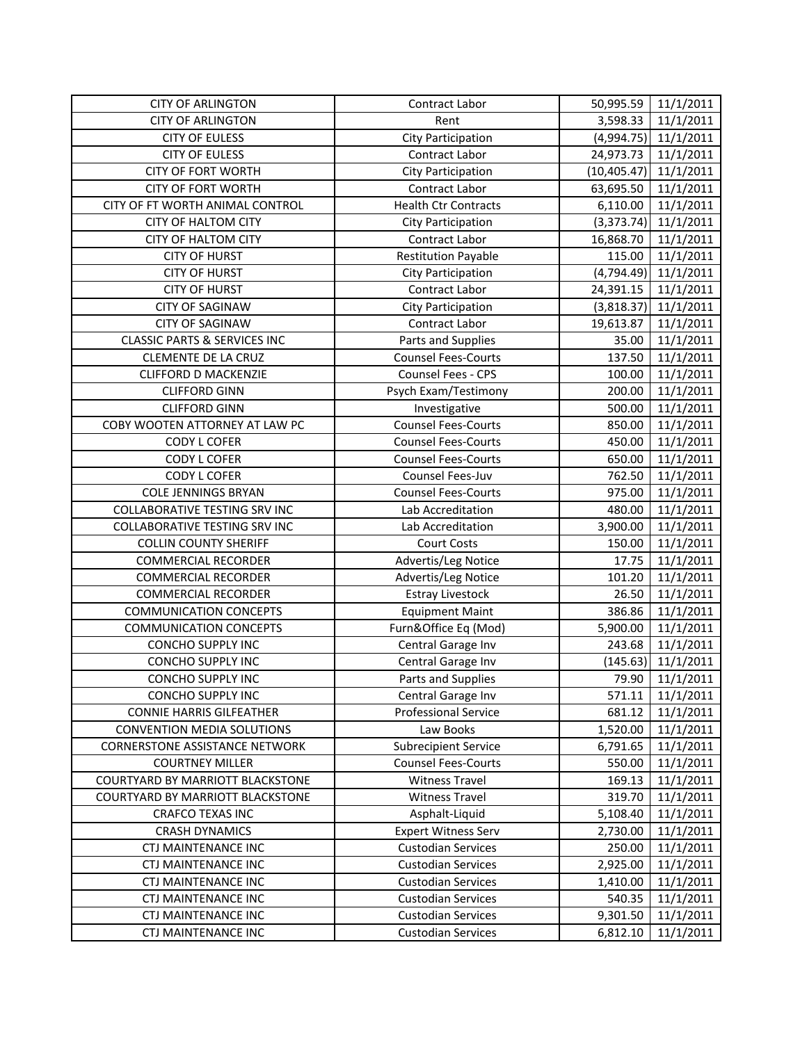| | | | |
|---|---|---|---|
| CITY OF ARLINGTON | Contract Labor | 50,995.59 | 11/1/2011 |
| CITY OF ARLINGTON | Rent | 3,598.33 | 11/1/2011 |
| CITY OF EULESS | City Participation | (4,994.75) | 11/1/2011 |
| CITY OF EULESS | Contract Labor | 24,973.73 | 11/1/2011 |
| CITY OF FORT WORTH | City Participation | (10,405.47) | 11/1/2011 |
| CITY OF FORT WORTH | Contract Labor | 63,695.50 | 11/1/2011 |
| CITY OF FT WORTH ANIMAL CONTROL | Health Ctr Contracts | 6,110.00 | 11/1/2011 |
| CITY OF HALTOM CITY | City Participation | (3,373.74) | 11/1/2011 |
| CITY OF HALTOM CITY | Contract Labor | 16,868.70 | 11/1/2011 |
| CITY OF HURST | Restitution Payable | 115.00 | 11/1/2011 |
| CITY OF HURST | City Participation | (4,794.49) | 11/1/2011 |
| CITY OF HURST | Contract Labor | 24,391.15 | 11/1/2011 |
| CITY OF SAGINAW | City Participation | (3,818.37) | 11/1/2011 |
| CITY OF SAGINAW | Contract Labor | 19,613.87 | 11/1/2011 |
| CLASSIC PARTS & SERVICES INC | Parts and Supplies | 35.00 | 11/1/2011 |
| CLEMENTE DE LA CRUZ | Counsel Fees-Courts | 137.50 | 11/1/2011 |
| CLIFFORD D MACKENZIE | Counsel Fees - CPS | 100.00 | 11/1/2011 |
| CLIFFORD GINN | Psych Exam/Testimony | 200.00 | 11/1/2011 |
| CLIFFORD GINN | Investigative | 500.00 | 11/1/2011 |
| COBY WOOTEN ATTORNEY AT LAW PC | Counsel Fees-Courts | 850.00 | 11/1/2011 |
| CODY L COFER | Counsel Fees-Courts | 450.00 | 11/1/2011 |
| CODY L COFER | Counsel Fees-Courts | 650.00 | 11/1/2011 |
| CODY L COFER | Counsel Fees-Juv | 762.50 | 11/1/2011 |
| COLE JENNINGS BRYAN | Counsel Fees-Courts | 975.00 | 11/1/2011 |
| COLLABORATIVE TESTING SRV INC | Lab Accreditation | 480.00 | 11/1/2011 |
| COLLABORATIVE TESTING SRV INC | Lab Accreditation | 3,900.00 | 11/1/2011 |
| COLLIN COUNTY SHERIFF | Court Costs | 150.00 | 11/1/2011 |
| COMMERCIAL RECORDER | Advertis/Leg Notice | 17.75 | 11/1/2011 |
| COMMERCIAL RECORDER | Advertis/Leg Notice | 101.20 | 11/1/2011 |
| COMMERCIAL RECORDER | Estray Livestock | 26.50 | 11/1/2011 |
| COMMUNICATION CONCEPTS | Equipment Maint | 386.86 | 11/1/2011 |
| COMMUNICATION CONCEPTS | Furn&Office Eq (Mod) | 5,900.00 | 11/1/2011 |
| CONCHO SUPPLY INC | Central Garage Inv | 243.68 | 11/1/2011 |
| CONCHO SUPPLY INC | Central Garage Inv | (145.63) | 11/1/2011 |
| CONCHO SUPPLY INC | Parts and Supplies | 79.90 | 11/1/2011 |
| CONCHO SUPPLY INC | Central Garage Inv | 571.11 | 11/1/2011 |
| CONNIE HARRIS GILFEATHER | Professional Service | 681.12 | 11/1/2011 |
| CONVENTION MEDIA SOLUTIONS | Law Books | 1,520.00 | 11/1/2011 |
| CORNERSTONE ASSISTANCE NETWORK | Subrecipient Service | 6,791.65 | 11/1/2011 |
| COURTNEY MILLER | Counsel Fees-Courts | 550.00 | 11/1/2011 |
| COURTYARD BY MARRIOTT BLACKSTONE | Witness Travel | 169.13 | 11/1/2011 |
| COURTYARD BY MARRIOTT BLACKSTONE | Witness Travel | 319.70 | 11/1/2011 |
| CRAFCO TEXAS INC | Asphalt-Liquid | 5,108.40 | 11/1/2011 |
| CRASH DYNAMICS | Expert Witness Serv | 2,730.00 | 11/1/2011 |
| CTJ MAINTENANCE INC | Custodian Services | 250.00 | 11/1/2011 |
| CTJ MAINTENANCE INC | Custodian Services | 2,925.00 | 11/1/2011 |
| CTJ MAINTENANCE INC | Custodian Services | 1,410.00 | 11/1/2011 |
| CTJ MAINTENANCE INC | Custodian Services | 540.35 | 11/1/2011 |
| CTJ MAINTENANCE INC | Custodian Services | 9,301.50 | 11/1/2011 |
| CTJ MAINTENANCE INC | Custodian Services | 6,812.10 | 11/1/2011 |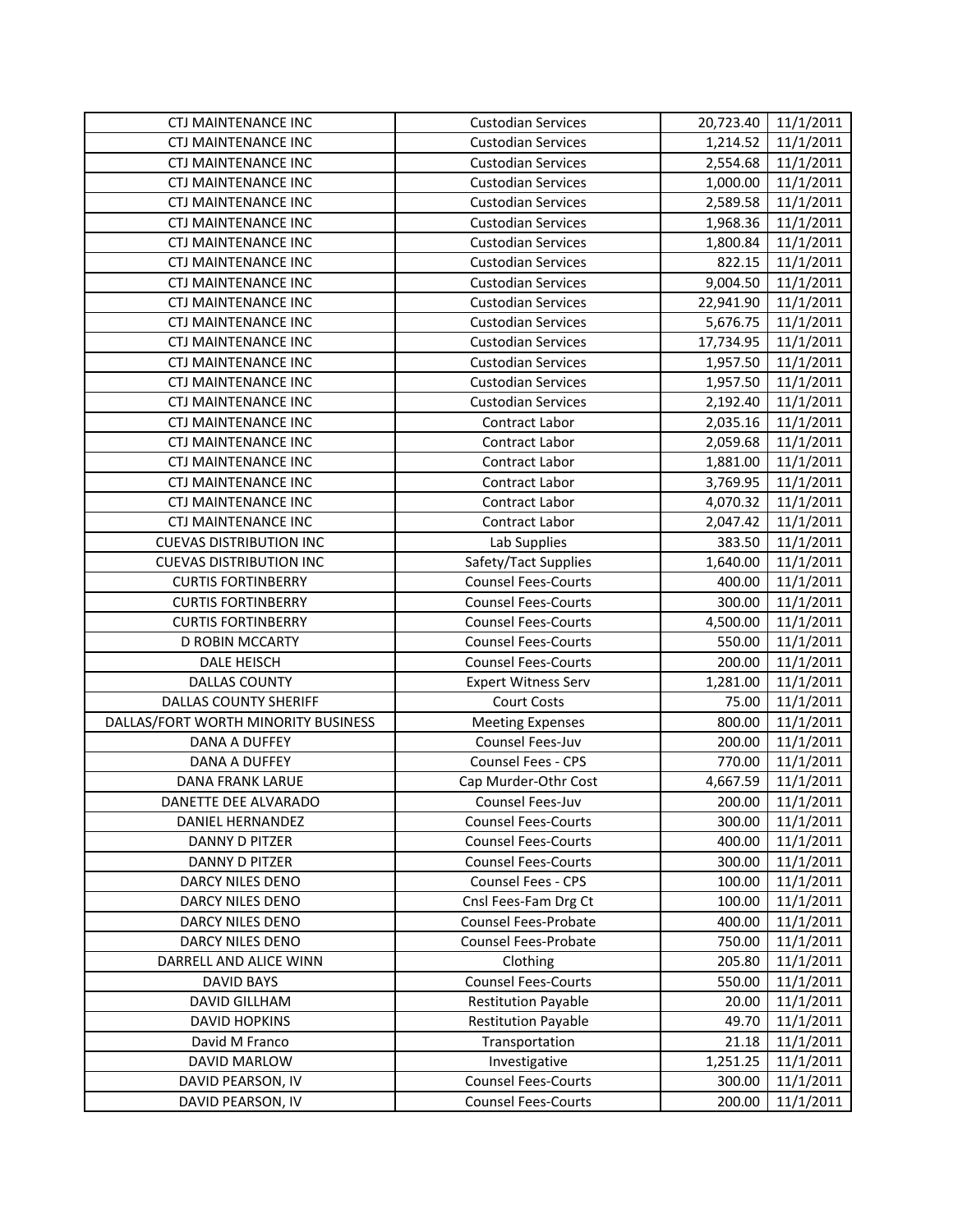| CTJ MAINTENANCE INC | Custodian Services | 20,723.40 | 11/1/2011 |
|---|---|---|---|
| CTJ MAINTENANCE INC | Custodian Services | 1,214.52 | 11/1/2011 |
| CTJ MAINTENANCE INC | Custodian Services | 2,554.68 | 11/1/2011 |
| CTJ MAINTENANCE INC | Custodian Services | 1,000.00 | 11/1/2011 |
| CTJ MAINTENANCE INC | Custodian Services | 2,589.58 | 11/1/2011 |
| CTJ MAINTENANCE INC | Custodian Services | 1,968.36 | 11/1/2011 |
| CTJ MAINTENANCE INC | Custodian Services | 1,800.84 | 11/1/2011 |
| CTJ MAINTENANCE INC | Custodian Services | 822.15 | 11/1/2011 |
| CTJ MAINTENANCE INC | Custodian Services | 9,004.50 | 11/1/2011 |
| CTJ MAINTENANCE INC | Custodian Services | 22,941.90 | 11/1/2011 |
| CTJ MAINTENANCE INC | Custodian Services | 5,676.75 | 11/1/2011 |
| CTJ MAINTENANCE INC | Custodian Services | 17,734.95 | 11/1/2011 |
| CTJ MAINTENANCE INC | Custodian Services | 1,957.50 | 11/1/2011 |
| CTJ MAINTENANCE INC | Custodian Services | 1,957.50 | 11/1/2011 |
| CTJ MAINTENANCE INC | Custodian Services | 2,192.40 | 11/1/2011 |
| CTJ MAINTENANCE INC | Contract Labor | 2,035.16 | 11/1/2011 |
| CTJ MAINTENANCE INC | Contract Labor | 2,059.68 | 11/1/2011 |
| CTJ MAINTENANCE INC | Contract Labor | 1,881.00 | 11/1/2011 |
| CTJ MAINTENANCE INC | Contract Labor | 3,769.95 | 11/1/2011 |
| CTJ MAINTENANCE INC | Contract Labor | 4,070.32 | 11/1/2011 |
| CTJ MAINTENANCE INC | Contract Labor | 2,047.42 | 11/1/2011 |
| CUEVAS DISTRIBUTION INC | Lab Supplies | 383.50 | 11/1/2011 |
| CUEVAS DISTRIBUTION INC | Safety/Tact Supplies | 1,640.00 | 11/1/2011 |
| CURTIS FORTINBERRY | Counsel Fees-Courts | 400.00 | 11/1/2011 |
| CURTIS FORTINBERRY | Counsel Fees-Courts | 300.00 | 11/1/2011 |
| CURTIS FORTINBERRY | Counsel Fees-Courts | 4,500.00 | 11/1/2011 |
| D ROBIN MCCARTY | Counsel Fees-Courts | 550.00 | 11/1/2011 |
| DALE HEISCH | Counsel Fees-Courts | 200.00 | 11/1/2011 |
| DALLAS COUNTY | Expert Witness Serv | 1,281.00 | 11/1/2011 |
| DALLAS COUNTY SHERIFF | Court Costs | 75.00 | 11/1/2011 |
| DALLAS/FORT WORTH MINORITY BUSINESS | Meeting Expenses | 800.00 | 11/1/2011 |
| DANA A DUFFEY | Counsel Fees-Juv | 200.00 | 11/1/2011 |
| DANA A DUFFEY | Counsel Fees - CPS | 770.00 | 11/1/2011 |
| DANA FRANK LARUE | Cap Murder-Othr Cost | 4,667.59 | 11/1/2011 |
| DANETTE DEE ALVARADO | Counsel Fees-Juv | 200.00 | 11/1/2011 |
| DANIEL HERNANDEZ | Counsel Fees-Courts | 300.00 | 11/1/2011 |
| DANNY D PITZER | Counsel Fees-Courts | 400.00 | 11/1/2011 |
| DANNY D PITZER | Counsel Fees-Courts | 300.00 | 11/1/2011 |
| DARCY NILES DENO | Counsel Fees - CPS | 100.00 | 11/1/2011 |
| DARCY NILES DENO | Cnsl Fees-Fam Drg Ct | 100.00 | 11/1/2011 |
| DARCY NILES DENO | Counsel Fees-Probate | 400.00 | 11/1/2011 |
| DARCY NILES DENO | Counsel Fees-Probate | 750.00 | 11/1/2011 |
| DARRELL AND ALICE WINN | Clothing | 205.80 | 11/1/2011 |
| DAVID BAYS | Counsel Fees-Courts | 550.00 | 11/1/2011 |
| DAVID GILLHAM | Restitution Payable | 20.00 | 11/1/2011 |
| DAVID HOPKINS | Restitution Payable | 49.70 | 11/1/2011 |
| David M Franco | Transportation | 21.18 | 11/1/2011 |
| DAVID MARLOW | Investigative | 1,251.25 | 11/1/2011 |
| DAVID PEARSON, IV | Counsel Fees-Courts | 300.00 | 11/1/2011 |
| DAVID PEARSON, IV | Counsel Fees-Courts | 200.00 | 11/1/2011 |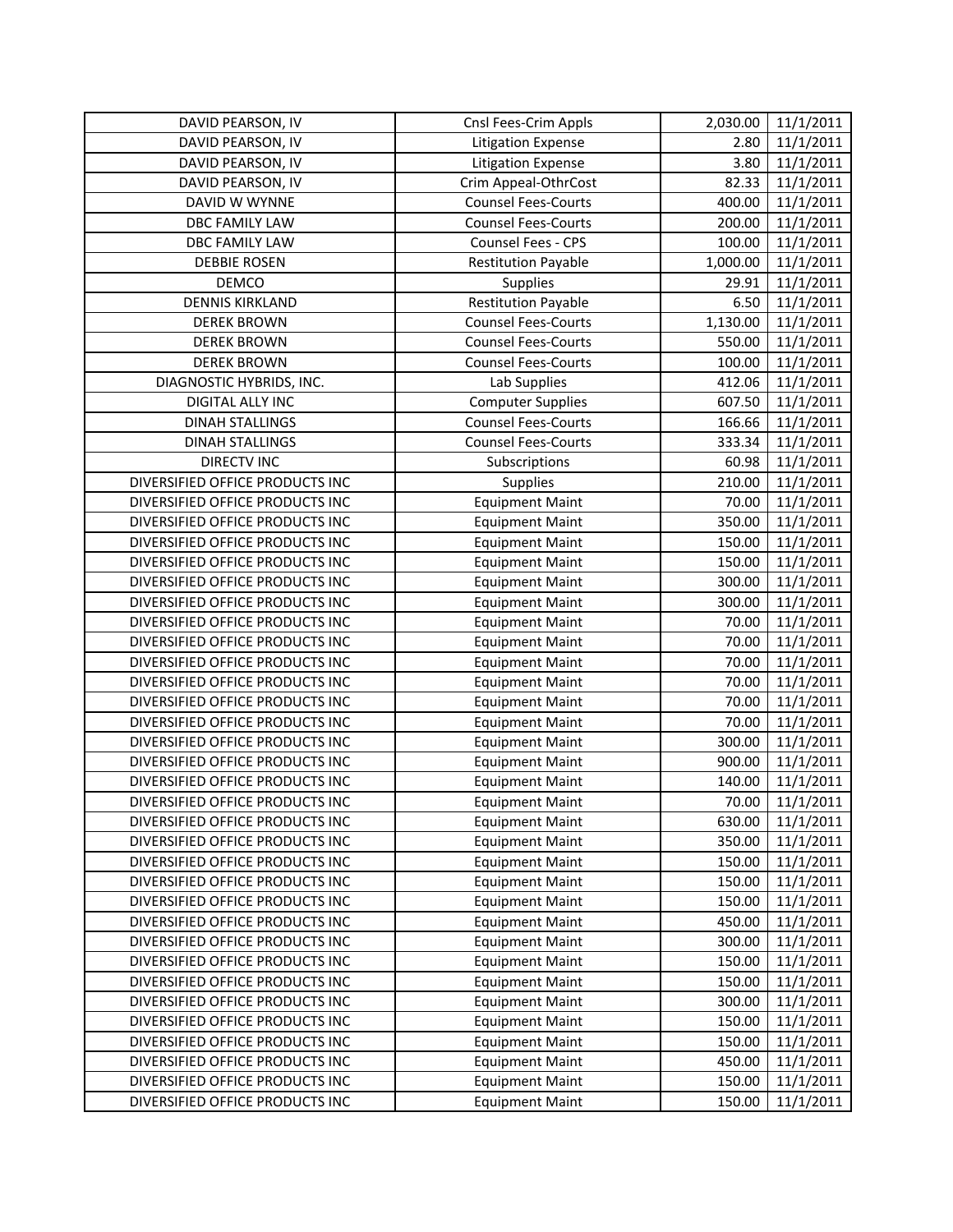| DAVID PEARSON, IV | Cnsl Fees-Crim Appls | 2,030.00 | 11/1/2011 |
|---|---|---|---|
| DAVID PEARSON, IV | Litigation Expense | 2.80 | 11/1/2011 |
| DAVID PEARSON, IV | Litigation Expense | 3.80 | 11/1/2011 |
| DAVID PEARSON, IV | Crim Appeal-OthrCost | 82.33 | 11/1/2011 |
| DAVID W WYNNE | Counsel Fees-Courts | 400.00 | 11/1/2011 |
| DBC FAMILY LAW | Counsel Fees-Courts | 200.00 | 11/1/2011 |
| DBC FAMILY LAW | Counsel Fees - CPS | 100.00 | 11/1/2011 |
| DEBBIE ROSEN | Restitution Payable | 1,000.00 | 11/1/2011 |
| DEMCO | Supplies | 29.91 | 11/1/2011 |
| DENNIS KIRKLAND | Restitution Payable | 6.50 | 11/1/2011 |
| DEREK BROWN | Counsel Fees-Courts | 1,130.00 | 11/1/2011 |
| DEREK BROWN | Counsel Fees-Courts | 550.00 | 11/1/2011 |
| DEREK BROWN | Counsel Fees-Courts | 100.00 | 11/1/2011 |
| DIAGNOSTIC HYBRIDS, INC. | Lab Supplies | 412.06 | 11/1/2011 |
| DIGITAL ALLY INC | Computer Supplies | 607.50 | 11/1/2011 |
| DINAH STALLINGS | Counsel Fees-Courts | 166.66 | 11/1/2011 |
| DINAH STALLINGS | Counsel Fees-Courts | 333.34 | 11/1/2011 |
| DIRECTV INC | Subscriptions | 60.98 | 11/1/2011 |
| DIVERSIFIED OFFICE PRODUCTS INC | Supplies | 210.00 | 11/1/2011 |
| DIVERSIFIED OFFICE PRODUCTS INC | Equipment Maint | 70.00 | 11/1/2011 |
| DIVERSIFIED OFFICE PRODUCTS INC | Equipment Maint | 350.00 | 11/1/2011 |
| DIVERSIFIED OFFICE PRODUCTS INC | Equipment Maint | 150.00 | 11/1/2011 |
| DIVERSIFIED OFFICE PRODUCTS INC | Equipment Maint | 150.00 | 11/1/2011 |
| DIVERSIFIED OFFICE PRODUCTS INC | Equipment Maint | 300.00 | 11/1/2011 |
| DIVERSIFIED OFFICE PRODUCTS INC | Equipment Maint | 300.00 | 11/1/2011 |
| DIVERSIFIED OFFICE PRODUCTS INC | Equipment Maint | 70.00 | 11/1/2011 |
| DIVERSIFIED OFFICE PRODUCTS INC | Equipment Maint | 70.00 | 11/1/2011 |
| DIVERSIFIED OFFICE PRODUCTS INC | Equipment Maint | 70.00 | 11/1/2011 |
| DIVERSIFIED OFFICE PRODUCTS INC | Equipment Maint | 70.00 | 11/1/2011 |
| DIVERSIFIED OFFICE PRODUCTS INC | Equipment Maint | 70.00 | 11/1/2011 |
| DIVERSIFIED OFFICE PRODUCTS INC | Equipment Maint | 70.00 | 11/1/2011 |
| DIVERSIFIED OFFICE PRODUCTS INC | Equipment Maint | 300.00 | 11/1/2011 |
| DIVERSIFIED OFFICE PRODUCTS INC | Equipment Maint | 900.00 | 11/1/2011 |
| DIVERSIFIED OFFICE PRODUCTS INC | Equipment Maint | 140.00 | 11/1/2011 |
| DIVERSIFIED OFFICE PRODUCTS INC | Equipment Maint | 70.00 | 11/1/2011 |
| DIVERSIFIED OFFICE PRODUCTS INC | Equipment Maint | 630.00 | 11/1/2011 |
| DIVERSIFIED OFFICE PRODUCTS INC | Equipment Maint | 350.00 | 11/1/2011 |
| DIVERSIFIED OFFICE PRODUCTS INC | Equipment Maint | 150.00 | 11/1/2011 |
| DIVERSIFIED OFFICE PRODUCTS INC | Equipment Maint | 150.00 | 11/1/2011 |
| DIVERSIFIED OFFICE PRODUCTS INC | Equipment Maint | 150.00 | 11/1/2011 |
| DIVERSIFIED OFFICE PRODUCTS INC | Equipment Maint | 450.00 | 11/1/2011 |
| DIVERSIFIED OFFICE PRODUCTS INC | Equipment Maint | 300.00 | 11/1/2011 |
| DIVERSIFIED OFFICE PRODUCTS INC | Equipment Maint | 150.00 | 11/1/2011 |
| DIVERSIFIED OFFICE PRODUCTS INC | Equipment Maint | 150.00 | 11/1/2011 |
| DIVERSIFIED OFFICE PRODUCTS INC | Equipment Maint | 300.00 | 11/1/2011 |
| DIVERSIFIED OFFICE PRODUCTS INC | Equipment Maint | 150.00 | 11/1/2011 |
| DIVERSIFIED OFFICE PRODUCTS INC | Equipment Maint | 150.00 | 11/1/2011 |
| DIVERSIFIED OFFICE PRODUCTS INC | Equipment Maint | 450.00 | 11/1/2011 |
| DIVERSIFIED OFFICE PRODUCTS INC | Equipment Maint | 150.00 | 11/1/2011 |
| DIVERSIFIED OFFICE PRODUCTS INC | Equipment Maint | 150.00 | 11/1/2011 |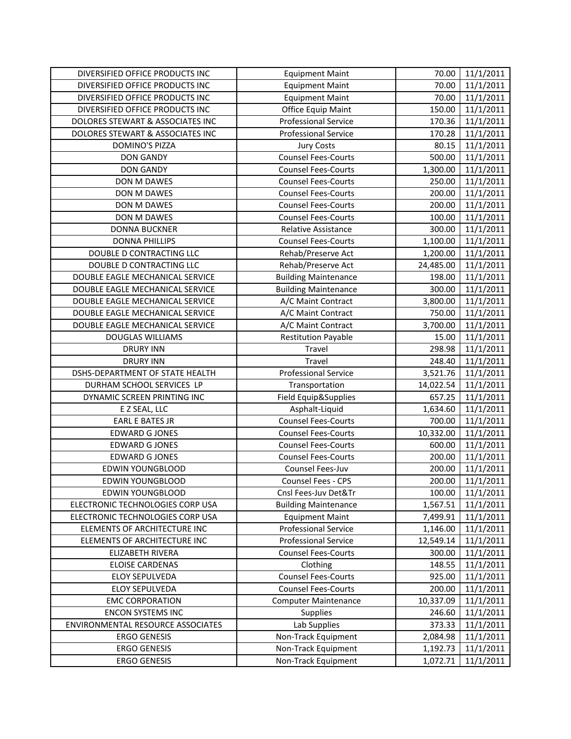| DIVERSIFIED OFFICE PRODUCTS INC | Equipment Maint | 70.00 | 11/1/2011 |
|---|---|---|---|
| DIVERSIFIED OFFICE PRODUCTS INC | Equipment Maint | 70.00 | 11/1/2011 |
| DIVERSIFIED OFFICE PRODUCTS INC | Equipment Maint | 70.00 | 11/1/2011 |
| DIVERSIFIED OFFICE PRODUCTS INC | Office Equip Maint | 150.00 | 11/1/2011 |
| DOLORES STEWART & ASSOCIATES INC | Professional Service | 170.36 | 11/1/2011 |
| DOLORES STEWART & ASSOCIATES INC | Professional Service | 170.28 | 11/1/2011 |
| DOMINO'S PIZZA | Jury Costs | 80.15 | 11/1/2011 |
| DON GANDY | Counsel Fees-Courts | 500.00 | 11/1/2011 |
| DON GANDY | Counsel Fees-Courts | 1,300.00 | 11/1/2011 |
| DON M DAWES | Counsel Fees-Courts | 250.00 | 11/1/2011 |
| DON M DAWES | Counsel Fees-Courts | 200.00 | 11/1/2011 |
| DON M DAWES | Counsel Fees-Courts | 200.00 | 11/1/2011 |
| DON M DAWES | Counsel Fees-Courts | 100.00 | 11/1/2011 |
| DONNA BUCKNER | Relative Assistance | 300.00 | 11/1/2011 |
| DONNA PHILLIPS | Counsel Fees-Courts | 1,100.00 | 11/1/2011 |
| DOUBLE D CONTRACTING LLC | Rehab/Preserve Act | 1,200.00 | 11/1/2011 |
| DOUBLE D CONTRACTING LLC | Rehab/Preserve Act | 24,485.00 | 11/1/2011 |
| DOUBLE EAGLE MECHANICAL SERVICE | Building Maintenance | 198.00 | 11/1/2011 |
| DOUBLE EAGLE MECHANICAL SERVICE | Building Maintenance | 300.00 | 11/1/2011 |
| DOUBLE EAGLE MECHANICAL SERVICE | A/C Maint Contract | 3,800.00 | 11/1/2011 |
| DOUBLE EAGLE MECHANICAL SERVICE | A/C Maint Contract | 750.00 | 11/1/2011 |
| DOUBLE EAGLE MECHANICAL SERVICE | A/C Maint Contract | 3,700.00 | 11/1/2011 |
| DOUGLAS WILLIAMS | Restitution Payable | 15.00 | 11/1/2011 |
| DRURY INN | Travel | 298.98 | 11/1/2011 |
| DRURY INN | Travel | 248.40 | 11/1/2011 |
| DSHS-DEPARTMENT OF STATE HEALTH | Professional Service | 3,521.76 | 11/1/2011 |
| DURHAM SCHOOL SERVICES LP | Transportation | 14,022.54 | 11/1/2011 |
| DYNAMIC SCREEN PRINTING INC | Field Equip&Supplies | 657.25 | 11/1/2011 |
| E Z SEAL, LLC | Asphalt-Liquid | 1,634.60 | 11/1/2011 |
| EARL E BATES JR | Counsel Fees-Courts | 700.00 | 11/1/2011 |
| EDWARD G JONES | Counsel Fees-Courts | 10,332.00 | 11/1/2011 |
| EDWARD G JONES | Counsel Fees-Courts | 600.00 | 11/1/2011 |
| EDWARD G JONES | Counsel Fees-Courts | 200.00 | 11/1/2011 |
| EDWIN YOUNGBLOOD | Counsel Fees-Juv | 200.00 | 11/1/2011 |
| EDWIN YOUNGBLOOD | Counsel Fees - CPS | 200.00 | 11/1/2011 |
| EDWIN YOUNGBLOOD | Cnsl Fees-Juv Det&Tr | 100.00 | 11/1/2011 |
| ELECTRONIC TECHNOLOGIES CORP USA | Building Maintenance | 1,567.51 | 11/1/2011 |
| ELECTRONIC TECHNOLOGIES CORP USA | Equipment Maint | 7,499.91 | 11/1/2011 |
| ELEMENTS OF ARCHITECTURE INC | Professional Service | 1,146.00 | 11/1/2011 |
| ELEMENTS OF ARCHITECTURE INC | Professional Service | 12,549.14 | 11/1/2011 |
| ELIZABETH RIVERA | Counsel Fees-Courts | 300.00 | 11/1/2011 |
| ELOISE CARDENAS | Clothing | 148.55 | 11/1/2011 |
| ELOY SEPULVEDA | Counsel Fees-Courts | 925.00 | 11/1/2011 |
| ELOY SEPULVEDA | Counsel Fees-Courts | 200.00 | 11/1/2011 |
| EMC CORPORATION | Computer Maintenance | 10,337.09 | 11/1/2011 |
| ENCON SYSTEMS INC | Supplies | 246.60 | 11/1/2011 |
| ENVIRONMENTAL RESOURCE ASSOCIATES | Lab Supplies | 373.33 | 11/1/2011 |
| ERGO GENESIS | Non-Track Equipment | 2,084.98 | 11/1/2011 |
| ERGO GENESIS | Non-Track Equipment | 1,192.73 | 11/1/2011 |
| ERGO GENESIS | Non-Track Equipment | 1,072.71 | 11/1/2011 |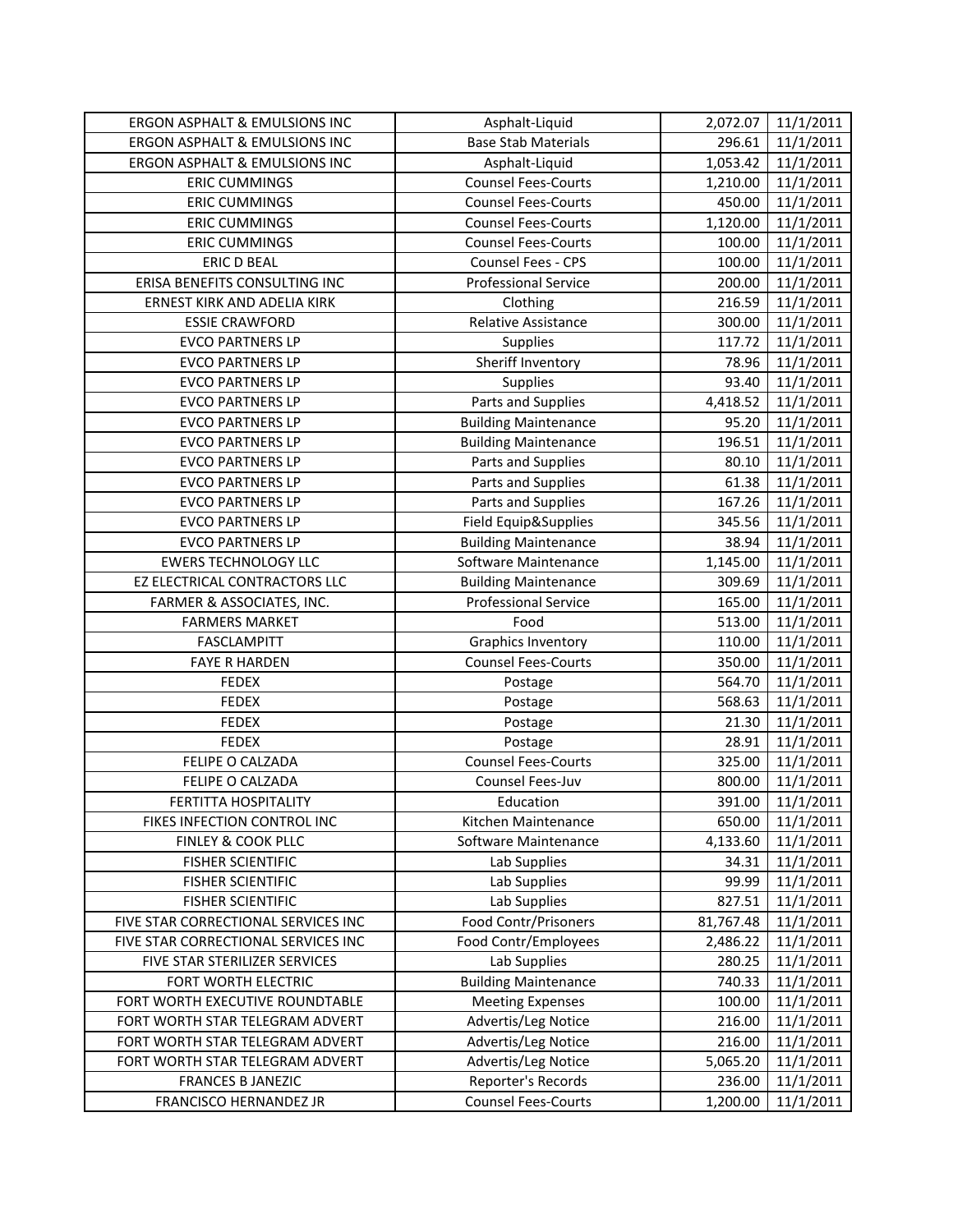| ERGON ASPHALT & EMULSIONS INC | Asphalt-Liquid | 2,072.07 | 11/1/2011 |
|---|---|---|---|
| ERGON ASPHALT & EMULSIONS INC | Base Stab Materials | 296.61 | 11/1/2011 |
| ERGON ASPHALT & EMULSIONS INC | Asphalt-Liquid | 1,053.42 | 11/1/2011 |
| ERIC CUMMINGS | Counsel Fees-Courts | 1,210.00 | 11/1/2011 |
| ERIC CUMMINGS | Counsel Fees-Courts | 450.00 | 11/1/2011 |
| ERIC CUMMINGS | Counsel Fees-Courts | 1,120.00 | 11/1/2011 |
| ERIC CUMMINGS | Counsel Fees-Courts | 100.00 | 11/1/2011 |
| ERIC D BEAL | Counsel Fees - CPS | 100.00 | 11/1/2011 |
| ERISA BENEFITS CONSULTING INC | Professional Service | 200.00 | 11/1/2011 |
| ERNEST KIRK AND ADELIA KIRK | Clothing | 216.59 | 11/1/2011 |
| ESSIE CRAWFORD | Relative Assistance | 300.00 | 11/1/2011 |
| EVCO PARTNERS LP | Supplies | 117.72 | 11/1/2011 |
| EVCO PARTNERS LP | Sheriff Inventory | 78.96 | 11/1/2011 |
| EVCO PARTNERS LP | Supplies | 93.40 | 11/1/2011 |
| EVCO PARTNERS LP | Parts and Supplies | 4,418.52 | 11/1/2011 |
| EVCO PARTNERS LP | Building Maintenance | 95.20 | 11/1/2011 |
| EVCO PARTNERS LP | Building Maintenance | 196.51 | 11/1/2011 |
| EVCO PARTNERS LP | Parts and Supplies | 80.10 | 11/1/2011 |
| EVCO PARTNERS LP | Parts and Supplies | 61.38 | 11/1/2011 |
| EVCO PARTNERS LP | Parts and Supplies | 167.26 | 11/1/2011 |
| EVCO PARTNERS LP | Field Equip&Supplies | 345.56 | 11/1/2011 |
| EVCO PARTNERS LP | Building Maintenance | 38.94 | 11/1/2011 |
| EWERS TECHNOLOGY LLC | Software Maintenance | 1,145.00 | 11/1/2011 |
| EZ ELECTRICAL CONTRACTORS LLC | Building Maintenance | 309.69 | 11/1/2011 |
| FARMER & ASSOCIATES, INC. | Professional Service | 165.00 | 11/1/2011 |
| FARMERS MARKET | Food | 513.00 | 11/1/2011 |
| FASCLAMPITT | Graphics Inventory | 110.00 | 11/1/2011 |
| FAYE R HARDEN | Counsel Fees-Courts | 350.00 | 11/1/2011 |
| FEDEX | Postage | 564.70 | 11/1/2011 |
| FEDEX | Postage | 568.63 | 11/1/2011 |
| FEDEX | Postage | 21.30 | 11/1/2011 |
| FEDEX | Postage | 28.91 | 11/1/2011 |
| FELIPE O CALZADA | Counsel Fees-Courts | 325.00 | 11/1/2011 |
| FELIPE O CALZADA | Counsel Fees-Juv | 800.00 | 11/1/2011 |
| FERTITTA HOSPITALITY | Education | 391.00 | 11/1/2011 |
| FIKES INFECTION CONTROL INC | Kitchen Maintenance | 650.00 | 11/1/2011 |
| FINLEY & COOK PLLC | Software Maintenance | 4,133.60 | 11/1/2011 |
| FISHER SCIENTIFIC | Lab Supplies | 34.31 | 11/1/2011 |
| FISHER SCIENTIFIC | Lab Supplies | 99.99 | 11/1/2011 |
| FISHER SCIENTIFIC | Lab Supplies | 827.51 | 11/1/2011 |
| FIVE STAR CORRECTIONAL SERVICES INC | Food Contr/Prisoners | 81,767.48 | 11/1/2011 |
| FIVE STAR CORRECTIONAL SERVICES INC | Food Contr/Employees | 2,486.22 | 11/1/2011 |
| FIVE STAR STERILIZER SERVICES | Lab Supplies | 280.25 | 11/1/2011 |
| FORT WORTH ELECTRIC | Building Maintenance | 740.33 | 11/1/2011 |
| FORT WORTH EXECUTIVE ROUNDTABLE | Meeting Expenses | 100.00 | 11/1/2011 |
| FORT WORTH STAR TELEGRAM ADVERT | Advertis/Leg Notice | 216.00 | 11/1/2011 |
| FORT WORTH STAR TELEGRAM ADVERT | Advertis/Leg Notice | 216.00 | 11/1/2011 |
| FORT WORTH STAR TELEGRAM ADVERT | Advertis/Leg Notice | 5,065.20 | 11/1/2011 |
| FRANCES B JANEZIC | Reporter's Records | 236.00 | 11/1/2011 |
| FRANCISCO HERNANDEZ JR | Counsel Fees-Courts | 1,200.00 | 11/1/2011 |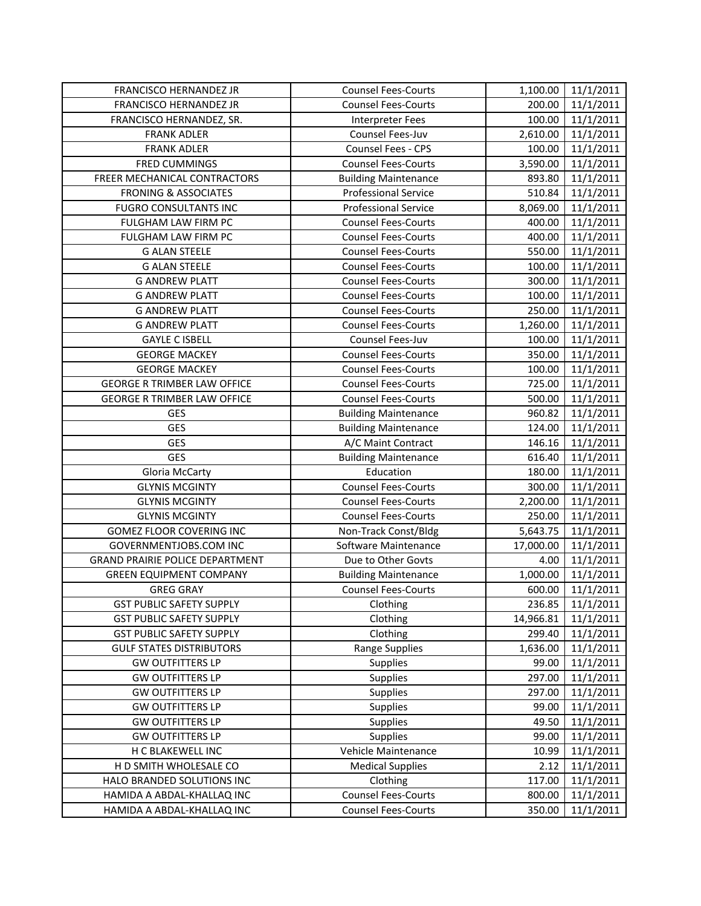| | | | |
|---|---|---|---|
| FRANCISCO HERNANDEZ JR | Counsel Fees-Courts | 1,100.00 | 11/1/2011 |
| FRANCISCO HERNANDEZ JR | Counsel Fees-Courts | 200.00 | 11/1/2011 |
| FRANCISCO HERNANDEZ, SR. | Interpreter Fees | 100.00 | 11/1/2011 |
| FRANK ADLER | Counsel Fees-Juv | 2,610.00 | 11/1/2011 |
| FRANK ADLER | Counsel Fees - CPS | 100.00 | 11/1/2011 |
| FRED CUMMINGS | Counsel Fees-Courts | 3,590.00 | 11/1/2011 |
| FREER MECHANICAL CONTRACTORS | Building Maintenance | 893.80 | 11/1/2011 |
| FRONING & ASSOCIATES | Professional Service | 510.84 | 11/1/2011 |
| FUGRO CONSULTANTS INC | Professional Service | 8,069.00 | 11/1/2011 |
| FULGHAM LAW FIRM PC | Counsel Fees-Courts | 400.00 | 11/1/2011 |
| FULGHAM LAW FIRM PC | Counsel Fees-Courts | 400.00 | 11/1/2011 |
| G ALAN STEELE | Counsel Fees-Courts | 550.00 | 11/1/2011 |
| G ALAN STEELE | Counsel Fees-Courts | 100.00 | 11/1/2011 |
| G ANDREW PLATT | Counsel Fees-Courts | 300.00 | 11/1/2011 |
| G ANDREW PLATT | Counsel Fees-Courts | 100.00 | 11/1/2011 |
| G ANDREW PLATT | Counsel Fees-Courts | 250.00 | 11/1/2011 |
| G ANDREW PLATT | Counsel Fees-Courts | 1,260.00 | 11/1/2011 |
| GAYLE C ISBELL | Counsel Fees-Juv | 100.00 | 11/1/2011 |
| GEORGE MACKEY | Counsel Fees-Courts | 350.00 | 11/1/2011 |
| GEORGE MACKEY | Counsel Fees-Courts | 100.00 | 11/1/2011 |
| GEORGE R TRIMBER LAW OFFICE | Counsel Fees-Courts | 725.00 | 11/1/2011 |
| GEORGE R TRIMBER LAW OFFICE | Counsel Fees-Courts | 500.00 | 11/1/2011 |
| GES | Building Maintenance | 960.82 | 11/1/2011 |
| GES | Building Maintenance | 124.00 | 11/1/2011 |
| GES | A/C Maint Contract | 146.16 | 11/1/2011 |
| GES | Building Maintenance | 616.40 | 11/1/2011 |
| Gloria McCarty | Education | 180.00 | 11/1/2011 |
| GLYNIS MCGINTY | Counsel Fees-Courts | 300.00 | 11/1/2011 |
| GLYNIS MCGINTY | Counsel Fees-Courts | 2,200.00 | 11/1/2011 |
| GLYNIS MCGINTY | Counsel Fees-Courts | 250.00 | 11/1/2011 |
| GOMEZ FLOOR COVERING INC | Non-Track Const/Bldg | 5,643.75 | 11/1/2011 |
| GOVERNMENTJOBS.COM INC | Software Maintenance | 17,000.00 | 11/1/2011 |
| GRAND PRAIRIE POLICE DEPARTMENT | Due to Other Govts | 4.00 | 11/1/2011 |
| GREEN EQUIPMENT COMPANY | Building Maintenance | 1,000.00 | 11/1/2011 |
| GREG GRAY | Counsel Fees-Courts | 600.00 | 11/1/2011 |
| GST PUBLIC SAFETY SUPPLY | Clothing | 236.85 | 11/1/2011 |
| GST PUBLIC SAFETY SUPPLY | Clothing | 14,966.81 | 11/1/2011 |
| GST PUBLIC SAFETY SUPPLY | Clothing | 299.40 | 11/1/2011 |
| GULF STATES DISTRIBUTORS | Range Supplies | 1,636.00 | 11/1/2011 |
| GW OUTFITTERS LP | Supplies | 99.00 | 11/1/2011 |
| GW OUTFITTERS LP | Supplies | 297.00 | 11/1/2011 |
| GW OUTFITTERS LP | Supplies | 297.00 | 11/1/2011 |
| GW OUTFITTERS LP | Supplies | 99.00 | 11/1/2011 |
| GW OUTFITTERS LP | Supplies | 49.50 | 11/1/2011 |
| GW OUTFITTERS LP | Supplies | 99.00 | 11/1/2011 |
| H C BLAKEWELL INC | Vehicle Maintenance | 10.99 | 11/1/2011 |
| H D SMITH WHOLESALE CO | Medical Supplies | 2.12 | 11/1/2011 |
| HALO BRANDED SOLUTIONS INC | Clothing | 117.00 | 11/1/2011 |
| HAMIDA A ABDAL-KHALLAQ INC | Counsel Fees-Courts | 800.00 | 11/1/2011 |
| HAMIDA A ABDAL-KHALLAQ INC | Counsel Fees-Courts | 350.00 | 11/1/2011 |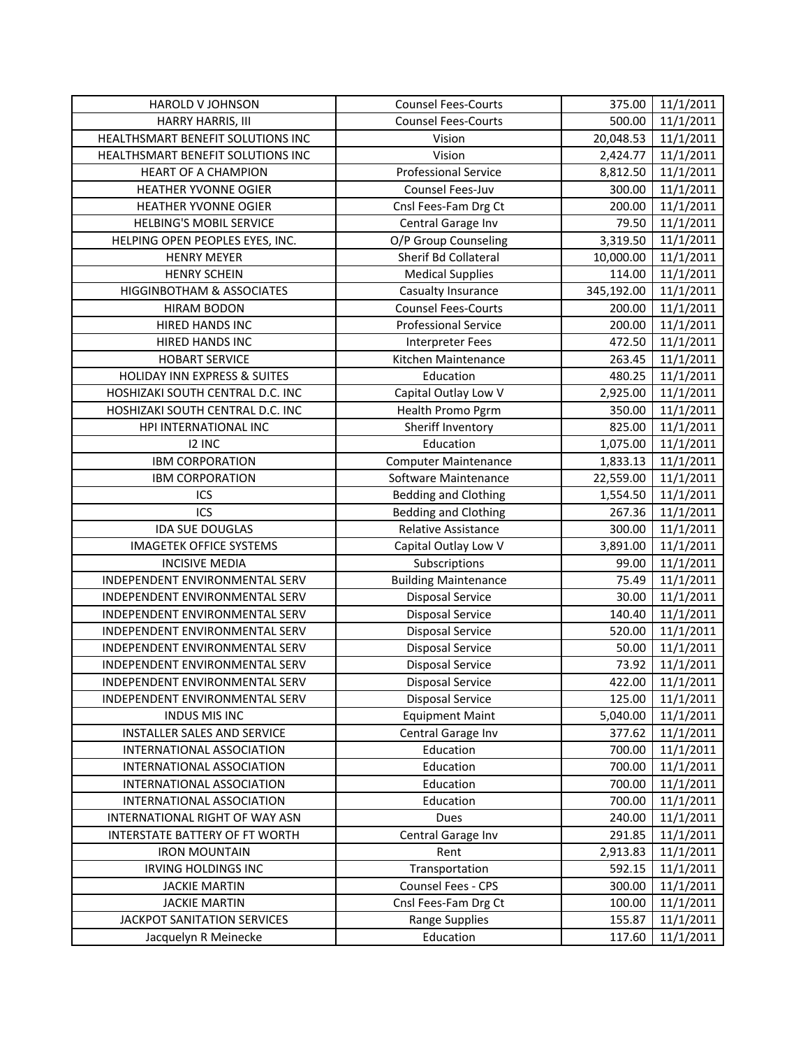| | | | |
|---|---|---|---|
| HAROLD V JOHNSON | Counsel Fees-Courts | 375.00 | 11/1/2011 |
| HARRY HARRIS, III | Counsel Fees-Courts | 500.00 | 11/1/2011 |
| HEALTHSMART BENEFIT SOLUTIONS INC | Vision | 20,048.53 | 11/1/2011 |
| HEALTHSMART BENEFIT SOLUTIONS INC | Vision | 2,424.77 | 11/1/2011 |
| HEART OF A CHAMPION | Professional Service | 8,812.50 | 11/1/2011 |
| HEATHER YVONNE OGIER | Counsel Fees-Juv | 300.00 | 11/1/2011 |
| HEATHER YVONNE OGIER | Cnsl Fees-Fam Drg Ct | 200.00 | 11/1/2011 |
| HELBING'S MOBIL SERVICE | Central Garage Inv | 79.50 | 11/1/2011 |
| HELPING OPEN PEOPLES EYES, INC. | O/P Group Counseling | 3,319.50 | 11/1/2011 |
| HENRY MEYER | Sherif Bd Collateral | 10,000.00 | 11/1/2011 |
| HENRY SCHEIN | Medical Supplies | 114.00 | 11/1/2011 |
| HIGGINBOTHAM & ASSOCIATES | Casualty Insurance | 345,192.00 | 11/1/2011 |
| HIRAM BODON | Counsel Fees-Courts | 200.00 | 11/1/2011 |
| HIRED HANDS INC | Professional Service | 200.00 | 11/1/2011 |
| HIRED HANDS INC | Interpreter Fees | 472.50 | 11/1/2011 |
| HOBART SERVICE | Kitchen Maintenance | 263.45 | 11/1/2011 |
| HOLIDAY INN EXPRESS & SUITES | Education | 480.25 | 11/1/2011 |
| HOSHIZAKI SOUTH CENTRAL D.C. INC | Capital Outlay Low V | 2,925.00 | 11/1/2011 |
| HOSHIZAKI SOUTH CENTRAL D.C. INC | Health Promo Pgrm | 350.00 | 11/1/2011 |
| HPI INTERNATIONAL INC | Sheriff Inventory | 825.00 | 11/1/2011 |
| I2 INC | Education | 1,075.00 | 11/1/2011 |
| IBM CORPORATION | Computer Maintenance | 1,833.13 | 11/1/2011 |
| IBM CORPORATION | Software Maintenance | 22,559.00 | 11/1/2011 |
| ICS | Bedding and Clothing | 1,554.50 | 11/1/2011 |
| ICS | Bedding and Clothing | 267.36 | 11/1/2011 |
| IDA SUE DOUGLAS | Relative Assistance | 300.00 | 11/1/2011 |
| IMAGETEK OFFICE SYSTEMS | Capital Outlay Low V | 3,891.00 | 11/1/2011 |
| INCISIVE MEDIA | Subscriptions | 99.00 | 11/1/2011 |
| INDEPENDENT ENVIRONMENTAL SERV | Building Maintenance | 75.49 | 11/1/2011 |
| INDEPENDENT ENVIRONMENTAL SERV | Disposal Service | 30.00 | 11/1/2011 |
| INDEPENDENT ENVIRONMENTAL SERV | Disposal Service | 140.40 | 11/1/2011 |
| INDEPENDENT ENVIRONMENTAL SERV | Disposal Service | 520.00 | 11/1/2011 |
| INDEPENDENT ENVIRONMENTAL SERV | Disposal Service | 50.00 | 11/1/2011 |
| INDEPENDENT ENVIRONMENTAL SERV | Disposal Service | 73.92 | 11/1/2011 |
| INDEPENDENT ENVIRONMENTAL SERV | Disposal Service | 422.00 | 11/1/2011 |
| INDEPENDENT ENVIRONMENTAL SERV | Disposal Service | 125.00 | 11/1/2011 |
| INDUS MIS INC | Equipment Maint | 5,040.00 | 11/1/2011 |
| INSTALLER SALES AND SERVICE | Central Garage Inv | 377.62 | 11/1/2011 |
| INTERNATIONAL ASSOCIATION | Education | 700.00 | 11/1/2011 |
| INTERNATIONAL ASSOCIATION | Education | 700.00 | 11/1/2011 |
| INTERNATIONAL ASSOCIATION | Education | 700.00 | 11/1/2011 |
| INTERNATIONAL ASSOCIATION | Education | 700.00 | 11/1/2011 |
| INTERNATIONAL RIGHT OF WAY ASN | Dues | 240.00 | 11/1/2011 |
| INTERSTATE BATTERY OF FT WORTH | Central Garage Inv | 291.85 | 11/1/2011 |
| IRON MOUNTAIN | Rent | 2,913.83 | 11/1/2011 |
| IRVING HOLDINGS INC | Transportation | 592.15 | 11/1/2011 |
| JACKIE MARTIN | Counsel Fees - CPS | 300.00 | 11/1/2011 |
| JACKIE MARTIN | Cnsl Fees-Fam Drg Ct | 100.00 | 11/1/2011 |
| JACKPOT SANITATION SERVICES | Range Supplies | 155.87 | 11/1/2011 |
| Jacquelyn R Meinecke | Education | 117.60 | 11/1/2011 |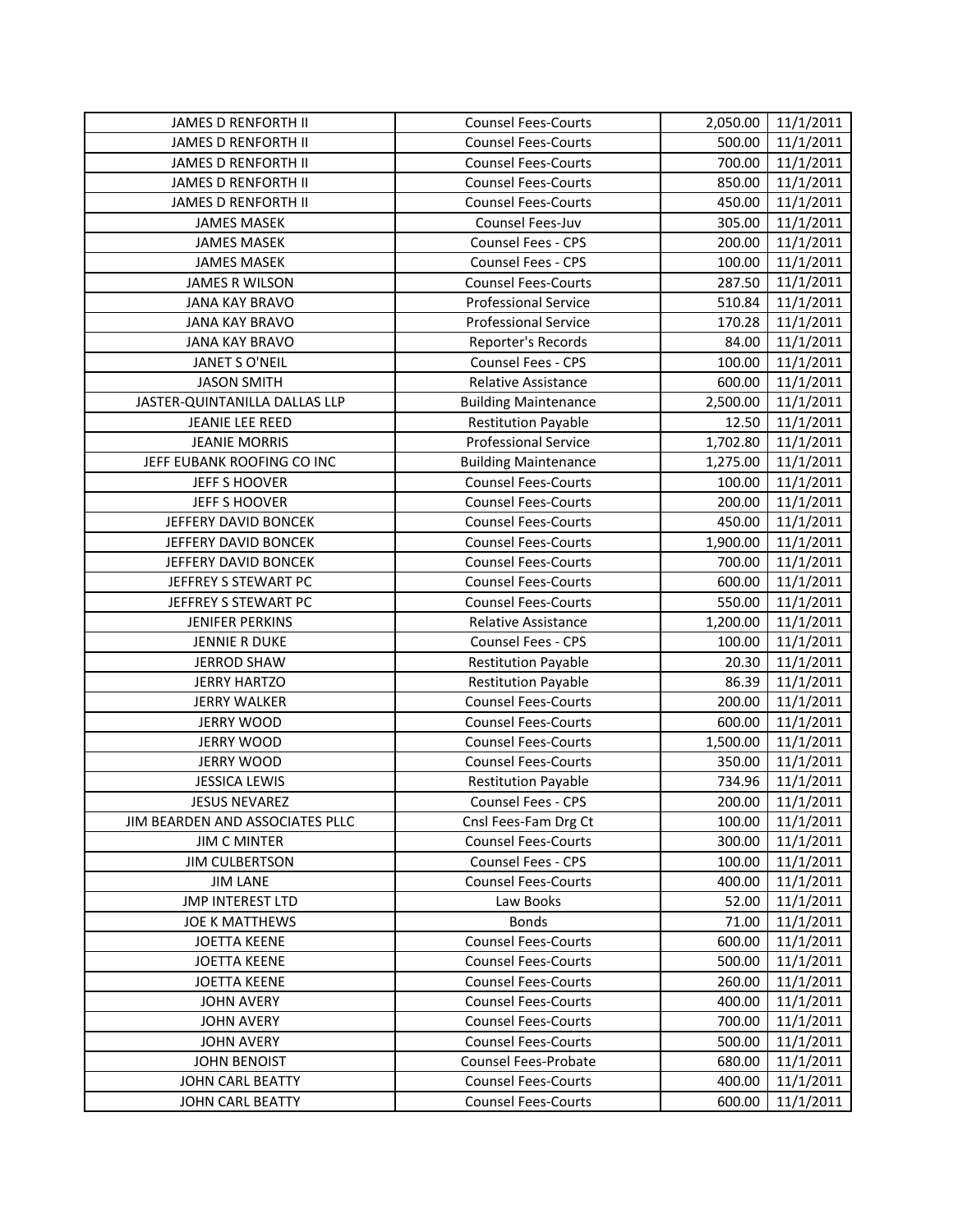| | | | |
|---|---|---|---|
| JAMES D RENFORTH II | Counsel Fees-Courts | 2,050.00 | 11/1/2011 |
| JAMES D RENFORTH II | Counsel Fees-Courts | 500.00 | 11/1/2011 |
| JAMES D RENFORTH II | Counsel Fees-Courts | 700.00 | 11/1/2011 |
| JAMES D RENFORTH II | Counsel Fees-Courts | 850.00 | 11/1/2011 |
| JAMES D RENFORTH II | Counsel Fees-Courts | 450.00 | 11/1/2011 |
| JAMES MASEK | Counsel Fees-Juv | 305.00 | 11/1/2011 |
| JAMES MASEK | Counsel Fees - CPS | 200.00 | 11/1/2011 |
| JAMES MASEK | Counsel Fees - CPS | 100.00 | 11/1/2011 |
| JAMES R WILSON | Counsel Fees-Courts | 287.50 | 11/1/2011 |
| JANA KAY BRAVO | Professional Service | 510.84 | 11/1/2011 |
| JANA KAY BRAVO | Professional Service | 170.28 | 11/1/2011 |
| JANA KAY BRAVO | Reporter's Records | 84.00 | 11/1/2011 |
| JANET S O'NEIL | Counsel Fees - CPS | 100.00 | 11/1/2011 |
| JASON SMITH | Relative Assistance | 600.00 | 11/1/2011 |
| JASTER-QUINTANILLA DALLAS LLP | Building Maintenance | 2,500.00 | 11/1/2011 |
| JEANIE LEE REED | Restitution Payable | 12.50 | 11/1/2011 |
| JEANIE MORRIS | Professional Service | 1,702.80 | 11/1/2011 |
| JEFF EUBANK ROOFING CO INC | Building Maintenance | 1,275.00 | 11/1/2011 |
| JEFF S HOOVER | Counsel Fees-Courts | 100.00 | 11/1/2011 |
| JEFF S HOOVER | Counsel Fees-Courts | 200.00 | 11/1/2011 |
| JEFFERY DAVID BONCEK | Counsel Fees-Courts | 450.00 | 11/1/2011 |
| JEFFERY DAVID BONCEK | Counsel Fees-Courts | 1,900.00 | 11/1/2011 |
| JEFFERY DAVID BONCEK | Counsel Fees-Courts | 700.00 | 11/1/2011 |
| JEFFREY S STEWART PC | Counsel Fees-Courts | 600.00 | 11/1/2011 |
| JEFFREY S STEWART PC | Counsel Fees-Courts | 550.00 | 11/1/2011 |
| JENIFER PERKINS | Relative Assistance | 1,200.00 | 11/1/2011 |
| JENNIE R DUKE | Counsel Fees - CPS | 100.00 | 11/1/2011 |
| JERROD SHAW | Restitution Payable | 20.30 | 11/1/2011 |
| JERRY HARTZO | Restitution Payable | 86.39 | 11/1/2011 |
| JERRY WALKER | Counsel Fees-Courts | 200.00 | 11/1/2011 |
| JERRY WOOD | Counsel Fees-Courts | 600.00 | 11/1/2011 |
| JERRY WOOD | Counsel Fees-Courts | 1,500.00 | 11/1/2011 |
| JERRY WOOD | Counsel Fees-Courts | 350.00 | 11/1/2011 |
| JESSICA LEWIS | Restitution Payable | 734.96 | 11/1/2011 |
| JESUS NEVAREZ | Counsel Fees - CPS | 200.00 | 11/1/2011 |
| JIM BEARDEN AND ASSOCIATES PLLC | Cnsl Fees-Fam Drg Ct | 100.00 | 11/1/2011 |
| JIM C MINTER | Counsel Fees-Courts | 300.00 | 11/1/2011 |
| JIM CULBERTSON | Counsel Fees - CPS | 100.00 | 11/1/2011 |
| JIM LANE | Counsel Fees-Courts | 400.00 | 11/1/2011 |
| JMP INTEREST LTD | Law Books | 52.00 | 11/1/2011 |
| JOE K MATTHEWS | Bonds | 71.00 | 11/1/2011 |
| JOETTA KEENE | Counsel Fees-Courts | 600.00 | 11/1/2011 |
| JOETTA KEENE | Counsel Fees-Courts | 500.00 | 11/1/2011 |
| JOETTA KEENE | Counsel Fees-Courts | 260.00 | 11/1/2011 |
| JOHN AVERY | Counsel Fees-Courts | 400.00 | 11/1/2011 |
| JOHN AVERY | Counsel Fees-Courts | 700.00 | 11/1/2011 |
| JOHN AVERY | Counsel Fees-Courts | 500.00 | 11/1/2011 |
| JOHN BENOIST | Counsel Fees-Probate | 680.00 | 11/1/2011 |
| JOHN CARL BEATTY | Counsel Fees-Courts | 400.00 | 11/1/2011 |
| JOHN CARL BEATTY | Counsel Fees-Courts | 600.00 | 11/1/2011 |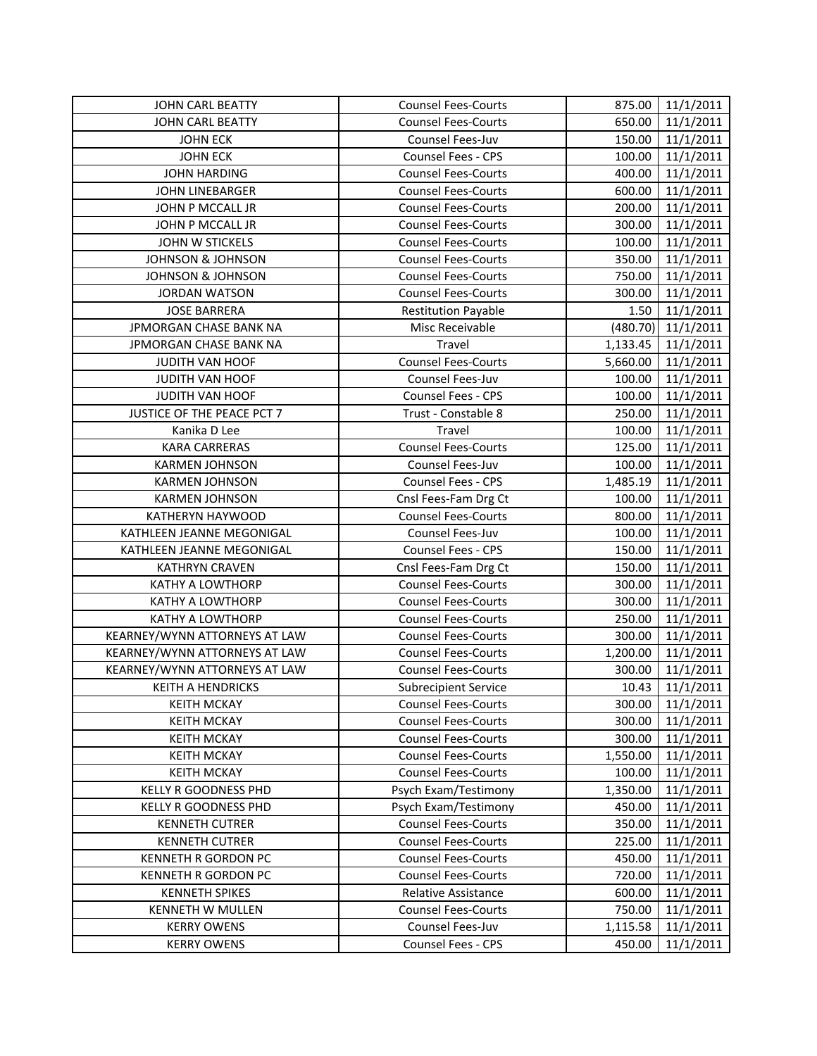| | | | |
|---|---|---|---|
| JOHN CARL BEATTY | Counsel Fees-Courts | 875.00 | 11/1/2011 |
| JOHN CARL BEATTY | Counsel Fees-Courts | 650.00 | 11/1/2011 |
| JOHN ECK | Counsel Fees-Juv | 150.00 | 11/1/2011 |
| JOHN ECK | Counsel Fees - CPS | 100.00 | 11/1/2011 |
| JOHN HARDING | Counsel Fees-Courts | 400.00 | 11/1/2011 |
| JOHN LINEBARGER | Counsel Fees-Courts | 600.00 | 11/1/2011 |
| JOHN P MCCALL JR | Counsel Fees-Courts | 200.00 | 11/1/2011 |
| JOHN P MCCALL JR | Counsel Fees-Courts | 300.00 | 11/1/2011 |
| JOHN W STICKELS | Counsel Fees-Courts | 100.00 | 11/1/2011 |
| JOHNSON & JOHNSON | Counsel Fees-Courts | 350.00 | 11/1/2011 |
| JOHNSON & JOHNSON | Counsel Fees-Courts | 750.00 | 11/1/2011 |
| JORDAN WATSON | Counsel Fees-Courts | 300.00 | 11/1/2011 |
| JOSE BARRERA | Restitution Payable | 1.50 | 11/1/2011 |
| JPMORGAN CHASE BANK NA | Misc Receivable | (480.70) | 11/1/2011 |
| JPMORGAN CHASE BANK NA | Travel | 1,133.45 | 11/1/2011 |
| JUDITH VAN HOOF | Counsel Fees-Courts | 5,660.00 | 11/1/2011 |
| JUDITH VAN HOOF | Counsel Fees-Juv | 100.00 | 11/1/2011 |
| JUDITH VAN HOOF | Counsel Fees - CPS | 100.00 | 11/1/2011 |
| JUSTICE OF THE PEACE PCT 7 | Trust - Constable 8 | 250.00 | 11/1/2011 |
| Kanika D Lee | Travel | 100.00 | 11/1/2011 |
| KARA CARRERAS | Counsel Fees-Courts | 125.00 | 11/1/2011 |
| KARMEN JOHNSON | Counsel Fees-Juv | 100.00 | 11/1/2011 |
| KARMEN JOHNSON | Counsel Fees - CPS | 1,485.19 | 11/1/2011 |
| KARMEN JOHNSON | Cnsl Fees-Fam Drg Ct | 100.00 | 11/1/2011 |
| KATHERYN HAYWOOD | Counsel Fees-Courts | 800.00 | 11/1/2011 |
| KATHLEEN JEANNE MEGONIGAL | Counsel Fees-Juv | 100.00 | 11/1/2011 |
| KATHLEEN JEANNE MEGONIGAL | Counsel Fees - CPS | 150.00 | 11/1/2011 |
| KATHRYN CRAVEN | Cnsl Fees-Fam Drg Ct | 150.00 | 11/1/2011 |
| KATHY A LOWTHORP | Counsel Fees-Courts | 300.00 | 11/1/2011 |
| KATHY A LOWTHORP | Counsel Fees-Courts | 300.00 | 11/1/2011 |
| KATHY A LOWTHORP | Counsel Fees-Courts | 250.00 | 11/1/2011 |
| KEARNEY/WYNN ATTORNEYS AT LAW | Counsel Fees-Courts | 300.00 | 11/1/2011 |
| KEARNEY/WYNN ATTORNEYS AT LAW | Counsel Fees-Courts | 1,200.00 | 11/1/2011 |
| KEARNEY/WYNN ATTORNEYS AT LAW | Counsel Fees-Courts | 300.00 | 11/1/2011 |
| KEITH A HENDRICKS | Subrecipient Service | 10.43 | 11/1/2011 |
| KEITH MCKAY | Counsel Fees-Courts | 300.00 | 11/1/2011 |
| KEITH MCKAY | Counsel Fees-Courts | 300.00 | 11/1/2011 |
| KEITH MCKAY | Counsel Fees-Courts | 300.00 | 11/1/2011 |
| KEITH MCKAY | Counsel Fees-Courts | 1,550.00 | 11/1/2011 |
| KEITH MCKAY | Counsel Fees-Courts | 100.00 | 11/1/2011 |
| KELLY R GOODNESS PHD | Psych Exam/Testimony | 1,350.00 | 11/1/2011 |
| KELLY R GOODNESS PHD | Psych Exam/Testimony | 450.00 | 11/1/2011 |
| KENNETH CUTRER | Counsel Fees-Courts | 350.00 | 11/1/2011 |
| KENNETH CUTRER | Counsel Fees-Courts | 225.00 | 11/1/2011 |
| KENNETH R GORDON PC | Counsel Fees-Courts | 450.00 | 11/1/2011 |
| KENNETH R GORDON PC | Counsel Fees-Courts | 720.00 | 11/1/2011 |
| KENNETH SPIKES | Relative Assistance | 600.00 | 11/1/2011 |
| KENNETH W MULLEN | Counsel Fees-Courts | 750.00 | 11/1/2011 |
| KERRY OWENS | Counsel Fees-Juv | 1,115.58 | 11/1/2011 |
| KERRY OWENS | Counsel Fees - CPS | 450.00 | 11/1/2011 |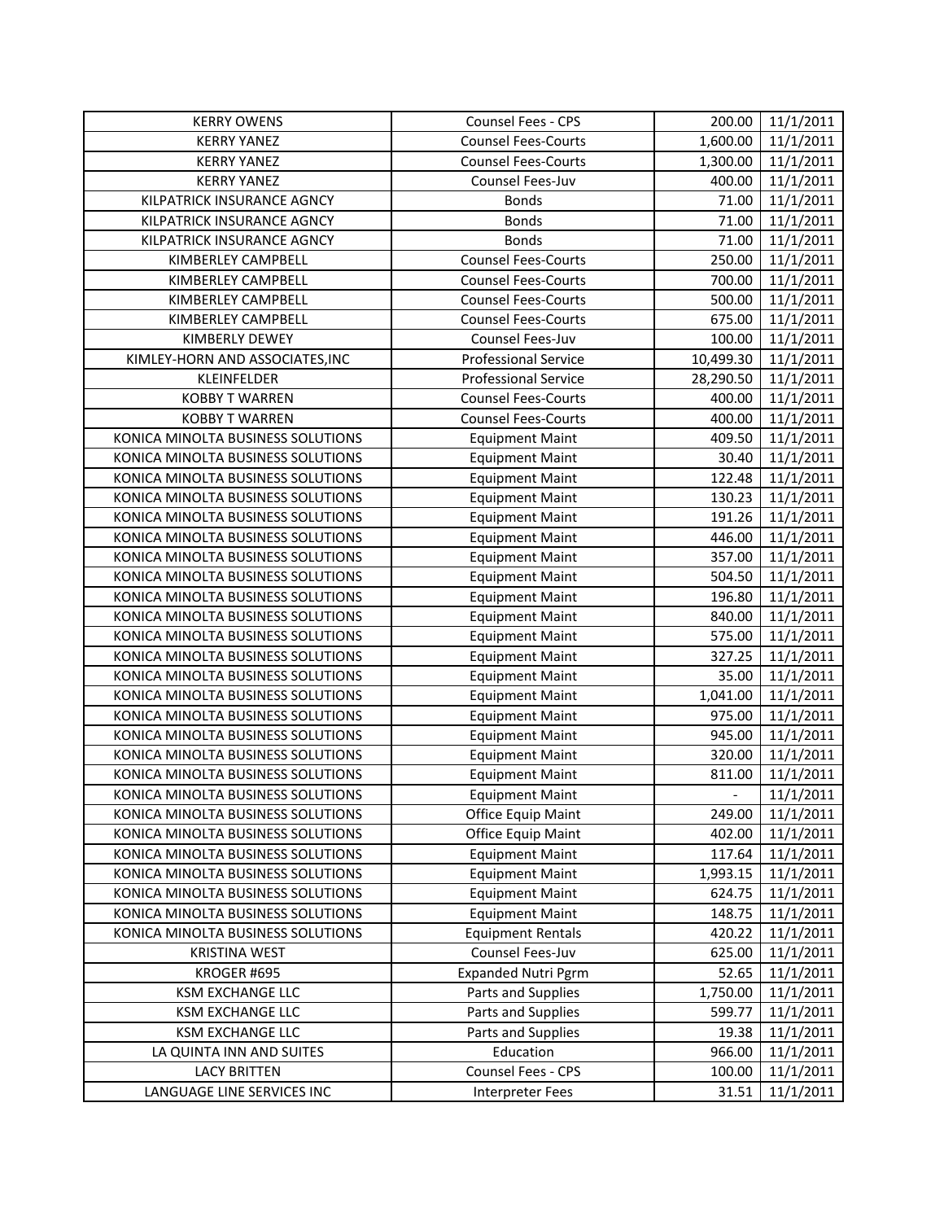| KERRY OWENS | Counsel Fees - CPS | 200.00 | 11/1/2011 |
|---|---|---|---|
| KERRY YANEZ | Counsel Fees-Courts | 1,600.00 | 11/1/2011 |
| KERRY YANEZ | Counsel Fees-Courts | 1,300.00 | 11/1/2011 |
| KERRY YANEZ | Counsel Fees-Juv | 400.00 | 11/1/2011 |
| KILPATRICK INSURANCE AGNCY | Bonds | 71.00 | 11/1/2011 |
| KILPATRICK INSURANCE AGNCY | Bonds | 71.00 | 11/1/2011 |
| KILPATRICK INSURANCE AGNCY | Bonds | 71.00 | 11/1/2011 |
| KIMBERLEY CAMPBELL | Counsel Fees-Courts | 250.00 | 11/1/2011 |
| KIMBERLEY CAMPBELL | Counsel Fees-Courts | 700.00 | 11/1/2011 |
| KIMBERLEY CAMPBELL | Counsel Fees-Courts | 500.00 | 11/1/2011 |
| KIMBERLEY CAMPBELL | Counsel Fees-Courts | 675.00 | 11/1/2011 |
| KIMBERLY DEWEY | Counsel Fees-Juv | 100.00 | 11/1/2011 |
| KIMLEY-HORN AND ASSOCIATES,INC | Professional Service | 10,499.30 | 11/1/2011 |
| KLEINFELDER | Professional Service | 28,290.50 | 11/1/2011 |
| KOBBY T WARREN | Counsel Fees-Courts | 400.00 | 11/1/2011 |
| KOBBY T WARREN | Counsel Fees-Courts | 400.00 | 11/1/2011 |
| KONICA MINOLTA BUSINESS SOLUTIONS | Equipment Maint | 409.50 | 11/1/2011 |
| KONICA MINOLTA BUSINESS SOLUTIONS | Equipment Maint | 30.40 | 11/1/2011 |
| KONICA MINOLTA BUSINESS SOLUTIONS | Equipment Maint | 122.48 | 11/1/2011 |
| KONICA MINOLTA BUSINESS SOLUTIONS | Equipment Maint | 130.23 | 11/1/2011 |
| KONICA MINOLTA BUSINESS SOLUTIONS | Equipment Maint | 191.26 | 11/1/2011 |
| KONICA MINOLTA BUSINESS SOLUTIONS | Equipment Maint | 446.00 | 11/1/2011 |
| KONICA MINOLTA BUSINESS SOLUTIONS | Equipment Maint | 357.00 | 11/1/2011 |
| KONICA MINOLTA BUSINESS SOLUTIONS | Equipment Maint | 504.50 | 11/1/2011 |
| KONICA MINOLTA BUSINESS SOLUTIONS | Equipment Maint | 196.80 | 11/1/2011 |
| KONICA MINOLTA BUSINESS SOLUTIONS | Equipment Maint | 840.00 | 11/1/2011 |
| KONICA MINOLTA BUSINESS SOLUTIONS | Equipment Maint | 575.00 | 11/1/2011 |
| KONICA MINOLTA BUSINESS SOLUTIONS | Equipment Maint | 327.25 | 11/1/2011 |
| KONICA MINOLTA BUSINESS SOLUTIONS | Equipment Maint | 35.00 | 11/1/2011 |
| KONICA MINOLTA BUSINESS SOLUTIONS | Equipment Maint | 1,041.00 | 11/1/2011 |
| KONICA MINOLTA BUSINESS SOLUTIONS | Equipment Maint | 975.00 | 11/1/2011 |
| KONICA MINOLTA BUSINESS SOLUTIONS | Equipment Maint | 945.00 | 11/1/2011 |
| KONICA MINOLTA BUSINESS SOLUTIONS | Equipment Maint | 320.00 | 11/1/2011 |
| KONICA MINOLTA BUSINESS SOLUTIONS | Equipment Maint | 811.00 | 11/1/2011 |
| KONICA MINOLTA BUSINESS SOLUTIONS | Equipment Maint | - | 11/1/2011 |
| KONICA MINOLTA BUSINESS SOLUTIONS | Office Equip Maint | 249.00 | 11/1/2011 |
| KONICA MINOLTA BUSINESS SOLUTIONS | Office Equip Maint | 402.00 | 11/1/2011 |
| KONICA MINOLTA BUSINESS SOLUTIONS | Equipment Maint | 117.64 | 11/1/2011 |
| KONICA MINOLTA BUSINESS SOLUTIONS | Equipment Maint | 1,993.15 | 11/1/2011 |
| KONICA MINOLTA BUSINESS SOLUTIONS | Equipment Maint | 624.75 | 11/1/2011 |
| KONICA MINOLTA BUSINESS SOLUTIONS | Equipment Maint | 148.75 | 11/1/2011 |
| KONICA MINOLTA BUSINESS SOLUTIONS | Equipment Rentals | 420.22 | 11/1/2011 |
| KRISTINA WEST | Counsel Fees-Juv | 625.00 | 11/1/2011 |
| KROGER #695 | Expanded Nutri Pgrm | 52.65 | 11/1/2011 |
| KSM EXCHANGE LLC | Parts and Supplies | 1,750.00 | 11/1/2011 |
| KSM EXCHANGE LLC | Parts and Supplies | 599.77 | 11/1/2011 |
| KSM EXCHANGE LLC | Parts and Supplies | 19.38 | 11/1/2011 |
| LA QUINTA INN AND SUITES | Education | 966.00 | 11/1/2011 |
| LACY BRITTEN | Counsel Fees - CPS | 100.00 | 11/1/2011 |
| LANGUAGE LINE SERVICES INC | Interpreter Fees | 31.51 | 11/1/2011 |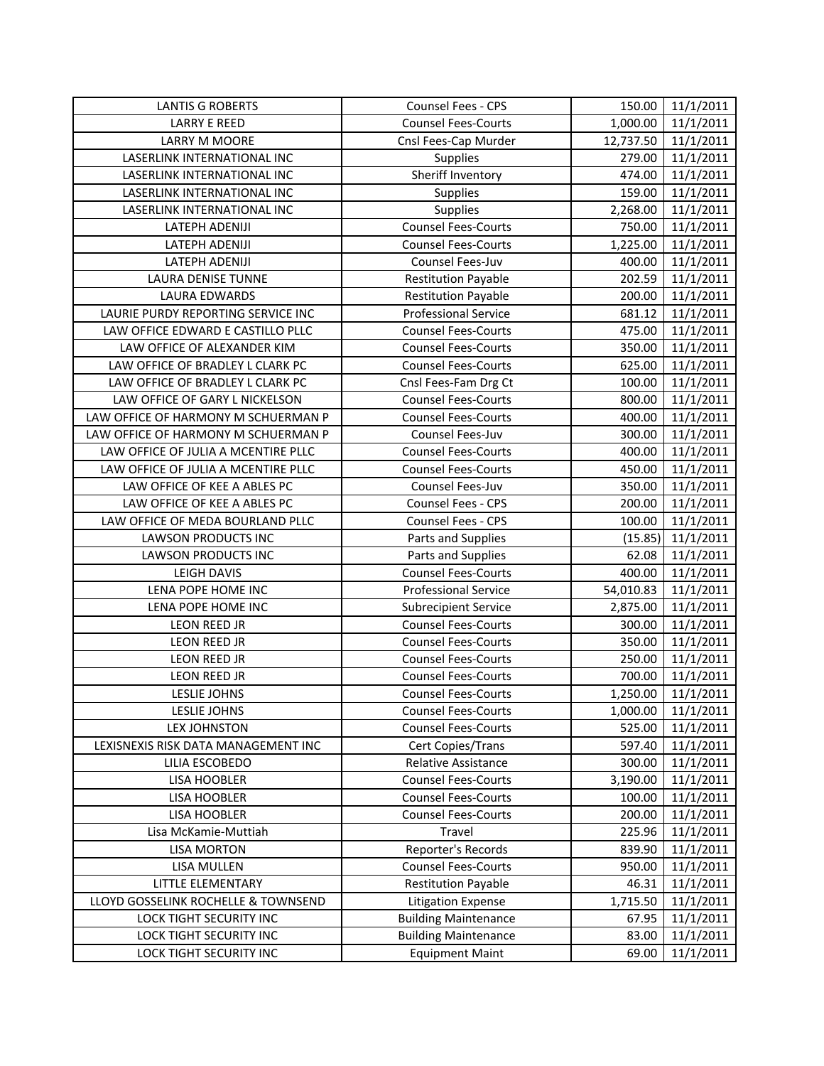| LANTIS G ROBERTS | Counsel Fees - CPS | 150.00 | 11/1/2011 |
|---|---|---|---|
| LARRY E REED | Counsel Fees-Courts | 1,000.00 | 11/1/2011 |
| LARRY M MOORE | Cnsl Fees-Cap Murder | 12,737.50 | 11/1/2011 |
| LASERLINK INTERNATIONAL INC | Supplies | 279.00 | 11/1/2011 |
| LASERLINK INTERNATIONAL INC | Sheriff Inventory | 474.00 | 11/1/2011 |
| LASERLINK INTERNATIONAL INC | Supplies | 159.00 | 11/1/2011 |
| LASERLINK INTERNATIONAL INC | Supplies | 2,268.00 | 11/1/2011 |
| LATEPH ADENIJI | Counsel Fees-Courts | 750.00 | 11/1/2011 |
| LATEPH ADENIJI | Counsel Fees-Courts | 1,225.00 | 11/1/2011 |
| LATEPH ADENIJI | Counsel Fees-Juv | 400.00 | 11/1/2011 |
| LAURA DENISE TUNNE | Restitution Payable | 202.59 | 11/1/2011 |
| LAURA EDWARDS | Restitution Payable | 200.00 | 11/1/2011 |
| LAURIE PURDY REPORTING SERVICE INC | Professional Service | 681.12 | 11/1/2011 |
| LAW OFFICE EDWARD E CASTILLO PLLC | Counsel Fees-Courts | 475.00 | 11/1/2011 |
| LAW OFFICE OF ALEXANDER KIM | Counsel Fees-Courts | 350.00 | 11/1/2011 |
| LAW OFFICE OF BRADLEY L CLARK PC | Counsel Fees-Courts | 625.00 | 11/1/2011 |
| LAW OFFICE OF BRADLEY L CLARK PC | Cnsl Fees-Fam Drg Ct | 100.00 | 11/1/2011 |
| LAW OFFICE OF GARY L NICKELSON | Counsel Fees-Courts | 800.00 | 11/1/2011 |
| LAW OFFICE OF HARMONY M SCHUERMAN P | Counsel Fees-Courts | 400.00 | 11/1/2011 |
| LAW OFFICE OF HARMONY M SCHUERMAN P | Counsel Fees-Juv | 300.00 | 11/1/2011 |
| LAW OFFICE OF JULIA A MCENTIRE PLLC | Counsel Fees-Courts | 400.00 | 11/1/2011 |
| LAW OFFICE OF JULIA A MCENTIRE PLLC | Counsel Fees-Courts | 450.00 | 11/1/2011 |
| LAW OFFICE OF KEE A ABLES PC | Counsel Fees-Juv | 350.00 | 11/1/2011 |
| LAW OFFICE OF KEE A ABLES PC | Counsel Fees - CPS | 200.00 | 11/1/2011 |
| LAW OFFICE OF MEDA BOURLAND PLLC | Counsel Fees - CPS | 100.00 | 11/1/2011 |
| LAWSON PRODUCTS INC | Parts and Supplies | (15.85) | 11/1/2011 |
| LAWSON PRODUCTS INC | Parts and Supplies | 62.08 | 11/1/2011 |
| LEIGH DAVIS | Counsel Fees-Courts | 400.00 | 11/1/2011 |
| LENA POPE HOME INC | Professional Service | 54,010.83 | 11/1/2011 |
| LENA POPE HOME INC | Subrecipient Service | 2,875.00 | 11/1/2011 |
| LEON REED JR | Counsel Fees-Courts | 300.00 | 11/1/2011 |
| LEON REED JR | Counsel Fees-Courts | 350.00 | 11/1/2011 |
| LEON REED JR | Counsel Fees-Courts | 250.00 | 11/1/2011 |
| LEON REED JR | Counsel Fees-Courts | 700.00 | 11/1/2011 |
| LESLIE JOHNS | Counsel Fees-Courts | 1,250.00 | 11/1/2011 |
| LESLIE JOHNS | Counsel Fees-Courts | 1,000.00 | 11/1/2011 |
| LEX JOHNSTON | Counsel Fees-Courts | 525.00 | 11/1/2011 |
| LEXISNEXIS RISK DATA MANAGEMENT INC | Cert Copies/Trans | 597.40 | 11/1/2011 |
| LILIA ESCOBEDO | Relative Assistance | 300.00 | 11/1/2011 |
| LISA HOOBLER | Counsel Fees-Courts | 3,190.00 | 11/1/2011 |
| LISA HOOBLER | Counsel Fees-Courts | 100.00 | 11/1/2011 |
| LISA HOOBLER | Counsel Fees-Courts | 200.00 | 11/1/2011 |
| Lisa McKamie-Muttiah | Travel | 225.96 | 11/1/2011 |
| LISA MORTON | Reporter's Records | 839.90 | 11/1/2011 |
| LISA MULLEN | Counsel Fees-Courts | 950.00 | 11/1/2011 |
| LITTLE ELEMENTARY | Restitution Payable | 46.31 | 11/1/2011 |
| LLOYD GOSSELINK ROCHELLE & TOWNSEND | Litigation Expense | 1,715.50 | 11/1/2011 |
| LOCK TIGHT SECURITY INC | Building Maintenance | 67.95 | 11/1/2011 |
| LOCK TIGHT SECURITY INC | Building Maintenance | 83.00 | 11/1/2011 |
| LOCK TIGHT SECURITY INC | Equipment Maint | 69.00 | 11/1/2011 |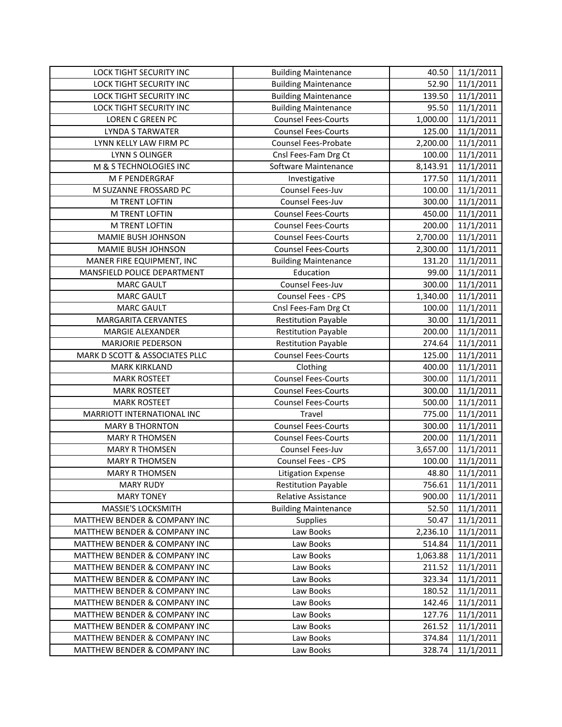| | | | |
|---|---|---|---|
| LOCK TIGHT SECURITY INC | Building Maintenance | 40.50 | 11/1/2011 |
| LOCK TIGHT SECURITY INC | Building Maintenance | 52.90 | 11/1/2011 |
| LOCK TIGHT SECURITY INC | Building Maintenance | 139.50 | 11/1/2011 |
| LOCK TIGHT SECURITY INC | Building Maintenance | 95.50 | 11/1/2011 |
| LOREN C GREEN PC | Counsel Fees-Courts | 1,000.00 | 11/1/2011 |
| LYNDA S TARWATER | Counsel Fees-Courts | 125.00 | 11/1/2011 |
| LYNN KELLY LAW FIRM PC | Counsel Fees-Probate | 2,200.00 | 11/1/2011 |
| LYNN S OLINGER | Cnsl Fees-Fam Drg Ct | 100.00 | 11/1/2011 |
| M & S TECHNOLOGIES INC | Software Maintenance | 8,143.91 | 11/1/2011 |
| M F PENDERGRAF | Investigative | 177.50 | 11/1/2011 |
| M SUZANNE FROSSARD PC | Counsel Fees-Juv | 100.00 | 11/1/2011 |
| M TRENT LOFTIN | Counsel Fees-Juv | 300.00 | 11/1/2011 |
| M TRENT LOFTIN | Counsel Fees-Courts | 450.00 | 11/1/2011 |
| M TRENT LOFTIN | Counsel Fees-Courts | 200.00 | 11/1/2011 |
| MAMIE BUSH JOHNSON | Counsel Fees-Courts | 2,700.00 | 11/1/2011 |
| MAMIE BUSH JOHNSON | Counsel Fees-Courts | 2,300.00 | 11/1/2011 |
| MANER FIRE EQUIPMENT, INC | Building Maintenance | 131.20 | 11/1/2011 |
| MANSFIELD POLICE DEPARTMENT | Education | 99.00 | 11/1/2011 |
| MARC GAULT | Counsel Fees-Juv | 300.00 | 11/1/2011 |
| MARC GAULT | Counsel Fees - CPS | 1,340.00 | 11/1/2011 |
| MARC GAULT | Cnsl Fees-Fam Drg Ct | 100.00 | 11/1/2011 |
| MARGARITA CERVANTES | Restitution Payable | 30.00 | 11/1/2011 |
| MARGIE ALEXANDER | Restitution Payable | 200.00 | 11/1/2011 |
| MARJORIE PEDERSON | Restitution Payable | 274.64 | 11/1/2011 |
| MARK D SCOTT & ASSOCIATES PLLC | Counsel Fees-Courts | 125.00 | 11/1/2011 |
| MARK KIRKLAND | Clothing | 400.00 | 11/1/2011 |
| MARK ROSTEET | Counsel Fees-Courts | 300.00 | 11/1/2011 |
| MARK ROSTEET | Counsel Fees-Courts | 300.00 | 11/1/2011 |
| MARK ROSTEET | Counsel Fees-Courts | 500.00 | 11/1/2011 |
| MARRIOTT INTERNATIONAL INC | Travel | 775.00 | 11/1/2011 |
| MARY B THORNTON | Counsel Fees-Courts | 300.00 | 11/1/2011 |
| MARY R THOMSEN | Counsel Fees-Courts | 200.00 | 11/1/2011 |
| MARY R THOMSEN | Counsel Fees-Juv | 3,657.00 | 11/1/2011 |
| MARY R THOMSEN | Counsel Fees - CPS | 100.00 | 11/1/2011 |
| MARY R THOMSEN | Litigation Expense | 48.80 | 11/1/2011 |
| MARY RUDY | Restitution Payable | 756.61 | 11/1/2011 |
| MARY TONEY | Relative Assistance | 900.00 | 11/1/2011 |
| MASSIE'S LOCKSMITH | Building Maintenance | 52.50 | 11/1/2011 |
| MATTHEW BENDER & COMPANY INC | Supplies | 50.47 | 11/1/2011 |
| MATTHEW BENDER & COMPANY INC | Law Books | 2,236.10 | 11/1/2011 |
| MATTHEW BENDER & COMPANY INC | Law Books | 514.84 | 11/1/2011 |
| MATTHEW BENDER & COMPANY INC | Law Books | 1,063.88 | 11/1/2011 |
| MATTHEW BENDER & COMPANY INC | Law Books | 211.52 | 11/1/2011 |
| MATTHEW BENDER & COMPANY INC | Law Books | 323.34 | 11/1/2011 |
| MATTHEW BENDER & COMPANY INC | Law Books | 180.52 | 11/1/2011 |
| MATTHEW BENDER & COMPANY INC | Law Books | 142.46 | 11/1/2011 |
| MATTHEW BENDER & COMPANY INC | Law Books | 127.76 | 11/1/2011 |
| MATTHEW BENDER & COMPANY INC | Law Books | 261.52 | 11/1/2011 |
| MATTHEW BENDER & COMPANY INC | Law Books | 374.84 | 11/1/2011 |
| MATTHEW BENDER & COMPANY INC | Law Books | 328.74 | 11/1/2011 |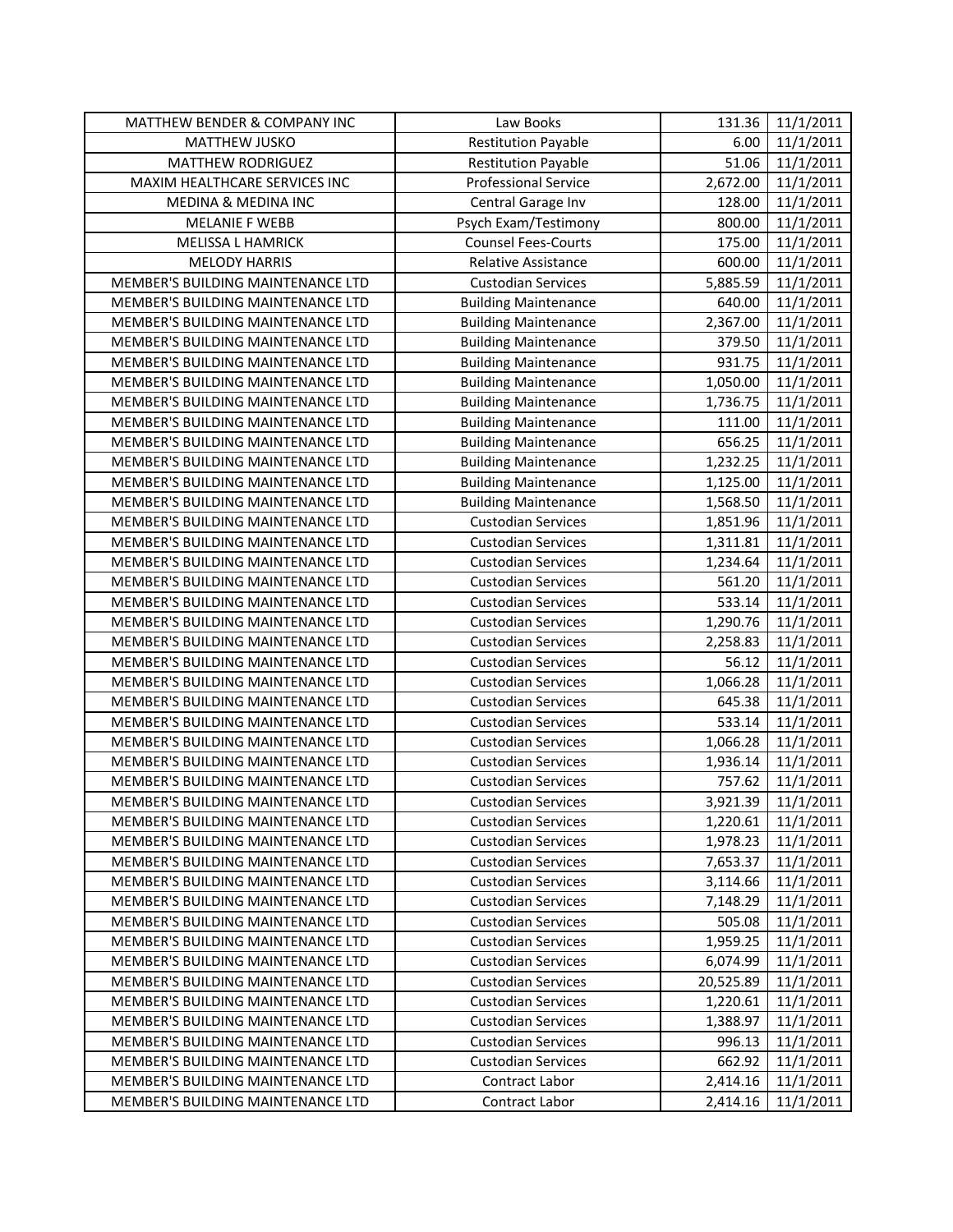| MATTHEW BENDER & COMPANY INC | Law Books | 131.36 | 11/1/2011 |
|---|---|---|---|
| MATTHEW JUSKO | Restitution Payable | 6.00 | 11/1/2011 |
| MATTHEW RODRIGUEZ | Restitution Payable | 51.06 | 11/1/2011 |
| MAXIM HEALTHCARE SERVICES INC | Professional Service | 2,672.00 | 11/1/2011 |
| MEDINA & MEDINA INC | Central Garage Inv | 128.00 | 11/1/2011 |
| MELANIE F WEBB | Psych Exam/Testimony | 800.00 | 11/1/2011 |
| MELISSA L HAMRICK | Counsel Fees-Courts | 175.00 | 11/1/2011 |
| MELODY HARRIS | Relative Assistance | 600.00 | 11/1/2011 |
| MEMBER'S BUILDING MAINTENANCE LTD | Custodian Services | 5,885.59 | 11/1/2011 |
| MEMBER'S BUILDING MAINTENANCE LTD | Building Maintenance | 640.00 | 11/1/2011 |
| MEMBER'S BUILDING MAINTENANCE LTD | Building Maintenance | 2,367.00 | 11/1/2011 |
| MEMBER'S BUILDING MAINTENANCE LTD | Building Maintenance | 379.50 | 11/1/2011 |
| MEMBER'S BUILDING MAINTENANCE LTD | Building Maintenance | 931.75 | 11/1/2011 |
| MEMBER'S BUILDING MAINTENANCE LTD | Building Maintenance | 1,050.00 | 11/1/2011 |
| MEMBER'S BUILDING MAINTENANCE LTD | Building Maintenance | 1,736.75 | 11/1/2011 |
| MEMBER'S BUILDING MAINTENANCE LTD | Building Maintenance | 111.00 | 11/1/2011 |
| MEMBER'S BUILDING MAINTENANCE LTD | Building Maintenance | 656.25 | 11/1/2011 |
| MEMBER'S BUILDING MAINTENANCE LTD | Building Maintenance | 1,232.25 | 11/1/2011 |
| MEMBER'S BUILDING MAINTENANCE LTD | Building Maintenance | 1,125.00 | 11/1/2011 |
| MEMBER'S BUILDING MAINTENANCE LTD | Building Maintenance | 1,568.50 | 11/1/2011 |
| MEMBER'S BUILDING MAINTENANCE LTD | Custodian Services | 1,851.96 | 11/1/2011 |
| MEMBER'S BUILDING MAINTENANCE LTD | Custodian Services | 1,311.81 | 11/1/2011 |
| MEMBER'S BUILDING MAINTENANCE LTD | Custodian Services | 1,234.64 | 11/1/2011 |
| MEMBER'S BUILDING MAINTENANCE LTD | Custodian Services | 561.20 | 11/1/2011 |
| MEMBER'S BUILDING MAINTENANCE LTD | Custodian Services | 533.14 | 11/1/2011 |
| MEMBER'S BUILDING MAINTENANCE LTD | Custodian Services | 1,290.76 | 11/1/2011 |
| MEMBER'S BUILDING MAINTENANCE LTD | Custodian Services | 2,258.83 | 11/1/2011 |
| MEMBER'S BUILDING MAINTENANCE LTD | Custodian Services | 56.12 | 11/1/2011 |
| MEMBER'S BUILDING MAINTENANCE LTD | Custodian Services | 1,066.28 | 11/1/2011 |
| MEMBER'S BUILDING MAINTENANCE LTD | Custodian Services | 645.38 | 11/1/2011 |
| MEMBER'S BUILDING MAINTENANCE LTD | Custodian Services | 533.14 | 11/1/2011 |
| MEMBER'S BUILDING MAINTENANCE LTD | Custodian Services | 1,066.28 | 11/1/2011 |
| MEMBER'S BUILDING MAINTENANCE LTD | Custodian Services | 1,936.14 | 11/1/2011 |
| MEMBER'S BUILDING MAINTENANCE LTD | Custodian Services | 757.62 | 11/1/2011 |
| MEMBER'S BUILDING MAINTENANCE LTD | Custodian Services | 3,921.39 | 11/1/2011 |
| MEMBER'S BUILDING MAINTENANCE LTD | Custodian Services | 1,220.61 | 11/1/2011 |
| MEMBER'S BUILDING MAINTENANCE LTD | Custodian Services | 1,978.23 | 11/1/2011 |
| MEMBER'S BUILDING MAINTENANCE LTD | Custodian Services | 7,653.37 | 11/1/2011 |
| MEMBER'S BUILDING MAINTENANCE LTD | Custodian Services | 3,114.66 | 11/1/2011 |
| MEMBER'S BUILDING MAINTENANCE LTD | Custodian Services | 7,148.29 | 11/1/2011 |
| MEMBER'S BUILDING MAINTENANCE LTD | Custodian Services | 505.08 | 11/1/2011 |
| MEMBER'S BUILDING MAINTENANCE LTD | Custodian Services | 1,959.25 | 11/1/2011 |
| MEMBER'S BUILDING MAINTENANCE LTD | Custodian Services | 6,074.99 | 11/1/2011 |
| MEMBER'S BUILDING MAINTENANCE LTD | Custodian Services | 20,525.89 | 11/1/2011 |
| MEMBER'S BUILDING MAINTENANCE LTD | Custodian Services | 1,220.61 | 11/1/2011 |
| MEMBER'S BUILDING MAINTENANCE LTD | Custodian Services | 1,388.97 | 11/1/2011 |
| MEMBER'S BUILDING MAINTENANCE LTD | Custodian Services | 996.13 | 11/1/2011 |
| MEMBER'S BUILDING MAINTENANCE LTD | Custodian Services | 662.92 | 11/1/2011 |
| MEMBER'S BUILDING MAINTENANCE LTD | Contract Labor | 2,414.16 | 11/1/2011 |
| MEMBER'S BUILDING MAINTENANCE LTD | Contract Labor | 2,414.16 | 11/1/2011 |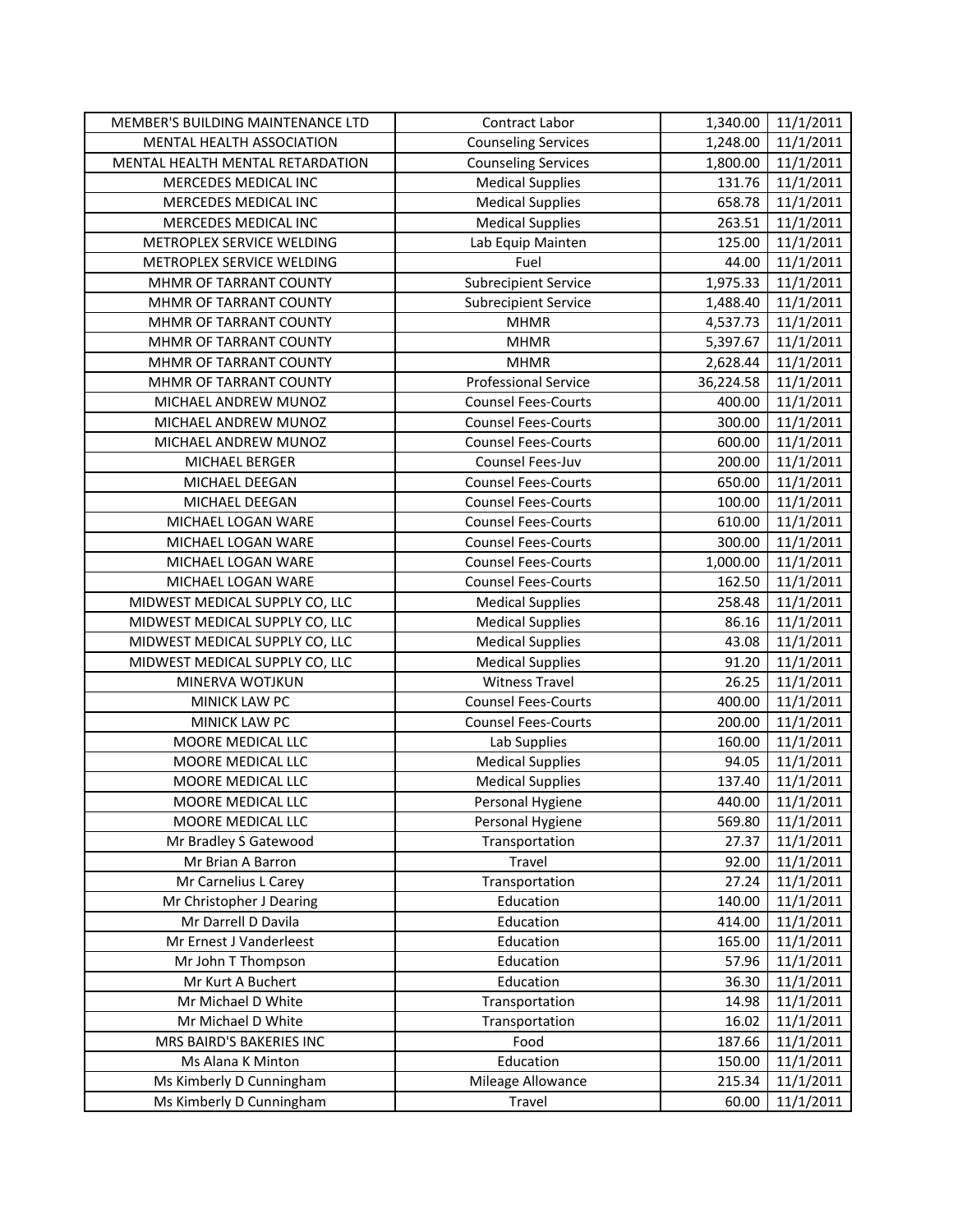| | | | |
|---|---|---|---|
| MEMBER'S BUILDING MAINTENANCE LTD | Contract Labor | 1,340.00 | 11/1/2011 |
| MENTAL HEALTH ASSOCIATION | Counseling Services | 1,248.00 | 11/1/2011 |
| MENTAL HEALTH MENTAL RETARDATION | Counseling Services | 1,800.00 | 11/1/2011 |
| MERCEDES MEDICAL INC | Medical Supplies | 131.76 | 11/1/2011 |
| MERCEDES MEDICAL INC | Medical Supplies | 658.78 | 11/1/2011 |
| MERCEDES MEDICAL INC | Medical Supplies | 263.51 | 11/1/2011 |
| METROPLEX SERVICE WELDING | Lab Equip Mainten | 125.00 | 11/1/2011 |
| METROPLEX SERVICE WELDING | Fuel | 44.00 | 11/1/2011 |
| MHMR OF TARRANT COUNTY | Subrecipient Service | 1,975.33 | 11/1/2011 |
| MHMR OF TARRANT COUNTY | Subrecipient Service | 1,488.40 | 11/1/2011 |
| MHMR OF TARRANT COUNTY | MHMR | 4,537.73 | 11/1/2011 |
| MHMR OF TARRANT COUNTY | MHMR | 5,397.67 | 11/1/2011 |
| MHMR OF TARRANT COUNTY | MHMR | 2,628.44 | 11/1/2011 |
| MHMR OF TARRANT COUNTY | Professional Service | 36,224.58 | 11/1/2011 |
| MICHAEL ANDREW MUNOZ | Counsel Fees-Courts | 400.00 | 11/1/2011 |
| MICHAEL ANDREW MUNOZ | Counsel Fees-Courts | 300.00 | 11/1/2011 |
| MICHAEL ANDREW MUNOZ | Counsel Fees-Courts | 600.00 | 11/1/2011 |
| MICHAEL BERGER | Counsel Fees-Juv | 200.00 | 11/1/2011 |
| MICHAEL DEEGAN | Counsel Fees-Courts | 650.00 | 11/1/2011 |
| MICHAEL DEEGAN | Counsel Fees-Courts | 100.00 | 11/1/2011 |
| MICHAEL LOGAN WARE | Counsel Fees-Courts | 610.00 | 11/1/2011 |
| MICHAEL LOGAN WARE | Counsel Fees-Courts | 300.00 | 11/1/2011 |
| MICHAEL LOGAN WARE | Counsel Fees-Courts | 1,000.00 | 11/1/2011 |
| MICHAEL LOGAN WARE | Counsel Fees-Courts | 162.50 | 11/1/2011 |
| MIDWEST MEDICAL SUPPLY CO, LLC | Medical Supplies | 258.48 | 11/1/2011 |
| MIDWEST MEDICAL SUPPLY CO, LLC | Medical Supplies | 86.16 | 11/1/2011 |
| MIDWEST MEDICAL SUPPLY CO, LLC | Medical Supplies | 43.08 | 11/1/2011 |
| MIDWEST MEDICAL SUPPLY CO, LLC | Medical Supplies | 91.20 | 11/1/2011 |
| MINERVA WOTJKUN | Witness Travel | 26.25 | 11/1/2011 |
| MINICK LAW PC | Counsel Fees-Courts | 400.00 | 11/1/2011 |
| MINICK LAW PC | Counsel Fees-Courts | 200.00 | 11/1/2011 |
| MOORE MEDICAL LLC | Lab Supplies | 160.00 | 11/1/2011 |
| MOORE MEDICAL LLC | Medical Supplies | 94.05 | 11/1/2011 |
| MOORE MEDICAL LLC | Medical Supplies | 137.40 | 11/1/2011 |
| MOORE MEDICAL LLC | Personal Hygiene | 440.00 | 11/1/2011 |
| MOORE MEDICAL LLC | Personal Hygiene | 569.80 | 11/1/2011 |
| Mr Bradley S Gatewood | Transportation | 27.37 | 11/1/2011 |
| Mr Brian A Barron | Travel | 92.00 | 11/1/2011 |
| Mr Carnelius L Carey | Transportation | 27.24 | 11/1/2011 |
| Mr Christopher J Dearing | Education | 140.00 | 11/1/2011 |
| Mr Darrell D Davila | Education | 414.00 | 11/1/2011 |
| Mr Ernest J Vanderleest | Education | 165.00 | 11/1/2011 |
| Mr John T Thompson | Education | 57.96 | 11/1/2011 |
| Mr Kurt A Buchert | Education | 36.30 | 11/1/2011 |
| Mr Michael D White | Transportation | 14.98 | 11/1/2011 |
| Mr Michael D White | Transportation | 16.02 | 11/1/2011 |
| MRS BAIRD'S BAKERIES INC | Food | 187.66 | 11/1/2011 |
| Ms Alana K Minton | Education | 150.00 | 11/1/2011 |
| Ms Kimberly D Cunningham | Mileage Allowance | 215.34 | 11/1/2011 |
| Ms Kimberly D Cunningham | Travel | 60.00 | 11/1/2011 |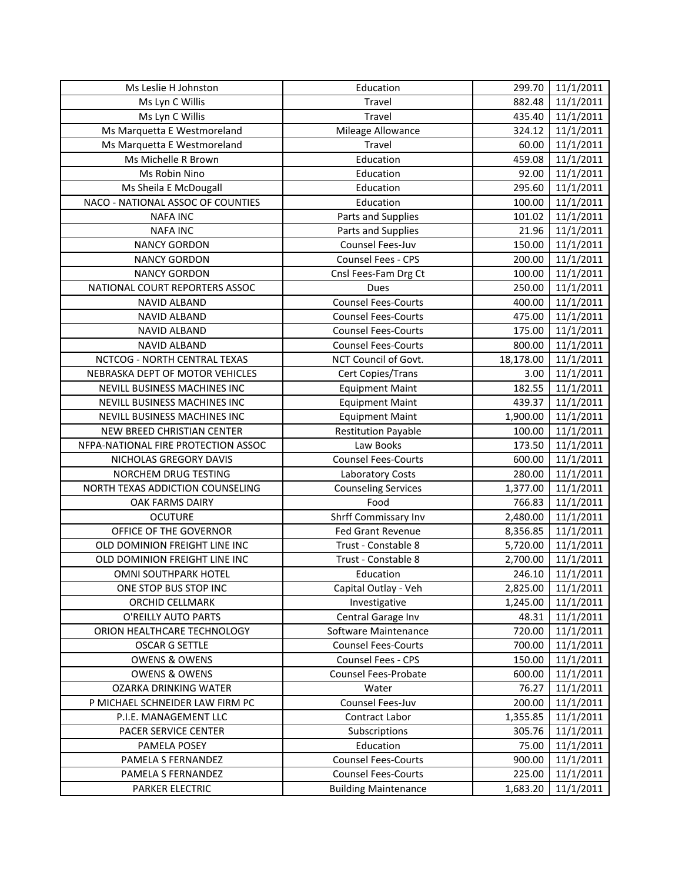| Ms Leslie H Johnston | Education | 299.70 | 11/1/2011 |
|---|---|---|---|
| Ms Lyn C Willis | Travel | 882.48 | 11/1/2011 |
| Ms Lyn C Willis | Travel | 435.40 | 11/1/2011 |
| Ms Marquetta E Westmoreland | Mileage Allowance | 324.12 | 11/1/2011 |
| Ms Marquetta E Westmoreland | Travel | 60.00 | 11/1/2011 |
| Ms Michelle R Brown | Education | 459.08 | 11/1/2011 |
| Ms Robin Nino | Education | 92.00 | 11/1/2011 |
| Ms Sheila E McDougall | Education | 295.60 | 11/1/2011 |
| NACO - NATIONAL ASSOC OF COUNTIES | Education | 100.00 | 11/1/2011 |
| NAFA INC | Parts and Supplies | 101.02 | 11/1/2011 |
| NAFA INC | Parts and Supplies | 21.96 | 11/1/2011 |
| NANCY GORDON | Counsel Fees-Juv | 150.00 | 11/1/2011 |
| NANCY GORDON | Counsel Fees - CPS | 200.00 | 11/1/2011 |
| NANCY GORDON | Cnsl Fees-Fam Drg Ct | 100.00 | 11/1/2011 |
| NATIONAL COURT REPORTERS ASSOC | Dues | 250.00 | 11/1/2011 |
| NAVID ALBAND | Counsel Fees-Courts | 400.00 | 11/1/2011 |
| NAVID ALBAND | Counsel Fees-Courts | 475.00 | 11/1/2011 |
| NAVID ALBAND | Counsel Fees-Courts | 175.00 | 11/1/2011 |
| NAVID ALBAND | Counsel Fees-Courts | 800.00 | 11/1/2011 |
| NCTCOG - NORTH CENTRAL TEXAS | NCT Council of Govt. | 18,178.00 | 11/1/2011 |
| NEBRASKA DEPT OF MOTOR VEHICLES | Cert Copies/Trans | 3.00 | 11/1/2011 |
| NEVILL BUSINESS MACHINES INC | Equipment Maint | 182.55 | 11/1/2011 |
| NEVILL BUSINESS MACHINES INC | Equipment Maint | 439.37 | 11/1/2011 |
| NEVILL BUSINESS MACHINES INC | Equipment Maint | 1,900.00 | 11/1/2011 |
| NEW BREED CHRISTIAN CENTER | Restitution Payable | 100.00 | 11/1/2011 |
| NFPA-NATIONAL FIRE PROTECTION ASSOC | Law Books | 173.50 | 11/1/2011 |
| NICHOLAS GREGORY DAVIS | Counsel Fees-Courts | 600.00 | 11/1/2011 |
| NORCHEM DRUG TESTING | Laboratory Costs | 280.00 | 11/1/2011 |
| NORTH TEXAS ADDICTION COUNSELING | Counseling Services | 1,377.00 | 11/1/2011 |
| OAK FARMS DAIRY | Food | 766.83 | 11/1/2011 |
| OCUTURE | Shrff Commissary Inv | 2,480.00 | 11/1/2011 |
| OFFICE OF THE GOVERNOR | Fed Grant Revenue | 8,356.85 | 11/1/2011 |
| OLD DOMINION FREIGHT LINE INC | Trust - Constable 8 | 5,720.00 | 11/1/2011 |
| OLD DOMINION FREIGHT LINE INC | Trust - Constable 8 | 2,700.00 | 11/1/2011 |
| OMNI SOUTHPARK HOTEL | Education | 246.10 | 11/1/2011 |
| ONE STOP BUS STOP INC | Capital Outlay - Veh | 2,825.00 | 11/1/2011 |
| ORCHID CELLMARK | Investigative | 1,245.00 | 11/1/2011 |
| O'REILLY AUTO PARTS | Central Garage Inv | 48.31 | 11/1/2011 |
| ORION HEALTHCARE TECHNOLOGY | Software Maintenance | 720.00 | 11/1/2011 |
| OSCAR G SETTLE | Counsel Fees-Courts | 700.00 | 11/1/2011 |
| OWENS & OWENS | Counsel Fees - CPS | 150.00 | 11/1/2011 |
| OWENS & OWENS | Counsel Fees-Probate | 600.00 | 11/1/2011 |
| OZARKA DRINKING WATER | Water | 76.27 | 11/1/2011 |
| P MICHAEL SCHNEIDER LAW FIRM PC | Counsel Fees-Juv | 200.00 | 11/1/2011 |
| P.I.E. MANAGEMENT LLC | Contract Labor | 1,355.85 | 11/1/2011 |
| PACER SERVICE CENTER | Subscriptions | 305.76 | 11/1/2011 |
| PAMELA POSEY | Education | 75.00 | 11/1/2011 |
| PAMELA S FERNANDEZ | Counsel Fees-Courts | 900.00 | 11/1/2011 |
| PAMELA S FERNANDEZ | Counsel Fees-Courts | 225.00 | 11/1/2011 |
| PARKER ELECTRIC | Building Maintenance | 1,683.20 | 11/1/2011 |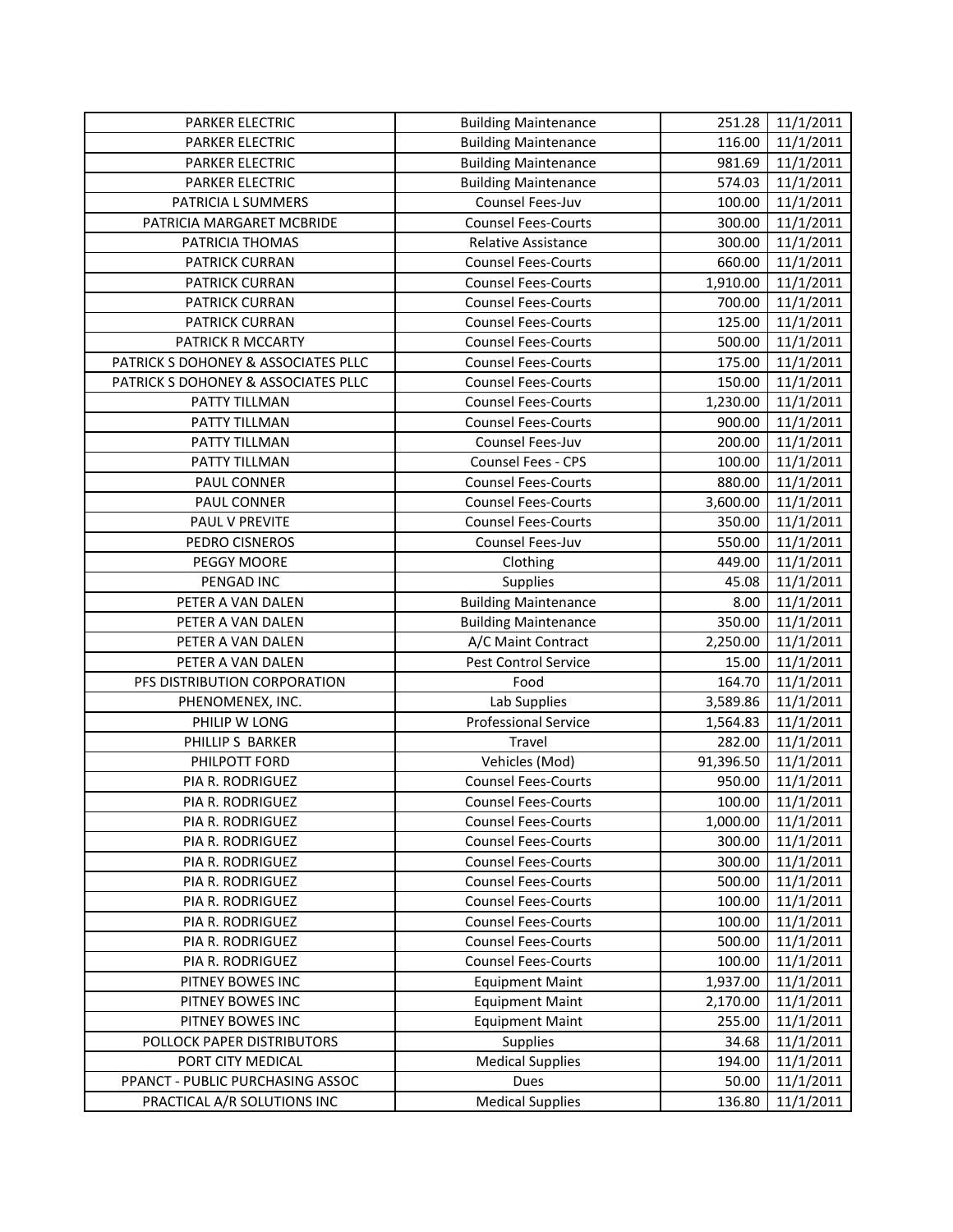| | | | |
|---|---|---|---|
| PARKER ELECTRIC | Building Maintenance | 251.28 | 11/1/2011 |
| PARKER ELECTRIC | Building Maintenance | 116.00 | 11/1/2011 |
| PARKER ELECTRIC | Building Maintenance | 981.69 | 11/1/2011 |
| PARKER ELECTRIC | Building Maintenance | 574.03 | 11/1/2011 |
| PATRICIA L SUMMERS | Counsel Fees-Juv | 100.00 | 11/1/2011 |
| PATRICIA MARGARET MCBRIDE | Counsel Fees-Courts | 300.00 | 11/1/2011 |
| PATRICIA THOMAS | Relative Assistance | 300.00 | 11/1/2011 |
| PATRICK CURRAN | Counsel Fees-Courts | 660.00 | 11/1/2011 |
| PATRICK CURRAN | Counsel Fees-Courts | 1,910.00 | 11/1/2011 |
| PATRICK CURRAN | Counsel Fees-Courts | 700.00 | 11/1/2011 |
| PATRICK CURRAN | Counsel Fees-Courts | 125.00 | 11/1/2011 |
| PATRICK R MCCARTY | Counsel Fees-Courts | 500.00 | 11/1/2011 |
| PATRICK S DOHONEY & ASSOCIATES PLLC | Counsel Fees-Courts | 175.00 | 11/1/2011 |
| PATRICK S DOHONEY & ASSOCIATES PLLC | Counsel Fees-Courts | 150.00 | 11/1/2011 |
| PATTY TILLMAN | Counsel Fees-Courts | 1,230.00 | 11/1/2011 |
| PATTY TILLMAN | Counsel Fees-Courts | 900.00 | 11/1/2011 |
| PATTY TILLMAN | Counsel Fees-Juv | 200.00 | 11/1/2011 |
| PATTY TILLMAN | Counsel Fees - CPS | 100.00 | 11/1/2011 |
| PAUL CONNER | Counsel Fees-Courts | 880.00 | 11/1/2011 |
| PAUL CONNER | Counsel Fees-Courts | 3,600.00 | 11/1/2011 |
| PAUL V PREVITE | Counsel Fees-Courts | 350.00 | 11/1/2011 |
| PEDRO CISNEROS | Counsel Fees-Juv | 550.00 | 11/1/2011 |
| PEGGY MOORE | Clothing | 449.00 | 11/1/2011 |
| PENGAD INC | Supplies | 45.08 | 11/1/2011 |
| PETER A VAN DALEN | Building Maintenance | 8.00 | 11/1/2011 |
| PETER A VAN DALEN | Building Maintenance | 350.00 | 11/1/2011 |
| PETER A VAN DALEN | A/C Maint Contract | 2,250.00 | 11/1/2011 |
| PETER A VAN DALEN | Pest Control Service | 15.00 | 11/1/2011 |
| PFS DISTRIBUTION CORPORATION | Food | 164.70 | 11/1/2011 |
| PHENOMENEX, INC. | Lab Supplies | 3,589.86 | 11/1/2011 |
| PHILIP W LONG | Professional Service | 1,564.83 | 11/1/2011 |
| PHILLIP S BARKER | Travel | 282.00 | 11/1/2011 |
| PHILPOTT FORD | Vehicles (Mod) | 91,396.50 | 11/1/2011 |
| PIA R. RODRIGUEZ | Counsel Fees-Courts | 950.00 | 11/1/2011 |
| PIA R. RODRIGUEZ | Counsel Fees-Courts | 100.00 | 11/1/2011 |
| PIA R. RODRIGUEZ | Counsel Fees-Courts | 1,000.00 | 11/1/2011 |
| PIA R. RODRIGUEZ | Counsel Fees-Courts | 300.00 | 11/1/2011 |
| PIA R. RODRIGUEZ | Counsel Fees-Courts | 300.00 | 11/1/2011 |
| PIA R. RODRIGUEZ | Counsel Fees-Courts | 500.00 | 11/1/2011 |
| PIA R. RODRIGUEZ | Counsel Fees-Courts | 100.00 | 11/1/2011 |
| PIA R. RODRIGUEZ | Counsel Fees-Courts | 100.00 | 11/1/2011 |
| PIA R. RODRIGUEZ | Counsel Fees-Courts | 500.00 | 11/1/2011 |
| PIA R. RODRIGUEZ | Counsel Fees-Courts | 100.00 | 11/1/2011 |
| PITNEY BOWES INC | Equipment Maint | 1,937.00 | 11/1/2011 |
| PITNEY BOWES INC | Equipment Maint | 2,170.00 | 11/1/2011 |
| PITNEY BOWES INC | Equipment Maint | 255.00 | 11/1/2011 |
| POLLOCK PAPER DISTRIBUTORS | Supplies | 34.68 | 11/1/2011 |
| PORT CITY MEDICAL | Medical Supplies | 194.00 | 11/1/2011 |
| PPANCT - PUBLIC PURCHASING ASSOC | Dues | 50.00 | 11/1/2011 |
| PRACTICAL A/R SOLUTIONS INC | Medical Supplies | 136.80 | 11/1/2011 |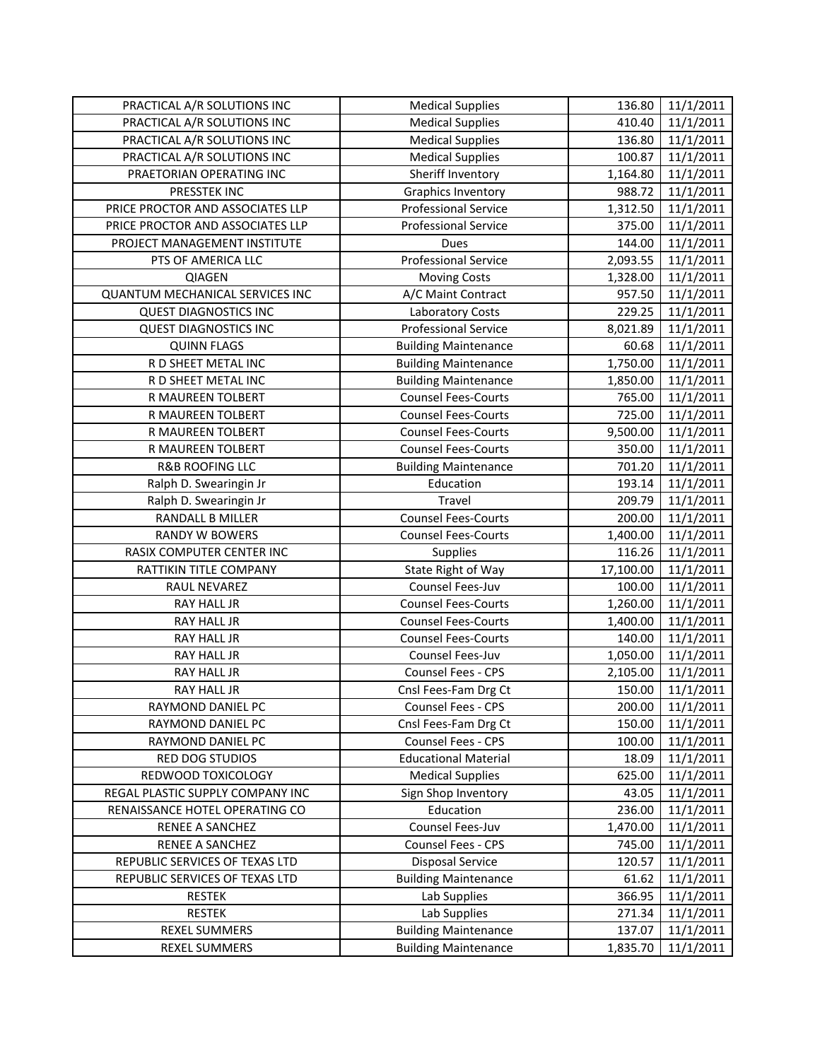| PRACTICAL A/R SOLUTIONS INC | Medical Supplies | 136.80 | 11/1/2011 |
|---|---|---|---|
| PRACTICAL A/R SOLUTIONS INC | Medical Supplies | 410.40 | 11/1/2011 |
| PRACTICAL A/R SOLUTIONS INC | Medical Supplies | 136.80 | 11/1/2011 |
| PRACTICAL A/R SOLUTIONS INC | Medical Supplies | 100.87 | 11/1/2011 |
| PRAETORIAN OPERATING INC | Sheriff Inventory | 1,164.80 | 11/1/2011 |
| PRESSTEK INC | Graphics Inventory | 988.72 | 11/1/2011 |
| PRICE PROCTOR AND ASSOCIATES LLP | Professional Service | 1,312.50 | 11/1/2011 |
| PRICE PROCTOR AND ASSOCIATES LLP | Professional Service | 375.00 | 11/1/2011 |
| PROJECT MANAGEMENT INSTITUTE | Dues | 144.00 | 11/1/2011 |
| PTS OF AMERICA LLC | Professional Service | 2,093.55 | 11/1/2011 |
| QIAGEN | Moving Costs | 1,328.00 | 11/1/2011 |
| QUANTUM MECHANICAL SERVICES INC | A/C Maint Contract | 957.50 | 11/1/2011 |
| QUEST DIAGNOSTICS INC | Laboratory Costs | 229.25 | 11/1/2011 |
| QUEST DIAGNOSTICS INC | Professional Service | 8,021.89 | 11/1/2011 |
| QUINN FLAGS | Building Maintenance | 60.68 | 11/1/2011 |
| R D SHEET METAL INC | Building Maintenance | 1,750.00 | 11/1/2011 |
| R D SHEET METAL INC | Building Maintenance | 1,850.00 | 11/1/2011 |
| R MAUREEN TOLBERT | Counsel Fees-Courts | 765.00 | 11/1/2011 |
| R MAUREEN TOLBERT | Counsel Fees-Courts | 725.00 | 11/1/2011 |
| R MAUREEN TOLBERT | Counsel Fees-Courts | 9,500.00 | 11/1/2011 |
| R MAUREEN TOLBERT | Counsel Fees-Courts | 350.00 | 11/1/2011 |
| R&B ROOFING LLC | Building Maintenance | 701.20 | 11/1/2011 |
| Ralph D. Swearingin Jr | Education | 193.14 | 11/1/2011 |
| Ralph D. Swearingin Jr | Travel | 209.79 | 11/1/2011 |
| RANDALL B MILLER | Counsel Fees-Courts | 200.00 | 11/1/2011 |
| RANDY W BOWERS | Counsel Fees-Courts | 1,400.00 | 11/1/2011 |
| RASIX COMPUTER CENTER INC | Supplies | 116.26 | 11/1/2011 |
| RATTIKIN TITLE COMPANY | State Right of Way | 17,100.00 | 11/1/2011 |
| RAUL NEVAREZ | Counsel Fees-Juv | 100.00 | 11/1/2011 |
| RAY HALL JR | Counsel Fees-Courts | 1,260.00 | 11/1/2011 |
| RAY HALL JR | Counsel Fees-Courts | 1,400.00 | 11/1/2011 |
| RAY HALL JR | Counsel Fees-Courts | 140.00 | 11/1/2011 |
| RAY HALL JR | Counsel Fees-Juv | 1,050.00 | 11/1/2011 |
| RAY HALL JR | Counsel Fees - CPS | 2,105.00 | 11/1/2011 |
| RAY HALL JR | Cnsl Fees-Fam Drg Ct | 150.00 | 11/1/2011 |
| RAYMOND DANIEL PC | Counsel Fees - CPS | 200.00 | 11/1/2011 |
| RAYMOND DANIEL PC | Cnsl Fees-Fam Drg Ct | 150.00 | 11/1/2011 |
| RAYMOND DANIEL PC | Counsel Fees - CPS | 100.00 | 11/1/2011 |
| RED DOG STUDIOS | Educational Material | 18.09 | 11/1/2011 |
| REDWOOD TOXICOLOGY | Medical Supplies | 625.00 | 11/1/2011 |
| REGAL PLASTIC SUPPLY COMPANY INC | Sign Shop Inventory | 43.05 | 11/1/2011 |
| RENAISSANCE HOTEL OPERATING CO | Education | 236.00 | 11/1/2011 |
| RENEE A SANCHEZ | Counsel Fees-Juv | 1,470.00 | 11/1/2011 |
| RENEE A SANCHEZ | Counsel Fees - CPS | 745.00 | 11/1/2011 |
| REPUBLIC SERVICES OF TEXAS LTD | Disposal Service | 120.57 | 11/1/2011 |
| REPUBLIC SERVICES OF TEXAS LTD | Building Maintenance | 61.62 | 11/1/2011 |
| RESTEK | Lab Supplies | 366.95 | 11/1/2011 |
| RESTEK | Lab Supplies | 271.34 | 11/1/2011 |
| REXEL SUMMERS | Building Maintenance | 137.07 | 11/1/2011 |
| REXEL SUMMERS | Building Maintenance | 1,835.70 | 11/1/2011 |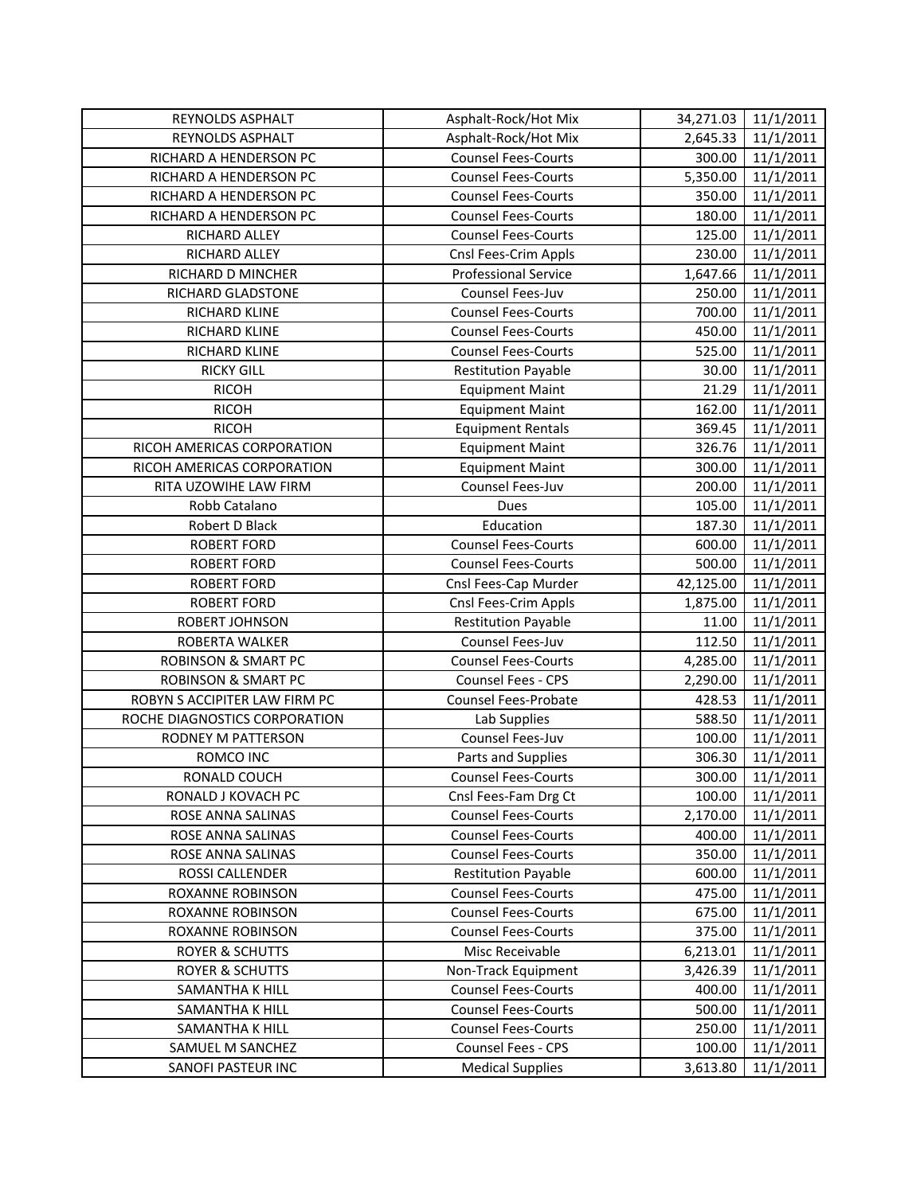| REYNOLDS ASPHALT | Asphalt-Rock/Hot Mix | 34,271.03 | 11/1/2011 |
|---|---|---|---|
| REYNOLDS ASPHALT | Asphalt-Rock/Hot Mix | 2,645.33 | 11/1/2011 |
| RICHARD A HENDERSON PC | Counsel Fees-Courts | 300.00 | 11/1/2011 |
| RICHARD A HENDERSON PC | Counsel Fees-Courts | 5,350.00 | 11/1/2011 |
| RICHARD A HENDERSON PC | Counsel Fees-Courts | 350.00 | 11/1/2011 |
| RICHARD A HENDERSON PC | Counsel Fees-Courts | 180.00 | 11/1/2011 |
| RICHARD ALLEY | Counsel Fees-Courts | 125.00 | 11/1/2011 |
| RICHARD ALLEY | Cnsl Fees-Crim Appls | 230.00 | 11/1/2011 |
| RICHARD D MINCHER | Professional Service | 1,647.66 | 11/1/2011 |
| RICHARD GLADSTONE | Counsel Fees-Juv | 250.00 | 11/1/2011 |
| RICHARD KLINE | Counsel Fees-Courts | 700.00 | 11/1/2011 |
| RICHARD KLINE | Counsel Fees-Courts | 450.00 | 11/1/2011 |
| RICHARD KLINE | Counsel Fees-Courts | 525.00 | 11/1/2011 |
| RICKY GILL | Restitution Payable | 30.00 | 11/1/2011 |
| RICOH | Equipment Maint | 21.29 | 11/1/2011 |
| RICOH | Equipment Maint | 162.00 | 11/1/2011 |
| RICOH | Equipment Rentals | 369.45 | 11/1/2011 |
| RICOH AMERICAS CORPORATION | Equipment Maint | 326.76 | 11/1/2011 |
| RICOH AMERICAS CORPORATION | Equipment Maint | 300.00 | 11/1/2011 |
| RITA UZOWIHE LAW FIRM | Counsel Fees-Juv | 200.00 | 11/1/2011 |
| Robb Catalano | Dues | 105.00 | 11/1/2011 |
| Robert D Black | Education | 187.30 | 11/1/2011 |
| ROBERT FORD | Counsel Fees-Courts | 600.00 | 11/1/2011 |
| ROBERT FORD | Counsel Fees-Courts | 500.00 | 11/1/2011 |
| ROBERT FORD | Cnsl Fees-Cap Murder | 42,125.00 | 11/1/2011 |
| ROBERT FORD | Cnsl Fees-Crim Appls | 1,875.00 | 11/1/2011 |
| ROBERT JOHNSON | Restitution Payable | 11.00 | 11/1/2011 |
| ROBERTA WALKER | Counsel Fees-Juv | 112.50 | 11/1/2011 |
| ROBINSON & SMART PC | Counsel Fees-Courts | 4,285.00 | 11/1/2011 |
| ROBINSON & SMART PC | Counsel Fees - CPS | 2,290.00 | 11/1/2011 |
| ROBYN S ACCIPITER LAW FIRM PC | Counsel Fees-Probate | 428.53 | 11/1/2011 |
| ROCHE DIAGNOSTICS CORPORATION | Lab Supplies | 588.50 | 11/1/2011 |
| RODNEY M PATTERSON | Counsel Fees-Juv | 100.00 | 11/1/2011 |
| ROMCO INC | Parts and Supplies | 306.30 | 11/1/2011 |
| RONALD COUCH | Counsel Fees-Courts | 300.00 | 11/1/2011 |
| RONALD J KOVACH PC | Cnsl Fees-Fam Drg Ct | 100.00 | 11/1/2011 |
| ROSE ANNA SALINAS | Counsel Fees-Courts | 2,170.00 | 11/1/2011 |
| ROSE ANNA SALINAS | Counsel Fees-Courts | 400.00 | 11/1/2011 |
| ROSE ANNA SALINAS | Counsel Fees-Courts | 350.00 | 11/1/2011 |
| ROSSI CALLENDER | Restitution Payable | 600.00 | 11/1/2011 |
| ROXANNE ROBINSON | Counsel Fees-Courts | 475.00 | 11/1/2011 |
| ROXANNE ROBINSON | Counsel Fees-Courts | 675.00 | 11/1/2011 |
| ROXANNE ROBINSON | Counsel Fees-Courts | 375.00 | 11/1/2011 |
| ROYER & SCHUTTS | Misc Receivable | 6,213.01 | 11/1/2011 |
| ROYER & SCHUTTS | Non-Track Equipment | 3,426.39 | 11/1/2011 |
| SAMANTHA K HILL | Counsel Fees-Courts | 400.00 | 11/1/2011 |
| SAMANTHA K HILL | Counsel Fees-Courts | 500.00 | 11/1/2011 |
| SAMANTHA K HILL | Counsel Fees-Courts | 250.00 | 11/1/2011 |
| SAMUEL M SANCHEZ | Counsel Fees - CPS | 100.00 | 11/1/2011 |
| SANOFI PASTEUR INC | Medical Supplies | 3,613.80 | 11/1/2011 |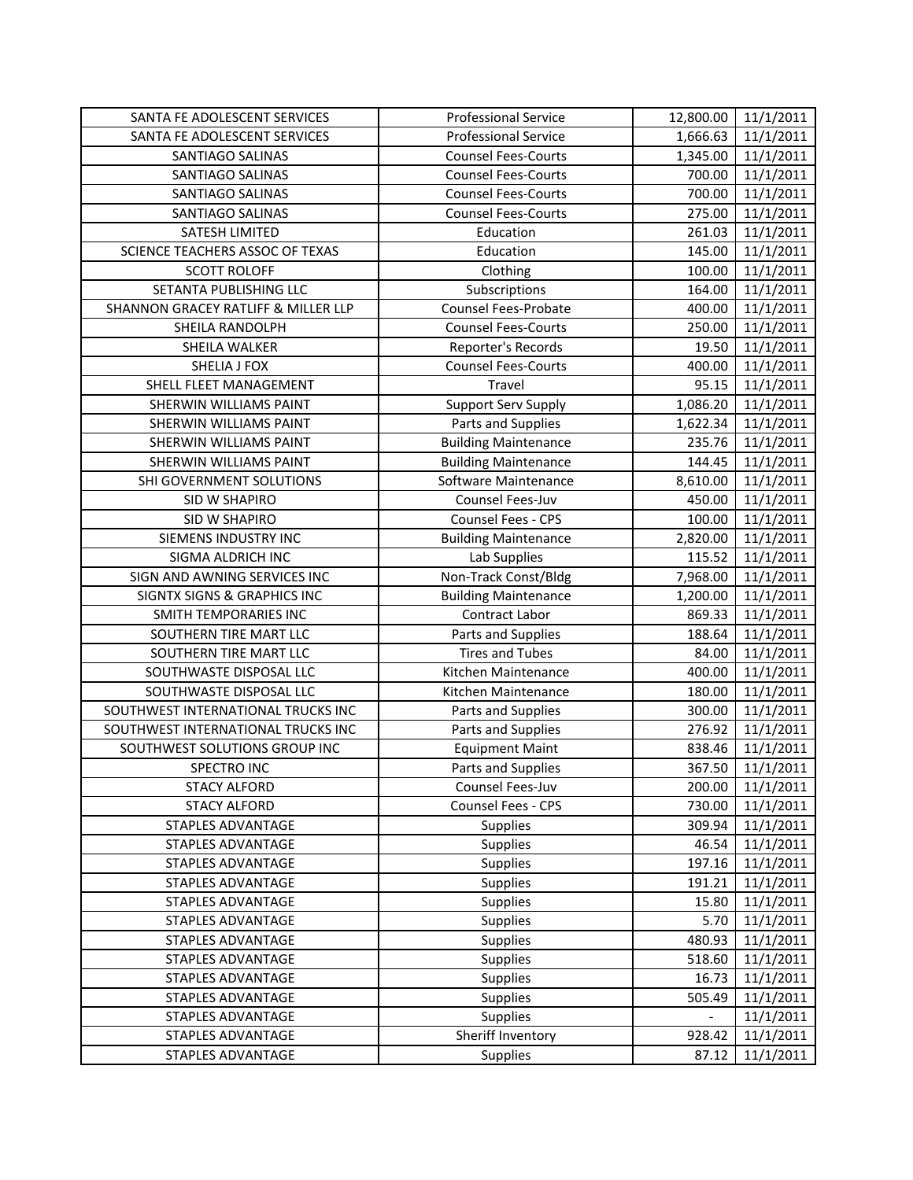| SANTA FE ADOLESCENT SERVICES | Professional Service | 12,800.00 | 11/1/2011 |
|---|---|---|---|
| SANTA FE ADOLESCENT SERVICES | Professional Service | 1,666.63 | 11/1/2011 |
| SANTIAGO SALINAS | Counsel Fees-Courts | 1,345.00 | 11/1/2011 |
| SANTIAGO SALINAS | Counsel Fees-Courts | 700.00 | 11/1/2011 |
| SANTIAGO SALINAS | Counsel Fees-Courts | 700.00 | 11/1/2011 |
| SANTIAGO SALINAS | Counsel Fees-Courts | 275.00 | 11/1/2011 |
| SATESH LIMITED | Education | 261.03 | 11/1/2011 |
| SCIENCE TEACHERS ASSOC OF TEXAS | Education | 145.00 | 11/1/2011 |
| SCOTT ROLOFF | Clothing | 100.00 | 11/1/2011 |
| SETANTA PUBLISHING LLC | Subscriptions | 164.00 | 11/1/2011 |
| SHANNON GRACEY RATLIFF & MILLER LLP | Counsel Fees-Probate | 400.00 | 11/1/2011 |
| SHEILA RANDOLPH | Counsel Fees-Courts | 250.00 | 11/1/2011 |
| SHEILA WALKER | Reporter's Records | 19.50 | 11/1/2011 |
| SHELIA J FOX | Counsel Fees-Courts | 400.00 | 11/1/2011 |
| SHELL FLEET MANAGEMENT | Travel | 95.15 | 11/1/2011 |
| SHERWIN WILLIAMS PAINT | Support Serv Supply | 1,086.20 | 11/1/2011 |
| SHERWIN WILLIAMS PAINT | Parts and Supplies | 1,622.34 | 11/1/2011 |
| SHERWIN WILLIAMS PAINT | Building Maintenance | 235.76 | 11/1/2011 |
| SHERWIN WILLIAMS PAINT | Building Maintenance | 144.45 | 11/1/2011 |
| SHI GOVERNMENT SOLUTIONS | Software Maintenance | 8,610.00 | 11/1/2011 |
| SID W SHAPIRO | Counsel Fees-Juv | 450.00 | 11/1/2011 |
| SID W SHAPIRO | Counsel Fees - CPS | 100.00 | 11/1/2011 |
| SIEMENS INDUSTRY INC | Building Maintenance | 2,820.00 | 11/1/2011 |
| SIGMA ALDRICH INC | Lab Supplies | 115.52 | 11/1/2011 |
| SIGN AND AWNING SERVICES INC | Non-Track Const/Bldg | 7,968.00 | 11/1/2011 |
| SIGNTX SIGNS & GRAPHICS INC | Building Maintenance | 1,200.00 | 11/1/2011 |
| SMITH TEMPORARIES INC | Contract Labor | 869.33 | 11/1/2011 |
| SOUTHERN TIRE MART LLC | Parts and Supplies | 188.64 | 11/1/2011 |
| SOUTHERN TIRE MART LLC | Tires and Tubes | 84.00 | 11/1/2011 |
| SOUTHWASTE DISPOSAL LLC | Kitchen Maintenance | 400.00 | 11/1/2011 |
| SOUTHWASTE DISPOSAL LLC | Kitchen Maintenance | 180.00 | 11/1/2011 |
| SOUTHWEST INTERNATIONAL TRUCKS INC | Parts and Supplies | 300.00 | 11/1/2011 |
| SOUTHWEST INTERNATIONAL TRUCKS INC | Parts and Supplies | 276.92 | 11/1/2011 |
| SOUTHWEST SOLUTIONS GROUP INC | Equipment Maint | 838.46 | 11/1/2011 |
| SPECTRO INC | Parts and Supplies | 367.50 | 11/1/2011 |
| STACY ALFORD | Counsel Fees-Juv | 200.00 | 11/1/2011 |
| STACY ALFORD | Counsel Fees - CPS | 730.00 | 11/1/2011 |
| STAPLES ADVANTAGE | Supplies | 309.94 | 11/1/2011 |
| STAPLES ADVANTAGE | Supplies | 46.54 | 11/1/2011 |
| STAPLES ADVANTAGE | Supplies | 197.16 | 11/1/2011 |
| STAPLES ADVANTAGE | Supplies | 191.21 | 11/1/2011 |
| STAPLES ADVANTAGE | Supplies | 15.80 | 11/1/2011 |
| STAPLES ADVANTAGE | Supplies | 5.70 | 11/1/2011 |
| STAPLES ADVANTAGE | Supplies | 480.93 | 11/1/2011 |
| STAPLES ADVANTAGE | Supplies | 518.60 | 11/1/2011 |
| STAPLES ADVANTAGE | Supplies | 16.73 | 11/1/2011 |
| STAPLES ADVANTAGE | Supplies | 505.49 | 11/1/2011 |
| STAPLES ADVANTAGE | Supplies | - | 11/1/2011 |
| STAPLES ADVANTAGE | Sheriff Inventory | 928.42 | 11/1/2011 |
| STAPLES ADVANTAGE | Supplies | 87.12 | 11/1/2011 |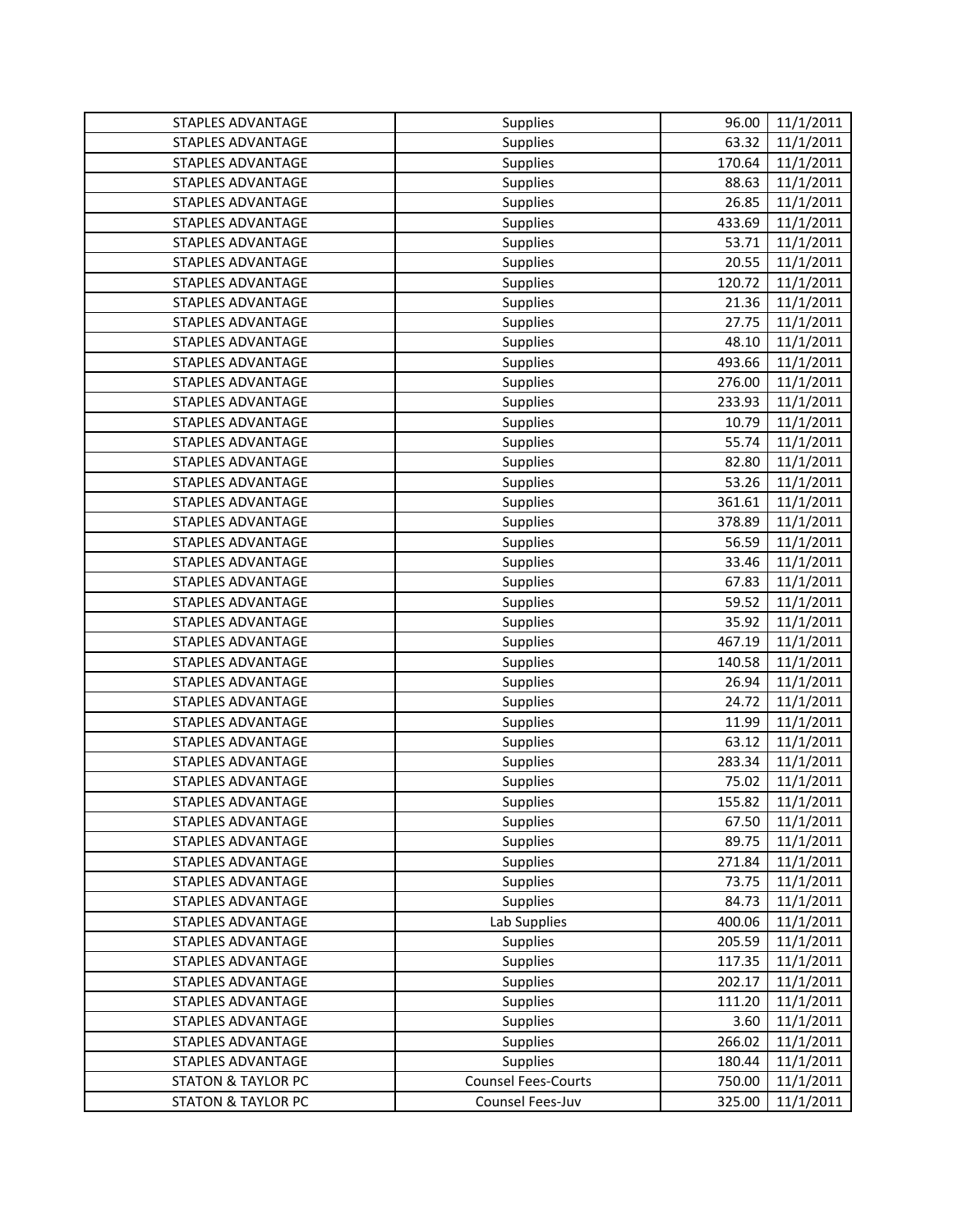| | | | |
|---|---|---|---|
| STAPLES ADVANTAGE | Supplies | 96.00 | 11/1/2011 |
| STAPLES ADVANTAGE | Supplies | 63.32 | 11/1/2011 |
| STAPLES ADVANTAGE | Supplies | 170.64 | 11/1/2011 |
| STAPLES ADVANTAGE | Supplies | 88.63 | 11/1/2011 |
| STAPLES ADVANTAGE | Supplies | 26.85 | 11/1/2011 |
| STAPLES ADVANTAGE | Supplies | 433.69 | 11/1/2011 |
| STAPLES ADVANTAGE | Supplies | 53.71 | 11/1/2011 |
| STAPLES ADVANTAGE | Supplies | 20.55 | 11/1/2011 |
| STAPLES ADVANTAGE | Supplies | 120.72 | 11/1/2011 |
| STAPLES ADVANTAGE | Supplies | 21.36 | 11/1/2011 |
| STAPLES ADVANTAGE | Supplies | 27.75 | 11/1/2011 |
| STAPLES ADVANTAGE | Supplies | 48.10 | 11/1/2011 |
| STAPLES ADVANTAGE | Supplies | 493.66 | 11/1/2011 |
| STAPLES ADVANTAGE | Supplies | 276.00 | 11/1/2011 |
| STAPLES ADVANTAGE | Supplies | 233.93 | 11/1/2011 |
| STAPLES ADVANTAGE | Supplies | 10.79 | 11/1/2011 |
| STAPLES ADVANTAGE | Supplies | 55.74 | 11/1/2011 |
| STAPLES ADVANTAGE | Supplies | 82.80 | 11/1/2011 |
| STAPLES ADVANTAGE | Supplies | 53.26 | 11/1/2011 |
| STAPLES ADVANTAGE | Supplies | 361.61 | 11/1/2011 |
| STAPLES ADVANTAGE | Supplies | 378.89 | 11/1/2011 |
| STAPLES ADVANTAGE | Supplies | 56.59 | 11/1/2011 |
| STAPLES ADVANTAGE | Supplies | 33.46 | 11/1/2011 |
| STAPLES ADVANTAGE | Supplies | 67.83 | 11/1/2011 |
| STAPLES ADVANTAGE | Supplies | 59.52 | 11/1/2011 |
| STAPLES ADVANTAGE | Supplies | 35.92 | 11/1/2011 |
| STAPLES ADVANTAGE | Supplies | 467.19 | 11/1/2011 |
| STAPLES ADVANTAGE | Supplies | 140.58 | 11/1/2011 |
| STAPLES ADVANTAGE | Supplies | 26.94 | 11/1/2011 |
| STAPLES ADVANTAGE | Supplies | 24.72 | 11/1/2011 |
| STAPLES ADVANTAGE | Supplies | 11.99 | 11/1/2011 |
| STAPLES ADVANTAGE | Supplies | 63.12 | 11/1/2011 |
| STAPLES ADVANTAGE | Supplies | 283.34 | 11/1/2011 |
| STAPLES ADVANTAGE | Supplies | 75.02 | 11/1/2011 |
| STAPLES ADVANTAGE | Supplies | 155.82 | 11/1/2011 |
| STAPLES ADVANTAGE | Supplies | 67.50 | 11/1/2011 |
| STAPLES ADVANTAGE | Supplies | 89.75 | 11/1/2011 |
| STAPLES ADVANTAGE | Supplies | 271.84 | 11/1/2011 |
| STAPLES ADVANTAGE | Supplies | 73.75 | 11/1/2011 |
| STAPLES ADVANTAGE | Supplies | 84.73 | 11/1/2011 |
| STAPLES ADVANTAGE | Lab Supplies | 400.06 | 11/1/2011 |
| STAPLES ADVANTAGE | Supplies | 205.59 | 11/1/2011 |
| STAPLES ADVANTAGE | Supplies | 117.35 | 11/1/2011 |
| STAPLES ADVANTAGE | Supplies | 202.17 | 11/1/2011 |
| STAPLES ADVANTAGE | Supplies | 111.20 | 11/1/2011 |
| STAPLES ADVANTAGE | Supplies | 3.60 | 11/1/2011 |
| STAPLES ADVANTAGE | Supplies | 266.02 | 11/1/2011 |
| STAPLES ADVANTAGE | Supplies | 180.44 | 11/1/2011 |
| STATON & TAYLOR PC | Counsel Fees-Courts | 750.00 | 11/1/2011 |
| STATON & TAYLOR PC | Counsel Fees-Juv | 325.00 | 11/1/2011 |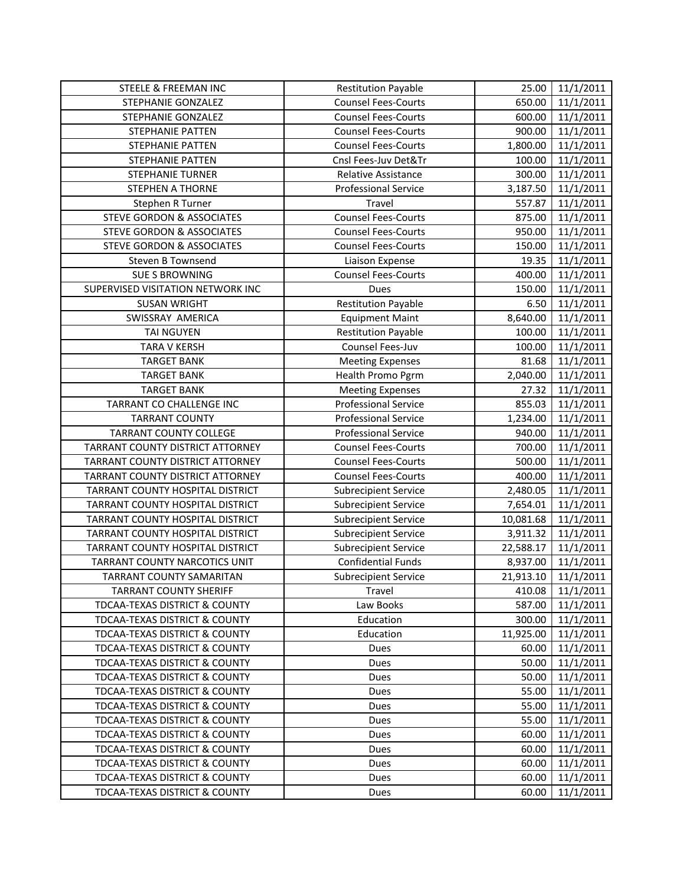| STEELE & FREEMAN INC | Restitution Payable | 25.00 | 11/1/2011 |
|---|---|---|---|
| STEPHANIE GONZALEZ | Counsel Fees-Courts | 650.00 | 11/1/2011 |
| STEPHANIE GONZALEZ | Counsel Fees-Courts | 600.00 | 11/1/2011 |
| STEPHANIE PATTEN | Counsel Fees-Courts | 900.00 | 11/1/2011 |
| STEPHANIE PATTEN | Counsel Fees-Courts | 1,800.00 | 11/1/2011 |
| STEPHANIE PATTEN | Cnsl Fees-Juv Det&Tr | 100.00 | 11/1/2011 |
| STEPHANIE TURNER | Relative Assistance | 300.00 | 11/1/2011 |
| STEPHEN A THORNE | Professional Service | 3,187.50 | 11/1/2011 |
| Stephen R Turner | Travel | 557.87 | 11/1/2011 |
| STEVE GORDON & ASSOCIATES | Counsel Fees-Courts | 875.00 | 11/1/2011 |
| STEVE GORDON & ASSOCIATES | Counsel Fees-Courts | 950.00 | 11/1/2011 |
| STEVE GORDON & ASSOCIATES | Counsel Fees-Courts | 150.00 | 11/1/2011 |
| Steven B Townsend | Liaison Expense | 19.35 | 11/1/2011 |
| SUE S BROWNING | Counsel Fees-Courts | 400.00 | 11/1/2011 |
| SUPERVISED VISITATION NETWORK INC | Dues | 150.00 | 11/1/2011 |
| SUSAN WRIGHT | Restitution Payable | 6.50 | 11/1/2011 |
| SWISSRAY AMERICA | Equipment Maint | 8,640.00 | 11/1/2011 |
| TAI NGUYEN | Restitution Payable | 100.00 | 11/1/2011 |
| TARA V KERSH | Counsel Fees-Juv | 100.00 | 11/1/2011 |
| TARGET BANK | Meeting Expenses | 81.68 | 11/1/2011 |
| TARGET BANK | Health Promo Pgrm | 2,040.00 | 11/1/2011 |
| TARGET BANK | Meeting Expenses | 27.32 | 11/1/2011 |
| TARRANT CO CHALLENGE INC | Professional Service | 855.03 | 11/1/2011 |
| TARRANT COUNTY | Professional Service | 1,234.00 | 11/1/2011 |
| TARRANT COUNTY COLLEGE | Professional Service | 940.00 | 11/1/2011 |
| TARRANT COUNTY DISTRICT ATTORNEY | Counsel Fees-Courts | 700.00 | 11/1/2011 |
| TARRANT COUNTY DISTRICT ATTORNEY | Counsel Fees-Courts | 500.00 | 11/1/2011 |
| TARRANT COUNTY DISTRICT ATTORNEY | Counsel Fees-Courts | 400.00 | 11/1/2011 |
| TARRANT COUNTY HOSPITAL DISTRICT | Subrecipient Service | 2,480.05 | 11/1/2011 |
| TARRANT COUNTY HOSPITAL DISTRICT | Subrecipient Service | 7,654.01 | 11/1/2011 |
| TARRANT COUNTY HOSPITAL DISTRICT | Subrecipient Service | 10,081.68 | 11/1/2011 |
| TARRANT COUNTY HOSPITAL DISTRICT | Subrecipient Service | 3,911.32 | 11/1/2011 |
| TARRANT COUNTY HOSPITAL DISTRICT | Subrecipient Service | 22,588.17 | 11/1/2011 |
| TARRANT COUNTY NARCOTICS UNIT | Confidential Funds | 8,937.00 | 11/1/2011 |
| TARRANT COUNTY SAMARITAN | Subrecipient Service | 21,913.10 | 11/1/2011 |
| TARRANT COUNTY SHERIFF | Travel | 410.08 | 11/1/2011 |
| TDCAA-TEXAS DISTRICT & COUNTY | Law Books | 587.00 | 11/1/2011 |
| TDCAA-TEXAS DISTRICT & COUNTY | Education | 300.00 | 11/1/2011 |
| TDCAA-TEXAS DISTRICT & COUNTY | Education | 11,925.00 | 11/1/2011 |
| TDCAA-TEXAS DISTRICT & COUNTY | Dues | 60.00 | 11/1/2011 |
| TDCAA-TEXAS DISTRICT & COUNTY | Dues | 50.00 | 11/1/2011 |
| TDCAA-TEXAS DISTRICT & COUNTY | Dues | 50.00 | 11/1/2011 |
| TDCAA-TEXAS DISTRICT & COUNTY | Dues | 55.00 | 11/1/2011 |
| TDCAA-TEXAS DISTRICT & COUNTY | Dues | 55.00 | 11/1/2011 |
| TDCAA-TEXAS DISTRICT & COUNTY | Dues | 55.00 | 11/1/2011 |
| TDCAA-TEXAS DISTRICT & COUNTY | Dues | 60.00 | 11/1/2011 |
| TDCAA-TEXAS DISTRICT & COUNTY | Dues | 60.00 | 11/1/2011 |
| TDCAA-TEXAS DISTRICT & COUNTY | Dues | 60.00 | 11/1/2011 |
| TDCAA-TEXAS DISTRICT & COUNTY | Dues | 60.00 | 11/1/2011 |
| TDCAA-TEXAS DISTRICT & COUNTY | Dues | 60.00 | 11/1/2011 |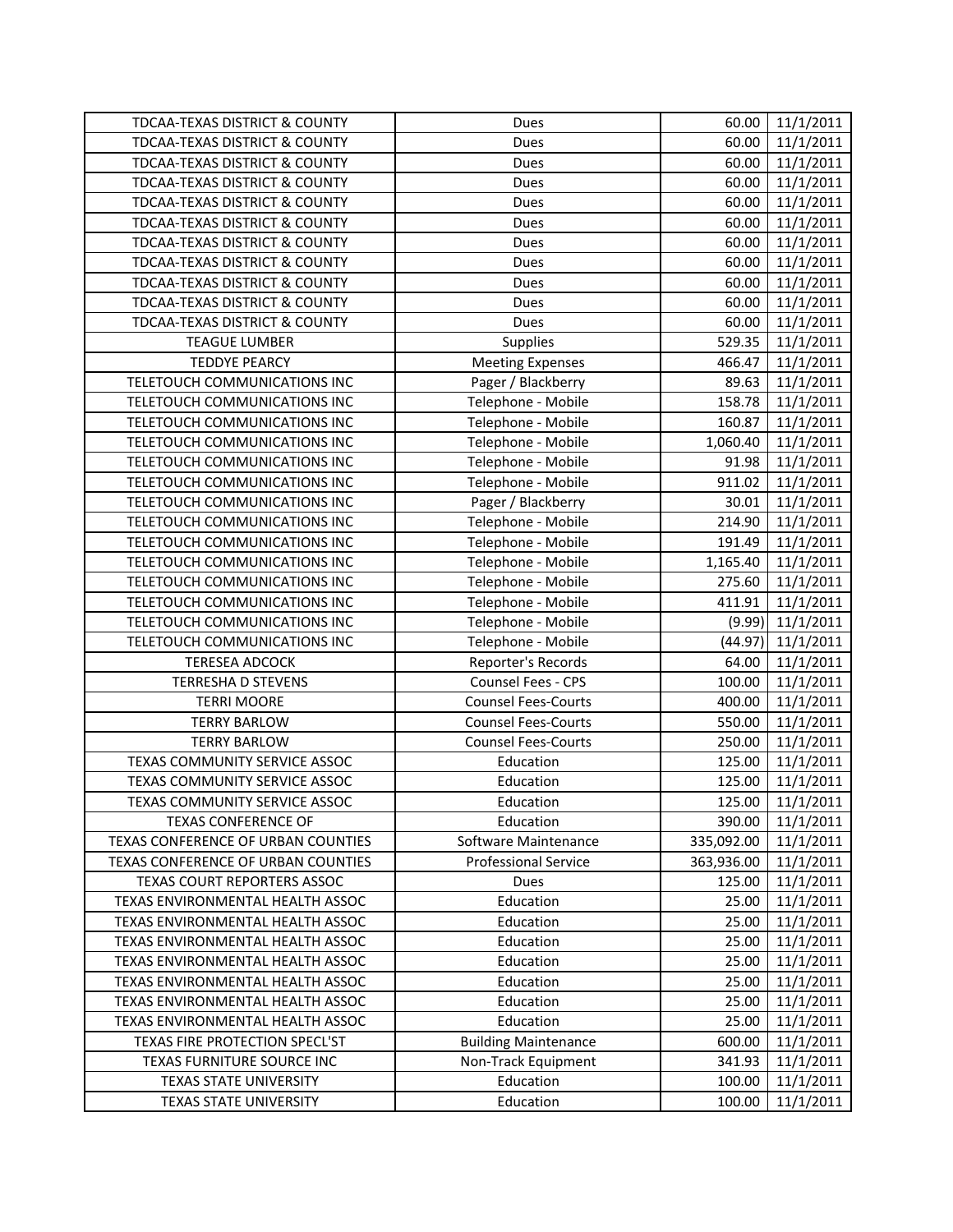| | | | |
|---|---|---|---|
| TDCAA-TEXAS DISTRICT & COUNTY | Dues | 60.00 | 11/1/2011 |
| TDCAA-TEXAS DISTRICT & COUNTY | Dues | 60.00 | 11/1/2011 |
| TDCAA-TEXAS DISTRICT & COUNTY | Dues | 60.00 | 11/1/2011 |
| TDCAA-TEXAS DISTRICT & COUNTY | Dues | 60.00 | 11/1/2011 |
| TDCAA-TEXAS DISTRICT & COUNTY | Dues | 60.00 | 11/1/2011 |
| TDCAA-TEXAS DISTRICT & COUNTY | Dues | 60.00 | 11/1/2011 |
| TDCAA-TEXAS DISTRICT & COUNTY | Dues | 60.00 | 11/1/2011 |
| TDCAA-TEXAS DISTRICT & COUNTY | Dues | 60.00 | 11/1/2011 |
| TDCAA-TEXAS DISTRICT & COUNTY | Dues | 60.00 | 11/1/2011 |
| TDCAA-TEXAS DISTRICT & COUNTY | Dues | 60.00 | 11/1/2011 |
| TDCAA-TEXAS DISTRICT & COUNTY | Dues | 60.00 | 11/1/2011 |
| TEAGUE LUMBER | Supplies | 529.35 | 11/1/2011 |
| TEDDYE PEARCY | Meeting Expenses | 466.47 | 11/1/2011 |
| TELETOUCH COMMUNICATIONS INC | Pager / Blackberry | 89.63 | 11/1/2011 |
| TELETOUCH COMMUNICATIONS INC | Telephone - Mobile | 158.78 | 11/1/2011 |
| TELETOUCH COMMUNICATIONS INC | Telephone - Mobile | 160.87 | 11/1/2011 |
| TELETOUCH COMMUNICATIONS INC | Telephone - Mobile | 1,060.40 | 11/1/2011 |
| TELETOUCH COMMUNICATIONS INC | Telephone - Mobile | 91.98 | 11/1/2011 |
| TELETOUCH COMMUNICATIONS INC | Telephone - Mobile | 911.02 | 11/1/2011 |
| TELETOUCH COMMUNICATIONS INC | Pager / Blackberry | 30.01 | 11/1/2011 |
| TELETOUCH COMMUNICATIONS INC | Telephone - Mobile | 214.90 | 11/1/2011 |
| TELETOUCH COMMUNICATIONS INC | Telephone - Mobile | 191.49 | 11/1/2011 |
| TELETOUCH COMMUNICATIONS INC | Telephone - Mobile | 1,165.40 | 11/1/2011 |
| TELETOUCH COMMUNICATIONS INC | Telephone - Mobile | 275.60 | 11/1/2011 |
| TELETOUCH COMMUNICATIONS INC | Telephone - Mobile | 411.91 | 11/1/2011 |
| TELETOUCH COMMUNICATIONS INC | Telephone - Mobile | (9.99) | 11/1/2011 |
| TELETOUCH COMMUNICATIONS INC | Telephone - Mobile | (44.97) | 11/1/2011 |
| TERESEA ADCOCK | Reporter's Records | 64.00 | 11/1/2011 |
| TERRESHA D STEVENS | Counsel Fees - CPS | 100.00 | 11/1/2011 |
| TERRI MOORE | Counsel Fees-Courts | 400.00 | 11/1/2011 |
| TERRY BARLOW | Counsel Fees-Courts | 550.00 | 11/1/2011 |
| TERRY BARLOW | Counsel Fees-Courts | 250.00 | 11/1/2011 |
| TEXAS COMMUNITY SERVICE ASSOC | Education | 125.00 | 11/1/2011 |
| TEXAS COMMUNITY SERVICE ASSOC | Education | 125.00 | 11/1/2011 |
| TEXAS COMMUNITY SERVICE ASSOC | Education | 125.00 | 11/1/2011 |
| TEXAS CONFERENCE OF | Education | 390.00 | 11/1/2011 |
| TEXAS CONFERENCE OF URBAN COUNTIES | Software Maintenance | 335,092.00 | 11/1/2011 |
| TEXAS CONFERENCE OF URBAN COUNTIES | Professional Service | 363,936.00 | 11/1/2011 |
| TEXAS COURT REPORTERS ASSOC | Dues | 125.00 | 11/1/2011 |
| TEXAS ENVIRONMENTAL HEALTH ASSOC | Education | 25.00 | 11/1/2011 |
| TEXAS ENVIRONMENTAL HEALTH ASSOC | Education | 25.00 | 11/1/2011 |
| TEXAS ENVIRONMENTAL HEALTH ASSOC | Education | 25.00 | 11/1/2011 |
| TEXAS ENVIRONMENTAL HEALTH ASSOC | Education | 25.00 | 11/1/2011 |
| TEXAS ENVIRONMENTAL HEALTH ASSOC | Education | 25.00 | 11/1/2011 |
| TEXAS ENVIRONMENTAL HEALTH ASSOC | Education | 25.00 | 11/1/2011 |
| TEXAS ENVIRONMENTAL HEALTH ASSOC | Education | 25.00 | 11/1/2011 |
| TEXAS FIRE PROTECTION SPECL'ST | Building Maintenance | 600.00 | 11/1/2011 |
| TEXAS FURNITURE SOURCE INC | Non-Track Equipment | 341.93 | 11/1/2011 |
| TEXAS STATE UNIVERSITY | Education | 100.00 | 11/1/2011 |
| TEXAS STATE UNIVERSITY | Education | 100.00 | 11/1/2011 |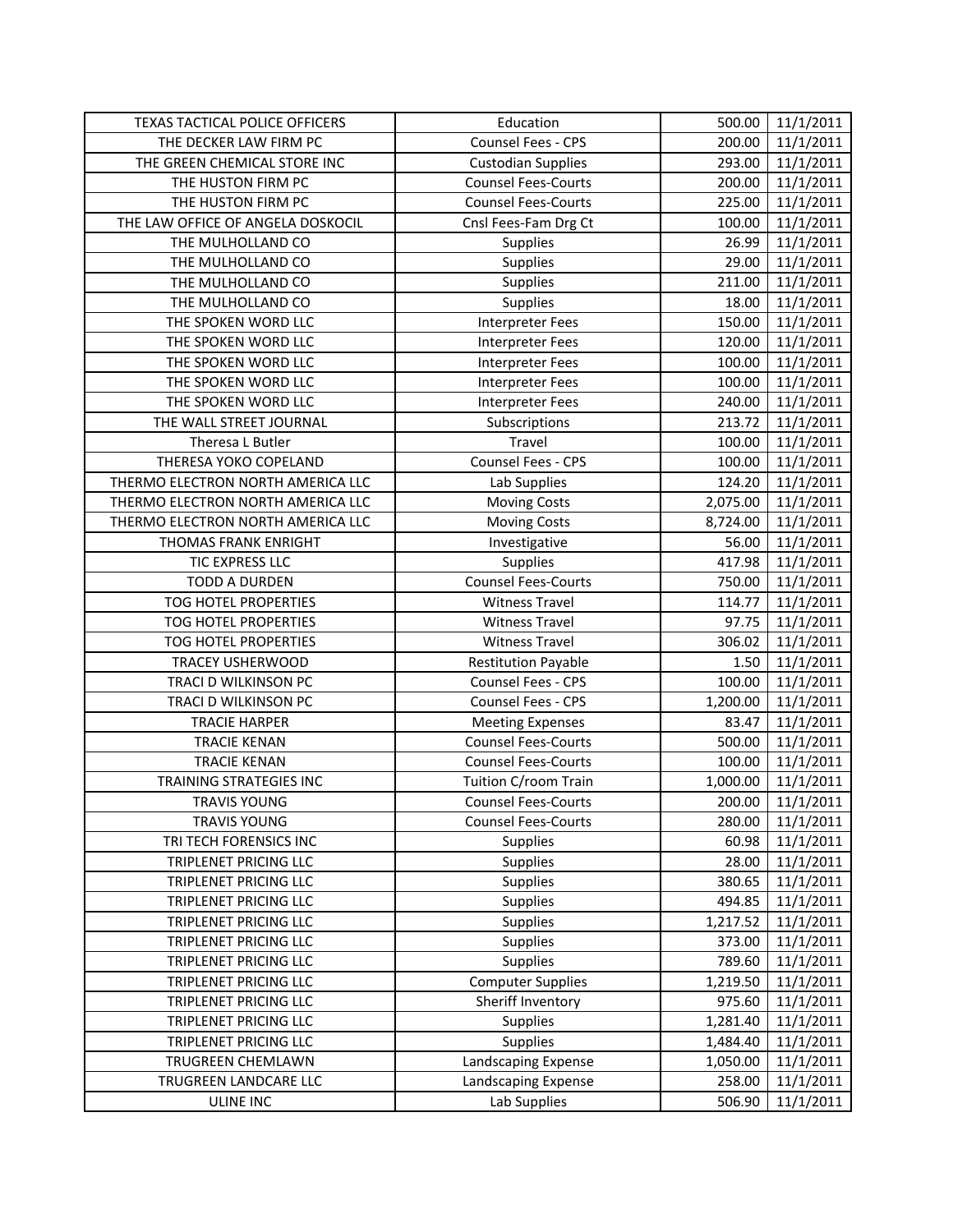| | | | |
|---|---|---|---|
| TEXAS TACTICAL POLICE OFFICERS | Education | 500.00 | 11/1/2011 |
| THE DECKER LAW FIRM PC | Counsel Fees - CPS | 200.00 | 11/1/2011 |
| THE GREEN CHEMICAL STORE INC | Custodian Supplies | 293.00 | 11/1/2011 |
| THE HUSTON FIRM PC | Counsel Fees-Courts | 200.00 | 11/1/2011 |
| THE HUSTON FIRM PC | Counsel Fees-Courts | 225.00 | 11/1/2011 |
| THE LAW OFFICE OF ANGELA DOSKOCIL | Cnsl Fees-Fam Drg Ct | 100.00 | 11/1/2011 |
| THE MULHOLLAND CO | Supplies | 26.99 | 11/1/2011 |
| THE MULHOLLAND CO | Supplies | 29.00 | 11/1/2011 |
| THE MULHOLLAND CO | Supplies | 211.00 | 11/1/2011 |
| THE MULHOLLAND CO | Supplies | 18.00 | 11/1/2011 |
| THE SPOKEN WORD LLC | Interpreter Fees | 150.00 | 11/1/2011 |
| THE SPOKEN WORD LLC | Interpreter Fees | 120.00 | 11/1/2011 |
| THE SPOKEN WORD LLC | Interpreter Fees | 100.00 | 11/1/2011 |
| THE SPOKEN WORD LLC | Interpreter Fees | 100.00 | 11/1/2011 |
| THE SPOKEN WORD LLC | Interpreter Fees | 240.00 | 11/1/2011 |
| THE WALL STREET JOURNAL | Subscriptions | 213.72 | 11/1/2011 |
| Theresa L Butler | Travel | 100.00 | 11/1/2011 |
| THERESA YOKO COPELAND | Counsel Fees - CPS | 100.00 | 11/1/2011 |
| THERMO ELECTRON NORTH AMERICA LLC | Lab Supplies | 124.20 | 11/1/2011 |
| THERMO ELECTRON NORTH AMERICA LLC | Moving Costs | 2,075.00 | 11/1/2011 |
| THERMO ELECTRON NORTH AMERICA LLC | Moving Costs | 8,724.00 | 11/1/2011 |
| THOMAS FRANK ENRIGHT | Investigative | 56.00 | 11/1/2011 |
| TIC EXPRESS LLC | Supplies | 417.98 | 11/1/2011 |
| TODD A DURDEN | Counsel Fees-Courts | 750.00 | 11/1/2011 |
| TOG HOTEL PROPERTIES | Witness Travel | 114.77 | 11/1/2011 |
| TOG HOTEL PROPERTIES | Witness Travel | 97.75 | 11/1/2011 |
| TOG HOTEL PROPERTIES | Witness Travel | 306.02 | 11/1/2011 |
| TRACEY USHERWOOD | Restitution Payable | 1.50 | 11/1/2011 |
| TRACI D WILKINSON PC | Counsel Fees - CPS | 100.00 | 11/1/2011 |
| TRACI D WILKINSON PC | Counsel Fees - CPS | 1,200.00 | 11/1/2011 |
| TRACIE HARPER | Meeting Expenses | 83.47 | 11/1/2011 |
| TRACIE KENAN | Counsel Fees-Courts | 500.00 | 11/1/2011 |
| TRACIE KENAN | Counsel Fees-Courts | 100.00 | 11/1/2011 |
| TRAINING STRATEGIES INC | Tuition C/room Train | 1,000.00 | 11/1/2011 |
| TRAVIS YOUNG | Counsel Fees-Courts | 200.00 | 11/1/2011 |
| TRAVIS YOUNG | Counsel Fees-Courts | 280.00 | 11/1/2011 |
| TRI TECH FORENSICS INC | Supplies | 60.98 | 11/1/2011 |
| TRIPLENET PRICING LLC | Supplies | 28.00 | 11/1/2011 |
| TRIPLENET PRICING LLC | Supplies | 380.65 | 11/1/2011 |
| TRIPLENET PRICING LLC | Supplies | 494.85 | 11/1/2011 |
| TRIPLENET PRICING LLC | Supplies | 1,217.52 | 11/1/2011 |
| TRIPLENET PRICING LLC | Supplies | 373.00 | 11/1/2011 |
| TRIPLENET PRICING LLC | Supplies | 789.60 | 11/1/2011 |
| TRIPLENET PRICING LLC | Computer Supplies | 1,219.50 | 11/1/2011 |
| TRIPLENET PRICING LLC | Sheriff Inventory | 975.60 | 11/1/2011 |
| TRIPLENET PRICING LLC | Supplies | 1,281.40 | 11/1/2011 |
| TRIPLENET PRICING LLC | Supplies | 1,484.40 | 11/1/2011 |
| TRUGREEN CHEMLAWN | Landscaping Expense | 1,050.00 | 11/1/2011 |
| TRUGREEN LANDCARE LLC | Landscaping Expense | 258.00 | 11/1/2011 |
| ULINE INC | Lab Supplies | 506.90 | 11/1/2011 |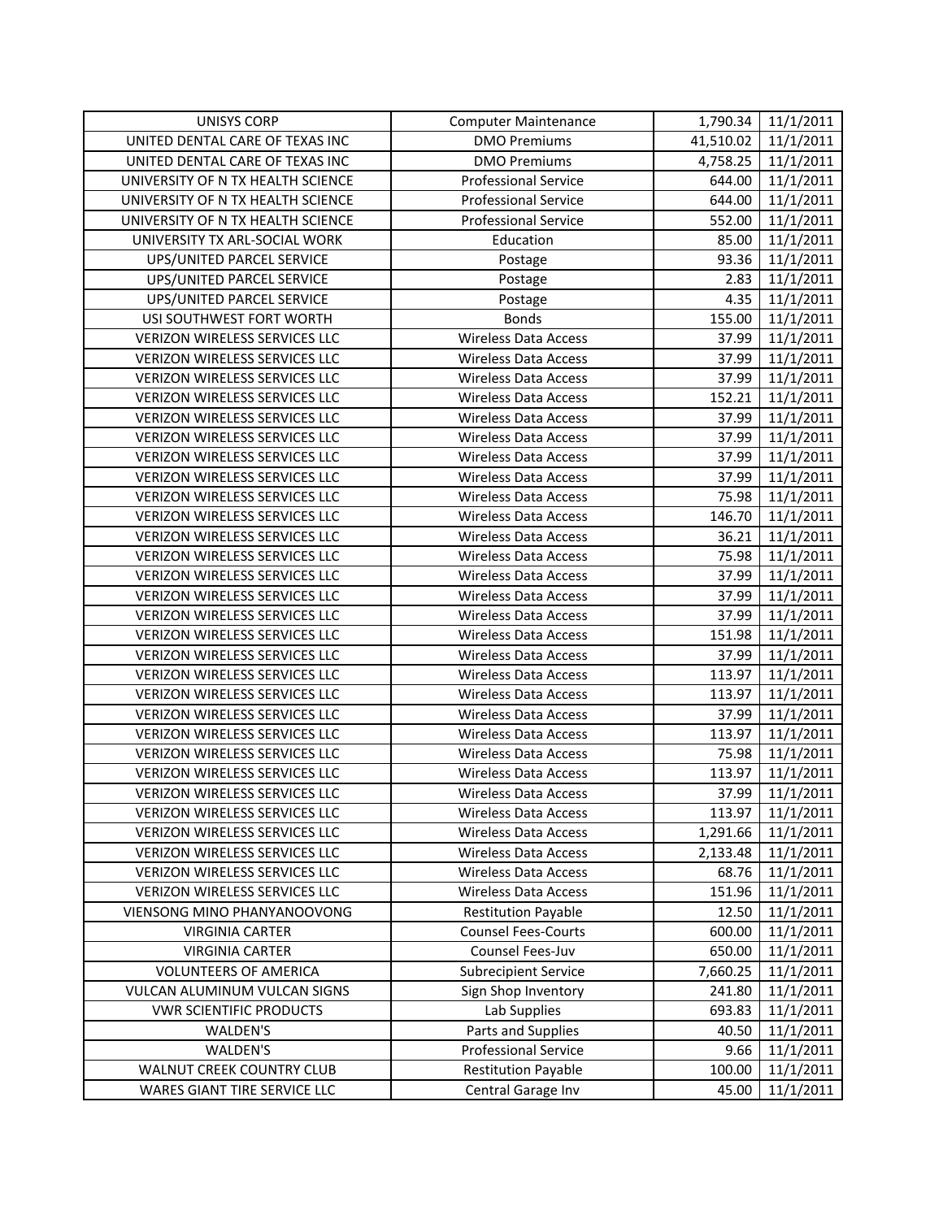| UNISYS CORP | Computer Maintenance | 1,790.34 | 11/1/2011 |
|---|---|---|---|
| UNITED DENTAL CARE OF TEXAS INC | DMO Premiums | 41,510.02 | 11/1/2011 |
| UNITED DENTAL CARE OF TEXAS INC | DMO Premiums | 4,758.25 | 11/1/2011 |
| UNIVERSITY OF N TX HEALTH SCIENCE | Professional Service | 644.00 | 11/1/2011 |
| UNIVERSITY OF N TX HEALTH SCIENCE | Professional Service | 644.00 | 11/1/2011 |
| UNIVERSITY OF N TX HEALTH SCIENCE | Professional Service | 552.00 | 11/1/2011 |
| UNIVERSITY TX ARL-SOCIAL WORK | Education | 85.00 | 11/1/2011 |
| UPS/UNITED PARCEL SERVICE | Postage | 93.36 | 11/1/2011 |
| UPS/UNITED PARCEL SERVICE | Postage | 2.83 | 11/1/2011 |
| UPS/UNITED PARCEL SERVICE | Postage | 4.35 | 11/1/2011 |
| USI SOUTHWEST FORT WORTH | Bonds | 155.00 | 11/1/2011 |
| VERIZON WIRELESS SERVICES LLC | Wireless Data Access | 37.99 | 11/1/2011 |
| VERIZON WIRELESS SERVICES LLC | Wireless Data Access | 37.99 | 11/1/2011 |
| VERIZON WIRELESS SERVICES LLC | Wireless Data Access | 37.99 | 11/1/2011 |
| VERIZON WIRELESS SERVICES LLC | Wireless Data Access | 152.21 | 11/1/2011 |
| VERIZON WIRELESS SERVICES LLC | Wireless Data Access | 37.99 | 11/1/2011 |
| VERIZON WIRELESS SERVICES LLC | Wireless Data Access | 37.99 | 11/1/2011 |
| VERIZON WIRELESS SERVICES LLC | Wireless Data Access | 37.99 | 11/1/2011 |
| VERIZON WIRELESS SERVICES LLC | Wireless Data Access | 37.99 | 11/1/2011 |
| VERIZON WIRELESS SERVICES LLC | Wireless Data Access | 75.98 | 11/1/2011 |
| VERIZON WIRELESS SERVICES LLC | Wireless Data Access | 146.70 | 11/1/2011 |
| VERIZON WIRELESS SERVICES LLC | Wireless Data Access | 36.21 | 11/1/2011 |
| VERIZON WIRELESS SERVICES LLC | Wireless Data Access | 75.98 | 11/1/2011 |
| VERIZON WIRELESS SERVICES LLC | Wireless Data Access | 37.99 | 11/1/2011 |
| VERIZON WIRELESS SERVICES LLC | Wireless Data Access | 37.99 | 11/1/2011 |
| VERIZON WIRELESS SERVICES LLC | Wireless Data Access | 37.99 | 11/1/2011 |
| VERIZON WIRELESS SERVICES LLC | Wireless Data Access | 151.98 | 11/1/2011 |
| VERIZON WIRELESS SERVICES LLC | Wireless Data Access | 37.99 | 11/1/2011 |
| VERIZON WIRELESS SERVICES LLC | Wireless Data Access | 113.97 | 11/1/2011 |
| VERIZON WIRELESS SERVICES LLC | Wireless Data Access | 113.97 | 11/1/2011 |
| VERIZON WIRELESS SERVICES LLC | Wireless Data Access | 37.99 | 11/1/2011 |
| VERIZON WIRELESS SERVICES LLC | Wireless Data Access | 113.97 | 11/1/2011 |
| VERIZON WIRELESS SERVICES LLC | Wireless Data Access | 75.98 | 11/1/2011 |
| VERIZON WIRELESS SERVICES LLC | Wireless Data Access | 113.97 | 11/1/2011 |
| VERIZON WIRELESS SERVICES LLC | Wireless Data Access | 37.99 | 11/1/2011 |
| VERIZON WIRELESS SERVICES LLC | Wireless Data Access | 113.97 | 11/1/2011 |
| VERIZON WIRELESS SERVICES LLC | Wireless Data Access | 1,291.66 | 11/1/2011 |
| VERIZON WIRELESS SERVICES LLC | Wireless Data Access | 2,133.48 | 11/1/2011 |
| VERIZON WIRELESS SERVICES LLC | Wireless Data Access | 68.76 | 11/1/2011 |
| VERIZON WIRELESS SERVICES LLC | Wireless Data Access | 151.96 | 11/1/2011 |
| VIENSONG MINO PHANYANOOVONG | Restitution Payable | 12.50 | 11/1/2011 |
| VIRGINIA CARTER | Counsel Fees-Courts | 600.00 | 11/1/2011 |
| VIRGINIA CARTER | Counsel Fees-Juv | 650.00 | 11/1/2011 |
| VOLUNTEERS OF AMERICA | Subrecipient Service | 7,660.25 | 11/1/2011 |
| VULCAN ALUMINUM VULCAN SIGNS | Sign Shop Inventory | 241.80 | 11/1/2011 |
| VWR SCIENTIFIC PRODUCTS | Lab Supplies | 693.83 | 11/1/2011 |
| WALDEN'S | Parts and Supplies | 40.50 | 11/1/2011 |
| WALDEN'S | Professional Service | 9.66 | 11/1/2011 |
| WALNUT CREEK COUNTRY CLUB | Restitution Payable | 100.00 | 11/1/2011 |
| WARES GIANT TIRE SERVICE LLC | Central Garage Inv | 45.00 | 11/1/2011 |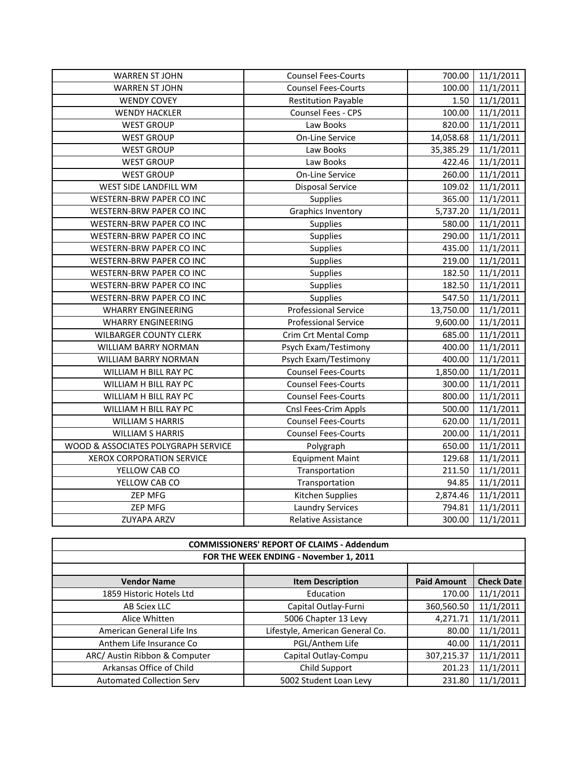| | | | |
|---|---|---|---|
| WARREN ST JOHN | Counsel Fees-Courts | 700.00 | 11/1/2011 |
| WARREN ST JOHN | Counsel Fees-Courts | 100.00 | 11/1/2011 |
| WENDY COVEY | Restitution Payable | 1.50 | 11/1/2011 |
| WENDY HACKLER | Counsel Fees - CPS | 100.00 | 11/1/2011 |
| WEST GROUP | Law Books | 820.00 | 11/1/2011 |
| WEST GROUP | On-Line Service | 14,058.68 | 11/1/2011 |
| WEST GROUP | Law Books | 35,385.29 | 11/1/2011 |
| WEST GROUP | Law Books | 422.46 | 11/1/2011 |
| WEST GROUP | On-Line Service | 260.00 | 11/1/2011 |
| WEST SIDE LANDFILL WM | Disposal Service | 109.02 | 11/1/2011 |
| WESTERN-BRW PAPER CO INC | Supplies | 365.00 | 11/1/2011 |
| WESTERN-BRW PAPER CO INC | Graphics Inventory | 5,737.20 | 11/1/2011 |
| WESTERN-BRW PAPER CO INC | Supplies | 580.00 | 11/1/2011 |
| WESTERN-BRW PAPER CO INC | Supplies | 290.00 | 11/1/2011 |
| WESTERN-BRW PAPER CO INC | Supplies | 435.00 | 11/1/2011 |
| WESTERN-BRW PAPER CO INC | Supplies | 219.00 | 11/1/2011 |
| WESTERN-BRW PAPER CO INC | Supplies | 182.50 | 11/1/2011 |
| WESTERN-BRW PAPER CO INC | Supplies | 182.50 | 11/1/2011 |
| WESTERN-BRW PAPER CO INC | Supplies | 547.50 | 11/1/2011 |
| WHARRY ENGINEERING | Professional Service | 13,750.00 | 11/1/2011 |
| WHARRY ENGINEERING | Professional Service | 9,600.00 | 11/1/2011 |
| WILBARGER COUNTY CLERK | Crim Crt Mental Comp | 685.00 | 11/1/2011 |
| WILLIAM BARRY NORMAN | Psych Exam/Testimony | 400.00 | 11/1/2011 |
| WILLIAM BARRY NORMAN | Psych Exam/Testimony | 400.00 | 11/1/2011 |
| WILLIAM H BILL RAY PC | Counsel Fees-Courts | 1,850.00 | 11/1/2011 |
| WILLIAM H BILL RAY PC | Counsel Fees-Courts | 300.00 | 11/1/2011 |
| WILLIAM H BILL RAY PC | Counsel Fees-Courts | 800.00 | 11/1/2011 |
| WILLIAM H BILL RAY PC | Cnsl Fees-Crim Appls | 500.00 | 11/1/2011 |
| WILLIAM S HARRIS | Counsel Fees-Courts | 620.00 | 11/1/2011 |
| WILLIAM S HARRIS | Counsel Fees-Courts | 200.00 | 11/1/2011 |
| WOOD & ASSOCIATES POLYGRAPH SERVICE | Polygraph | 650.00 | 11/1/2011 |
| XEROX CORPORATION SERVICE | Equipment Maint | 129.68 | 11/1/2011 |
| YELLOW CAB CO | Transportation | 211.50 | 11/1/2011 |
| YELLOW CAB CO | Transportation | 94.85 | 11/1/2011 |
| ZEP MFG | Kitchen Supplies | 2,874.46 | 11/1/2011 |
| ZEP MFG | Laundry Services | 794.81 | 11/1/2011 |
| ZUYAPA ARZV | Relative Assistance | 300.00 | 11/1/2011 |

| COMMISSIONERS' REPORT OF CLAIMS - Addendum | | | |
|---|---|---|---|
| FOR THE WEEK ENDING - November 1, 2011 | | | |
| | | | |
| **Vendor Name** | **Item Description** | **Paid Amount** | **Check Date** |
| 1859 Historic Hotels Ltd | Education | 170.00 | 11/1/2011 |
| AB Sciex LLC | Capital Outlay-Furni | 360,560.50 | 11/1/2011 |
| Alice Whitten | 5006 Chapter 13 Levy | 4,271.71 | 11/1/2011 |
| American General Life Ins | Lifestyle, American General Co. | 80.00 | 11/1/2011 |
| Anthem Life Insurance Co | PGL/Anthem Life | 40.00 | 11/1/2011 |
| ARC/ Austin Ribbon & Computer | Capital Outlay-Compu | 307,215.37 | 11/1/2011 |
| Arkansas Office of Child | Child Support | 201.23 | 11/1/2011 |
| Automated Collection Serv | 5002 Student Loan Levy | 231.80 | 11/1/2011 |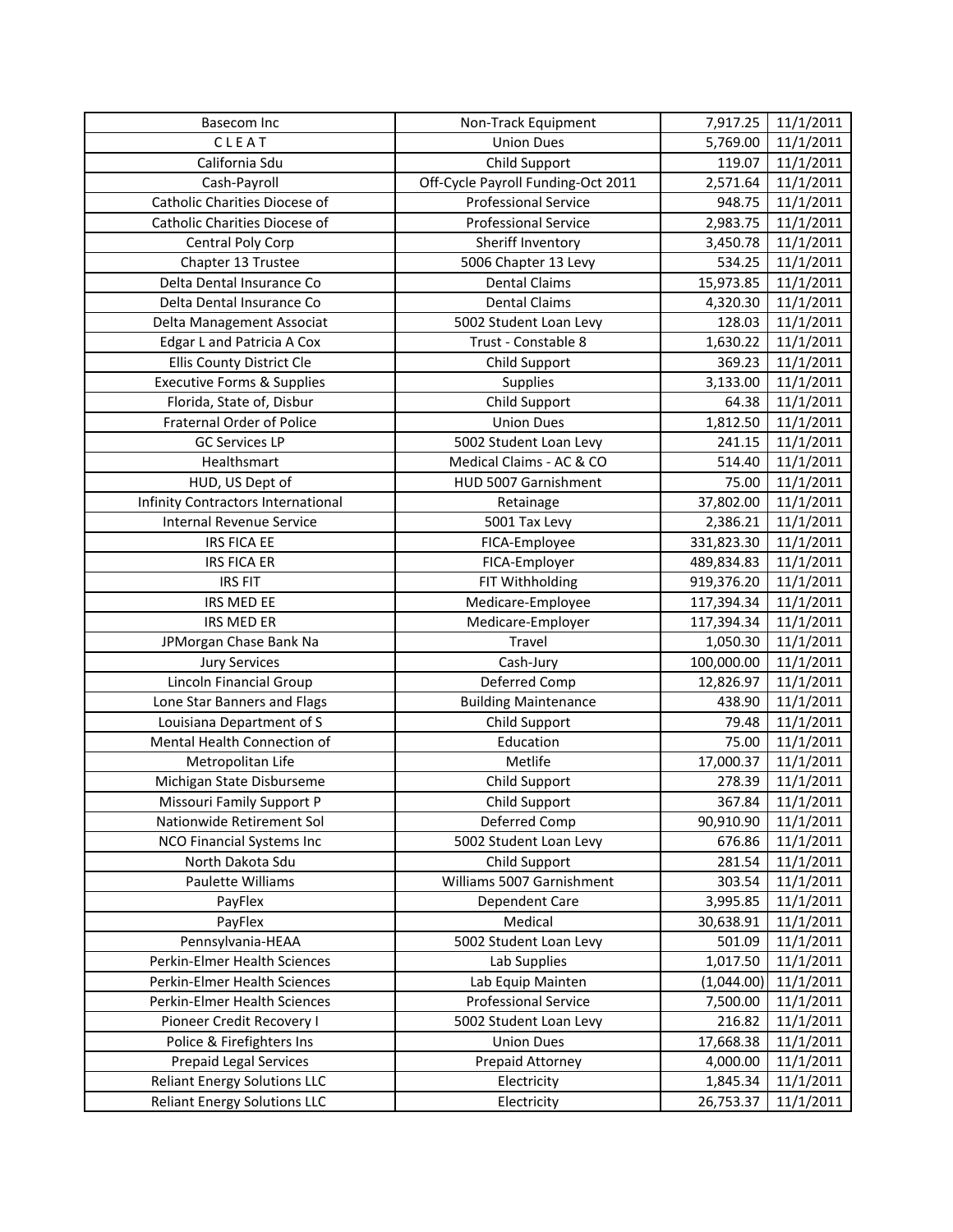| | | | |
|---|---|---|---|
| Basecom Inc | Non-Track Equipment | 7,917.25 | 11/1/2011 |
| C L E A T | Union Dues | 5,769.00 | 11/1/2011 |
| California Sdu | Child Support | 119.07 | 11/1/2011 |
| Cash-Payroll | Off-Cycle Payroll Funding-Oct 2011 | 2,571.64 | 11/1/2011 |
| Catholic Charities Diocese of | Professional Service | 948.75 | 11/1/2011 |
| Catholic Charities Diocese of | Professional Service | 2,983.75 | 11/1/2011 |
| Central Poly Corp | Sheriff Inventory | 3,450.78 | 11/1/2011 |
| Chapter 13 Trustee | 5006 Chapter 13 Levy | 534.25 | 11/1/2011 |
| Delta Dental Insurance Co | Dental Claims | 15,973.85 | 11/1/2011 |
| Delta Dental Insurance Co | Dental Claims | 4,320.30 | 11/1/2011 |
| Delta Management Associat | 5002 Student Loan Levy | 128.03 | 11/1/2011 |
| Edgar L and Patricia A Cox | Trust - Constable 8 | 1,630.22 | 11/1/2011 |
| Ellis County District Cle | Child Support | 369.23 | 11/1/2011 |
| Executive Forms & Supplies | Supplies | 3,133.00 | 11/1/2011 |
| Florida, State of, Disbur | Child Support | 64.38 | 11/1/2011 |
| Fraternal Order of Police | Union Dues | 1,812.50 | 11/1/2011 |
| GC Services LP | 5002 Student Loan Levy | 241.15 | 11/1/2011 |
| Healthsmart | Medical Claims - AC & CO | 514.40 | 11/1/2011 |
| HUD, US Dept of | HUD 5007 Garnishment | 75.00 | 11/1/2011 |
| Infinity Contractors International | Retainage | 37,802.00 | 11/1/2011 |
| Internal Revenue Service | 5001 Tax Levy | 2,386.21 | 11/1/2011 |
| IRS FICA EE | FICA-Employee | 331,823.30 | 11/1/2011 |
| IRS FICA ER | FICA-Employer | 489,834.83 | 11/1/2011 |
| IRS FIT | FIT Withholding | 919,376.20 | 11/1/2011 |
| IRS MED EE | Medicare-Employee | 117,394.34 | 11/1/2011 |
| IRS MED ER | Medicare-Employer | 117,394.34 | 11/1/2011 |
| JPMorgan Chase Bank Na | Travel | 1,050.30 | 11/1/2011 |
| Jury Services | Cash-Jury | 100,000.00 | 11/1/2011 |
| Lincoln Financial Group | Deferred Comp | 12,826.97 | 11/1/2011 |
| Lone Star Banners and Flags | Building Maintenance | 438.90 | 11/1/2011 |
| Louisiana Department of S | Child Support | 79.48 | 11/1/2011 |
| Mental Health Connection of | Education | 75.00 | 11/1/2011 |
| Metropolitan Life | Metlife | 17,000.37 | 11/1/2011 |
| Michigan State Disburseme | Child Support | 278.39 | 11/1/2011 |
| Missouri Family Support P | Child Support | 367.84 | 11/1/2011 |
| Nationwide Retirement Sol | Deferred Comp | 90,910.90 | 11/1/2011 |
| NCO Financial Systems Inc | 5002 Student Loan Levy | 676.86 | 11/1/2011 |
| North Dakota Sdu | Child Support | 281.54 | 11/1/2011 |
| Paulette Williams | Williams 5007 Garnishment | 303.54 | 11/1/2011 |
| PayFlex | Dependent Care | 3,995.85 | 11/1/2011 |
| PayFlex | Medical | 30,638.91 | 11/1/2011 |
| Pennsylvania-HEAA | 5002 Student Loan Levy | 501.09 | 11/1/2011 |
| Perkin-Elmer Health Sciences | Lab Supplies | 1,017.50 | 11/1/2011 |
| Perkin-Elmer Health Sciences | Lab Equip Mainten | (1,044.00) | 11/1/2011 |
| Perkin-Elmer Health Sciences | Professional Service | 7,500.00 | 11/1/2011 |
| Pioneer Credit Recovery I | 5002 Student Loan Levy | 216.82 | 11/1/2011 |
| Police & Firefighters Ins | Union Dues | 17,668.38 | 11/1/2011 |
| Prepaid Legal Services | Prepaid Attorney | 4,000.00 | 11/1/2011 |
| Reliant Energy Solutions LLC | Electricity | 1,845.34 | 11/1/2011 |
| Reliant Energy Solutions LLC | Electricity | 26,753.37 | 11/1/2011 |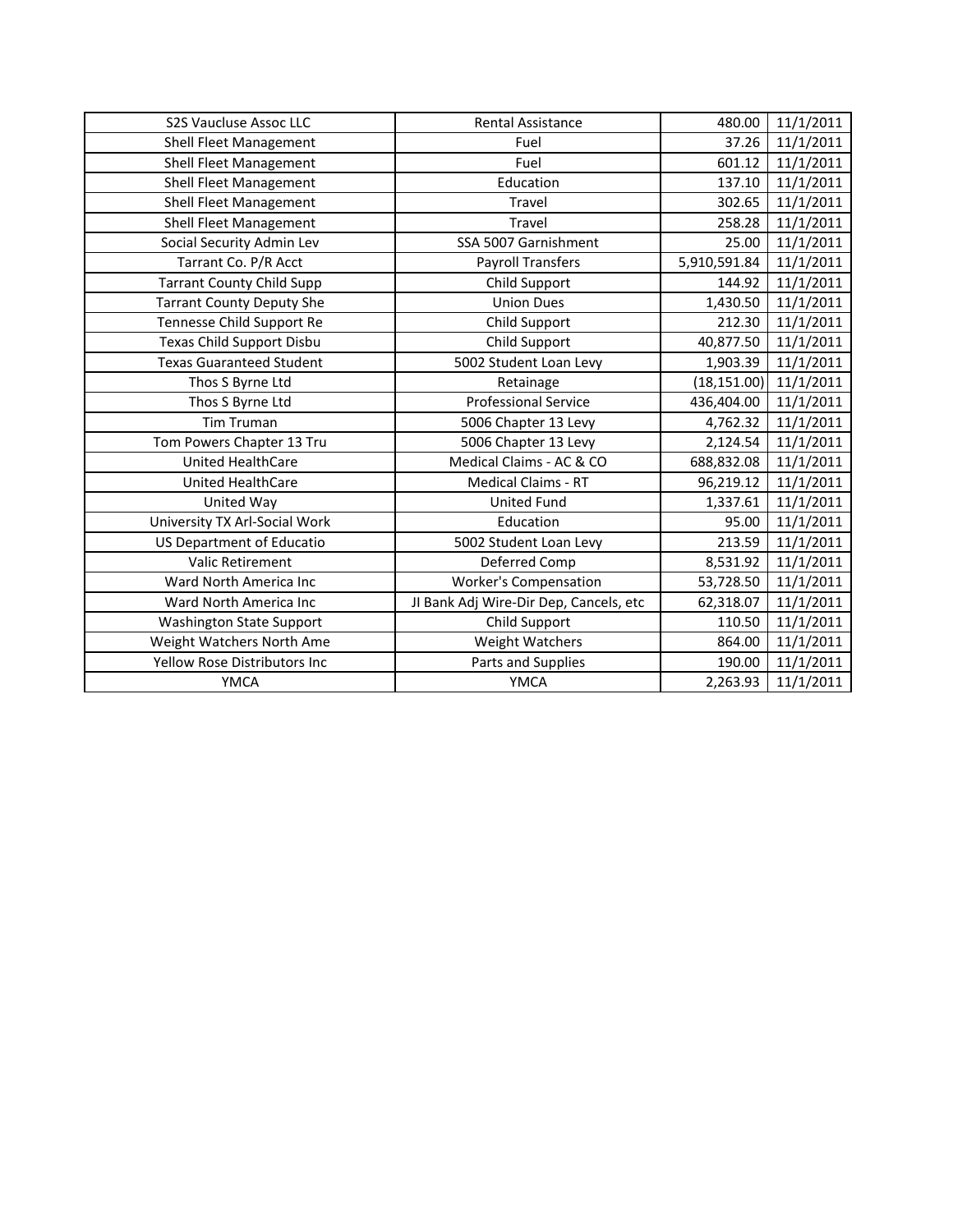| | | | |
|---|---|---|---|
| S2S Vaucluse Assoc LLC | Rental Assistance | 480.00 | 11/1/2011 |
| Shell Fleet Management | Fuel | 37.26 | 11/1/2011 |
| Shell Fleet Management | Fuel | 601.12 | 11/1/2011 |
| Shell Fleet Management | Education | 137.10 | 11/1/2011 |
| Shell Fleet Management | Travel | 302.65 | 11/1/2011 |
| Shell Fleet Management | Travel | 258.28 | 11/1/2011 |
| Social Security Admin Lev | SSA 5007 Garnishment | 25.00 | 11/1/2011 |
| Tarrant Co. P/R Acct | Payroll Transfers | 5,910,591.84 | 11/1/2011 |
| Tarrant County Child Supp | Child Support | 144.92 | 11/1/2011 |
| Tarrant County Deputy She | Union Dues | 1,430.50 | 11/1/2011 |
| Tennesse Child Support Re | Child Support | 212.30 | 11/1/2011 |
| Texas Child Support Disbu | Child Support | 40,877.50 | 11/1/2011 |
| Texas Guaranteed Student | 5002 Student Loan Levy | 1,903.39 | 11/1/2011 |
| Thos S Byrne Ltd | Retainage | (18,151.00) | 11/1/2011 |
| Thos S Byrne Ltd | Professional Service | 436,404.00 | 11/1/2011 |
| Tim Truman | 5006 Chapter 13 Levy | 4,762.32 | 11/1/2011 |
| Tom Powers Chapter 13 Tru | 5006 Chapter 13 Levy | 2,124.54 | 11/1/2011 |
| United HealthCare | Medical Claims - AC & CO | 688,832.08 | 11/1/2011 |
| United HealthCare | Medical Claims - RT | 96,219.12 | 11/1/2011 |
| United Way | United Fund | 1,337.61 | 11/1/2011 |
| University TX Arl-Social Work | Education | 95.00 | 11/1/2011 |
| US Department of Educatio | 5002 Student Loan Levy | 213.59 | 11/1/2011 |
| Valic Retirement | Deferred Comp | 8,531.92 | 11/1/2011 |
| Ward North America Inc | Worker's Compensation | 53,728.50 | 11/1/2011 |
| Ward North America Inc | JI Bank Adj Wire-Dir Dep, Cancels, etc | 62,318.07 | 11/1/2011 |
| Washington State Support | Child Support | 110.50 | 11/1/2011 |
| Weight Watchers North Ame | Weight Watchers | 864.00 | 11/1/2011 |
| Yellow Rose Distributors Inc | Parts and Supplies | 190.00 | 11/1/2011 |
| YMCA | YMCA | 2,263.93 | 11/1/2011 |